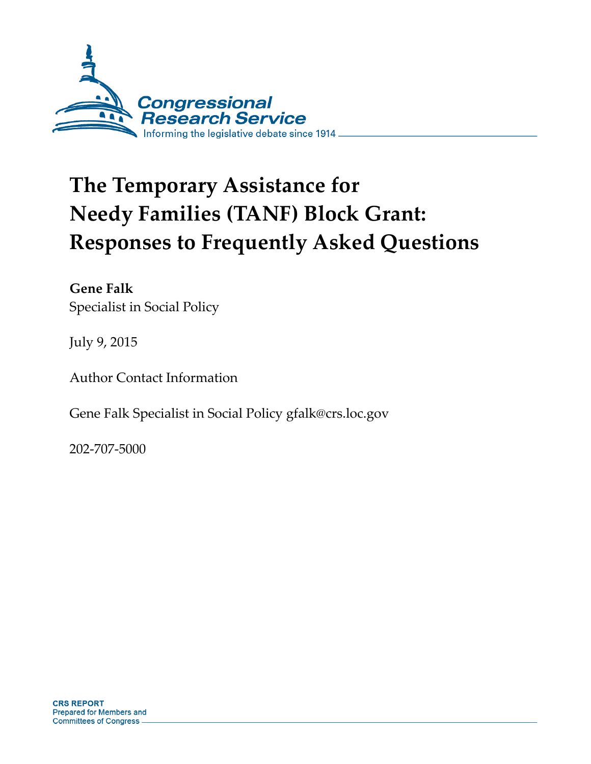Congressional Research Service

Informing the legislative debate since 1914

# The Temporary Assistance for Needy Families (TANF) Block Grant: Responses to Frequently Asked Questions

**Gene Falk**
Specialist in Social Policy

July 9, 2015

Author Contact Information

Gene Falk Specialist in Social Policy gfalk@crs.loc.gov

202-707-5000

CRS REPORT
Prepared for Members and Committees of Congress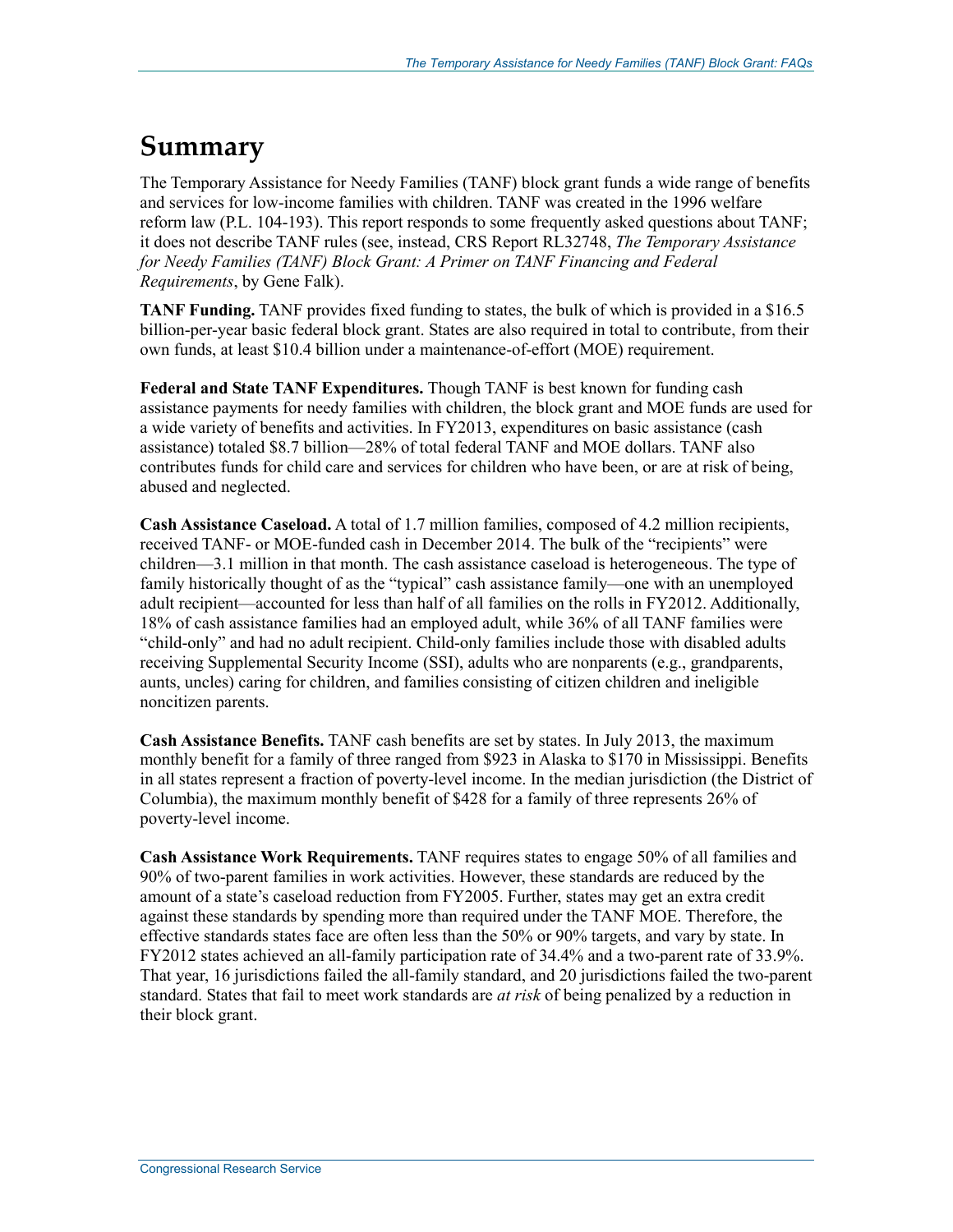# Summary

The Temporary Assistance for Needy Families (TANF) block grant funds a wide range of benefits and services for low-income families with children. TANF was created in the 1996 welfare reform law (P.L. 104-193). This report responds to some frequently asked questions about TANF; it does not describe TANF rules (see, instead, CRS Report RL32748, *The Temporary Assistance for Needy Families (TANF) Block Grant: A Primer on TANF Financing and Federal Requirements*, by Gene Falk).

**TANF Funding.** TANF provides fixed funding to states, the bulk of which is provided in a $16.5 billion-per-year basic federal block grant. States are also required in total to contribute, from their own funds, at least $10.4 billion under a maintenance-of-effort (MOE) requirement.

**Federal and State TANF Expenditures.** Though TANF is best known for funding cash assistance payments for needy families with children, the block grant and MOE funds are used for a wide variety of benefits and activities. In FY2013, expenditures on basic assistance (cash assistance) totaled $8.7 billion—28% of total federal TANF and MOE dollars. TANF also contributes funds for child care and services for children who have been, or are at risk of being, abused and neglected.

**Cash Assistance Caseload.** A total of 1.7 million families, composed of 4.2 million recipients, received TANF- or MOE-funded cash in December 2014. The bulk of the "recipients" were children—3.1 million in that month. The cash assistance caseload is heterogeneous. The type of family historically thought of as the "typical" cash assistance family—one with an unemployed adult recipient—accounted for less than half of all families on the rolls in FY2012. Additionally, 18% of cash assistance families had an employed adult, while 36% of all TANF families were "child-only" and had no adult recipient. Child-only families include those with disabled adults receiving Supplemental Security Income (SSI), adults who are nonparents (e.g., grandparents, aunts, uncles) caring for children, and families consisting of citizen children and ineligible noncitizen parents.

**Cash Assistance Benefits.** TANF cash benefits are set by states. In July 2013, the maximum monthly benefit for a family of three ranged from $923 in Alaska to $170 in Mississippi. Benefits in all states represent a fraction of poverty-level income. In the median jurisdiction (the District of Columbia), the maximum monthly benefit of $428 for a family of three represents 26% of poverty-level income.

**Cash Assistance Work Requirements.** TANF requires states to engage 50% of all families and 90% of two-parent families in work activities. However, these standards are reduced by the amount of a state's caseload reduction from FY2005. Further, states may get an extra credit against these standards by spending more than required under the TANF MOE. Therefore, the effective standards states face are often less than the 50% or 90% targets, and vary by state. In FY2012 states achieved an all-family participation rate of 34.4% and a two-parent rate of 33.9%. That year, 16 jurisdictions failed the all-family standard, and 20 jurisdictions failed the two-parent standard. States that fail to meet work standards are *at risk* of being penalized by a reduction in their block grant.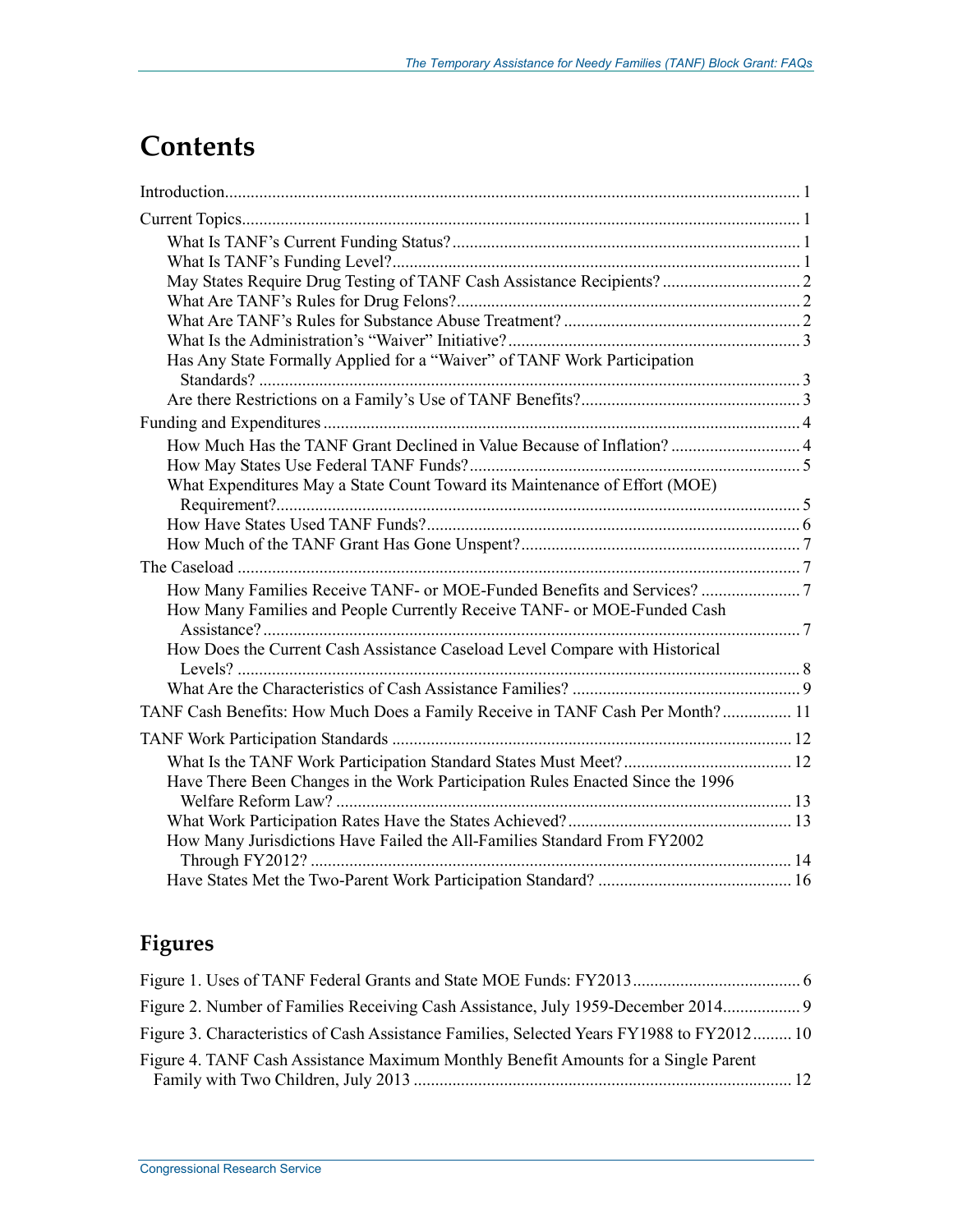# Contents

Introduction ..................................................................................................................... 1

Current Topics ................................................................................................................. 1

- What Is TANF's Current Funding Status? ................................................................. 1
- What Is TANF's Funding Level? ............................................................................... 1
- May States Require Drug Testing of TANF Cash Assistance Recipients? ................................ 2
- What Are TANF's Rules for Drug Felons? ................................................................ 2
- What Are TANF's Rules for Substance Abuse Treatment? ....................................... 2
- What Is the Administration's "Waiver" Initiative? .................................................... 3
- Has Any State Formally Applied for a "Waiver" of TANF Work Participation Standards? ................................................................................................................ 3
- Are there Restrictions on a Family's Use of TANF Benefits? .................................... 3

Funding and Expenditures .............................................................................................. 4

- How Much Has the TANF Grant Declined in Value Because of Inflation? .............................. 4
- How May States Use Federal TANF Funds? .............................................................. 5
- What Expenditures May a State Count Toward its Maintenance of Effort (MOE) Requirement? ........................................................................................................... 5
- How Have States Used TANF Funds? ....................................................................... 6
- How Much of the TANF Grant Has Gone Unspent? .................................................. 7

The Caseload .................................................................................................................. 7

- How Many Families Receive TANF- or MOE-Funded Benefits and Services? ....................... 7
- How Many Families and People Currently Receive TANF- or MOE-Funded Cash Assistance? ............................................................................................................. 7
- How Does the Current Cash Assistance Caseload Level Compare with Historical Levels? .................................................................................................................... 8
- What Are the Characteristics of Cash Assistance Families? ..................................... 9

TANF Cash Benefits: How Much Does a Family Receive in TANF Cash Per Month? ................ 11

TANF Work Participation Standards ............................................................................. 12

- What Is the TANF Work Participation Standard States Must Meet? ....................................... 12
- Have There Been Changes in the Work Participation Rules Enacted Since the 1996 Welfare Reform Law? .......................................................................................... 13
- What Work Participation Rates Have the States Achieved? .................................................... 13
- How Many Jurisdictions Have Failed the All-Families Standard From FY2002 Through FY2012? ............................................................................................... 14
- Have States Met the Two-Parent Work Participation Standard? ............................................. 16

## Figures

Figure 1. Uses of TANF Federal Grants and State MOE Funds: FY2013 ....................................... 6

Figure 2. Number of Families Receiving Cash Assistance, July 1959-December 2014 .................. 9

Figure 3. Characteristics of Cash Assistance Families, Selected Years FY1988 to FY2012 ......... 10

Figure 4. TANF Cash Assistance Maximum Monthly Benefit Amounts for a Single Parent Family with Two Children, July 2013 ....................................................................... 12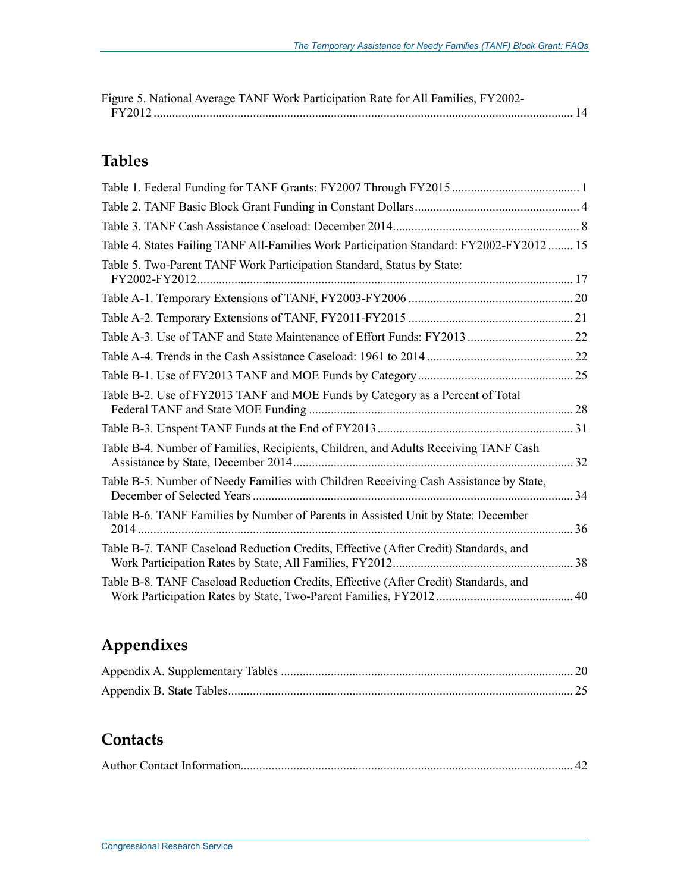Figure 5. National Average TANF Work Participation Rate for All Families, FY2002-FY2012 ...... 14

## Tables

Table 1. Federal Funding for TANF Grants: FY2007 Through FY2015 ...... 1

Table 2. TANF Basic Block Grant Funding in Constant Dollars ...... 4

Table 3. TANF Cash Assistance Caseload: December 2014 ...... 8

Table 4. States Failing TANF All-Families Work Participation Standard: FY2002-FY2012 ...... 15

Table 5. Two-Parent TANF Work Participation Standard, Status by State: FY2002-FY2012 ...... 17

Table A-1. Temporary Extensions of TANF, FY2003-FY2006 ...... 20

Table A-2. Temporary Extensions of TANF, FY2011-FY2015 ...... 21

Table A-3. Use of TANF and State Maintenance of Effort Funds: FY2013 ...... 22

Table A-4. Trends in the Cash Assistance Caseload: 1961 to 2014 ...... 22

Table B-1. Use of FY2013 TANF and MOE Funds by Category ...... 25

Table B-2. Use of FY2013 TANF and MOE Funds by Category as a Percent of Total Federal TANF and State MOE Funding ...... 28

Table B-3. Unspent TANF Funds at the End of FY2013 ...... 31

Table B-4. Number of Families, Recipients, Children, and Adults Receiving TANF Cash Assistance by State, December 2014 ...... 32

Table B-5. Number of Needy Families with Children Receiving Cash Assistance by State, December of Selected Years ...... 34

Table B-6. TANF Families by Number of Parents in Assisted Unit by State: December 2014 ...... 36

Table B-7. TANF Caseload Reduction Credits, Effective (After Credit) Standards, and Work Participation Rates by State, All Families, FY2012 ...... 38

Table B-8. TANF Caseload Reduction Credits, Effective (After Credit) Standards, and Work Participation Rates by State, Two-Parent Families, FY2012 ...... 40

## Appendixes

Appendix A. Supplementary Tables ...... 20

Appendix B. State Tables ...... 25

## Contacts

Author Contact Information ...... 42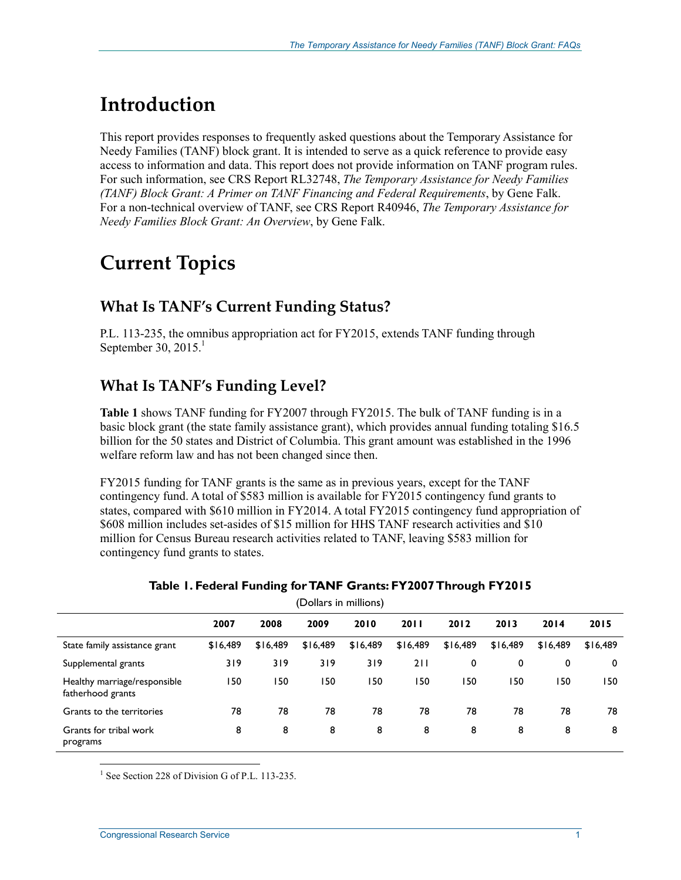# Introduction

This report provides responses to frequently asked questions about the Temporary Assistance for Needy Families (TANF) block grant. It is intended to serve as a quick reference to provide easy access to information and data. This report does not provide information on TANF program rules. For such information, see CRS Report RL32748, *The Temporary Assistance for Needy Families (TANF) Block Grant: A Primer on TANF Financing and Federal Requirements*, by Gene Falk. For a non-technical overview of TANF, see CRS Report R40946, *The Temporary Assistance for Needy Families Block Grant: An Overview*, by Gene Falk.

# Current Topics

## What Is TANF's Current Funding Status?

P.L. 113-235, the omnibus appropriation act for FY2015, extends TANF funding through September 30, 2015.[1]

## What Is TANF's Funding Level?

**Table 1** shows TANF funding for FY2007 through FY2015. The bulk of TANF funding is in a basic block grant (the state family assistance grant), which provides annual funding totaling $16.5 billion for the 50 states and District of Columbia. This grant amount was established in the 1996 welfare reform law and has not been changed since then.

FY2015 funding for TANF grants is the same as in previous years, except for the TANF contingency fund. A total of $583 million is available for FY2015 contingency fund grants to states, compared with $610 million in FY2014. A total FY2015 contingency fund appropriation of $608 million includes set-asides of $15 million for HHS TANF research activities and $10 million for Census Bureau research activities related to TANF, leaving $583 million for contingency fund grants to states.

**Table 1. Federal Funding for TANF Grants: FY2007 Through FY2015**

(Dollars in millions)

| | 2007 | 2008 | 2009 | 2010 | 2011 | 2012 | 2013 | 2014 | 2015 |
|---|---|---|---|---|---|---|---|---|---|
| State family assistance grant | $16,489 | $16,489 | $16,489 | $16,489 | $16,489 | $16,489 | $16,489 | $16,489 | $16,489 |
| Supplemental grants | 319 | 319 | 319 | 319 | 211 | 0 | 0 | 0 | 0 |
| Healthy marriage/responsible fatherhood grants | 150 | 150 | 150 | 150 | 150 | 150 | 150 | 150 | 150 |
| Grants to the territories | 78 | 78 | 78 | 78 | 78 | 78 | 78 | 78 | 78 |
| Grants for tribal work programs | 8 | 8 | 8 | 8 | 8 | 8 | 8 | 8 | 8 |

[1] See Section 228 of Division G of P.L. 113-235.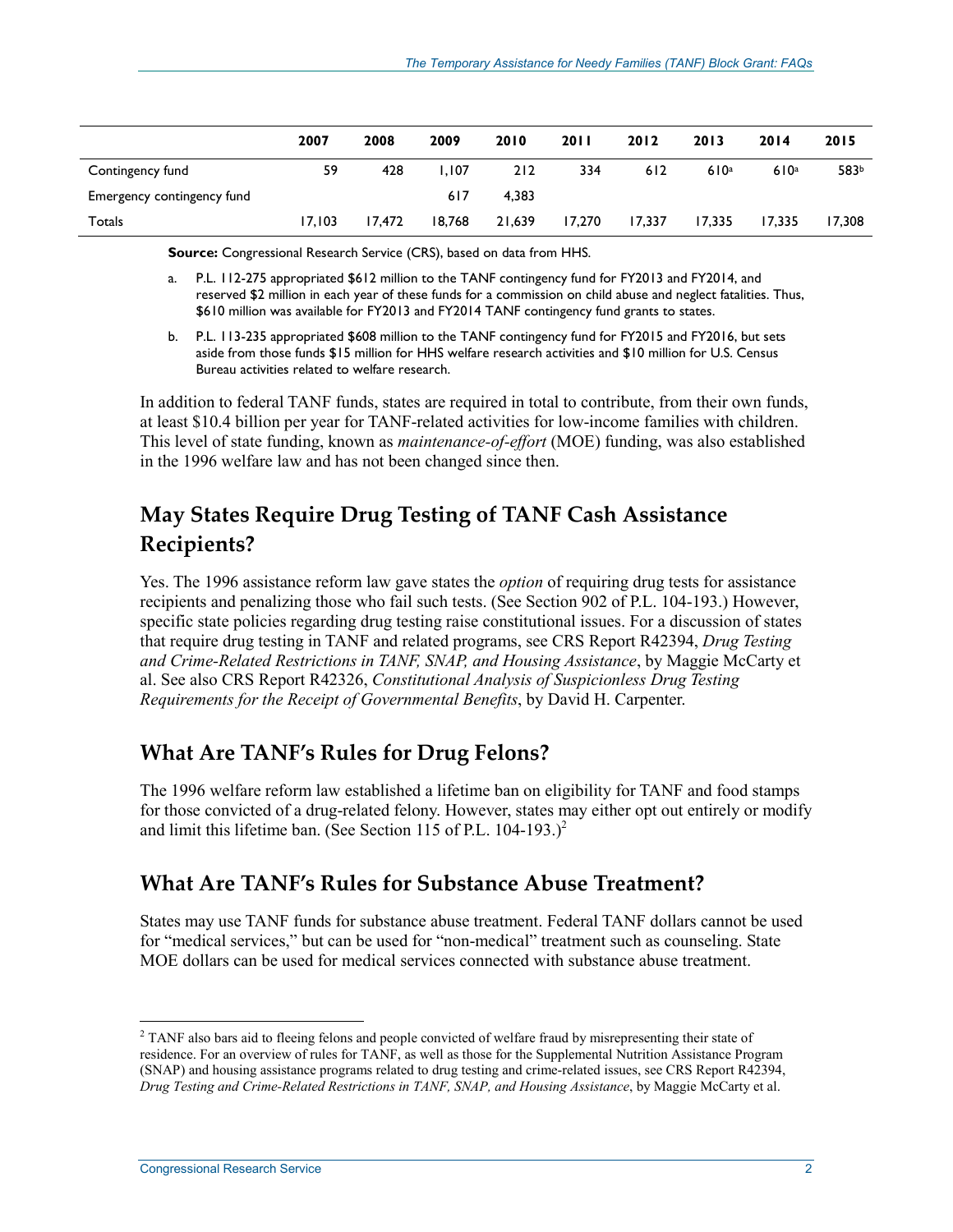| | 2007 | 2008 | 2009 | 2010 | 2011 | 2012 | 2013 | 2014 | 2015 |
|---|---|---|---|---|---|---|---|---|---|
| Contingency fund | 59 | 428 | 1,107 | 212 | 334 | 612 | 610[a] | 610[a] | 583[b] |
| Emergency contingency fund | | | 617 | 4,383 | | | | | |
| Totals | 17,103 | 17,472 | 18,768 | 21,639 | 17,270 | 17,337 | 17,335 | 17,335 | 17,308 |

**Source:** Congressional Research Service (CRS), based on data from HHS.

a. P.L. 112-275 appropriated $612 million to the TANF contingency fund for FY2013 and FY2014, and reserved $2 million in each year of these funds for a commission on child abuse and neglect fatalities. Thus, $610 million was available for FY2013 and FY2014 TANF contingency fund grants to states.

b. P.L. 113-235 appropriated $608 million to the TANF contingency fund for FY2015 and FY2016, but sets aside from those funds $15 million for HHS welfare research activities and $10 million for U.S. Census Bureau activities related to welfare research.

In addition to federal TANF funds, states are required in total to contribute, from their own funds, at least $10.4 billion per year for TANF-related activities for low-income families with children. This level of state funding, known as *maintenance-of-effort* (MOE) funding, was also established in the 1996 welfare law and has not been changed since then.

## May States Require Drug Testing of TANF Cash Assistance Recipients?

Yes. The 1996 assistance reform law gave states the *option* of requiring drug tests for assistance recipients and penalizing those who fail such tests. (See Section 902 of P.L. 104-193.) However, specific state policies regarding drug testing raise constitutional issues. For a discussion of states that require drug testing in TANF and related programs, see CRS Report R42394, *Drug Testing and Crime-Related Restrictions in TANF, SNAP, and Housing Assistance*, by Maggie McCarty et al. See also CRS Report R42326, *Constitutional Analysis of Suspicionless Drug Testing Requirements for the Receipt of Governmental Benefits*, by David H. Carpenter.

## What Are TANF's Rules for Drug Felons?

The 1996 welfare reform law established a lifetime ban on eligibility for TANF and food stamps for those convicted of a drug-related felony. However, states may either opt out entirely or modify and limit this lifetime ban. (See Section 115 of P.L. 104-193.)[2]

## What Are TANF's Rules for Substance Abuse Treatment?

States may use TANF funds for substance abuse treatment. Federal TANF dollars cannot be used for "medical services," but can be used for "non-medical" treatment such as counseling. State MOE dollars can be used for medical services connected with substance abuse treatment.

[2] TANF also bars aid to fleeing felons and people convicted of welfare fraud by misrepresenting their state of residence. For an overview of rules for TANF, as well as those for the Supplemental Nutrition Assistance Program (SNAP) and housing assistance programs related to drug testing and crime-related issues, see CRS Report R42394, *Drug Testing and Crime-Related Restrictions in TANF, SNAP, and Housing Assistance*, by Maggie McCarty et al.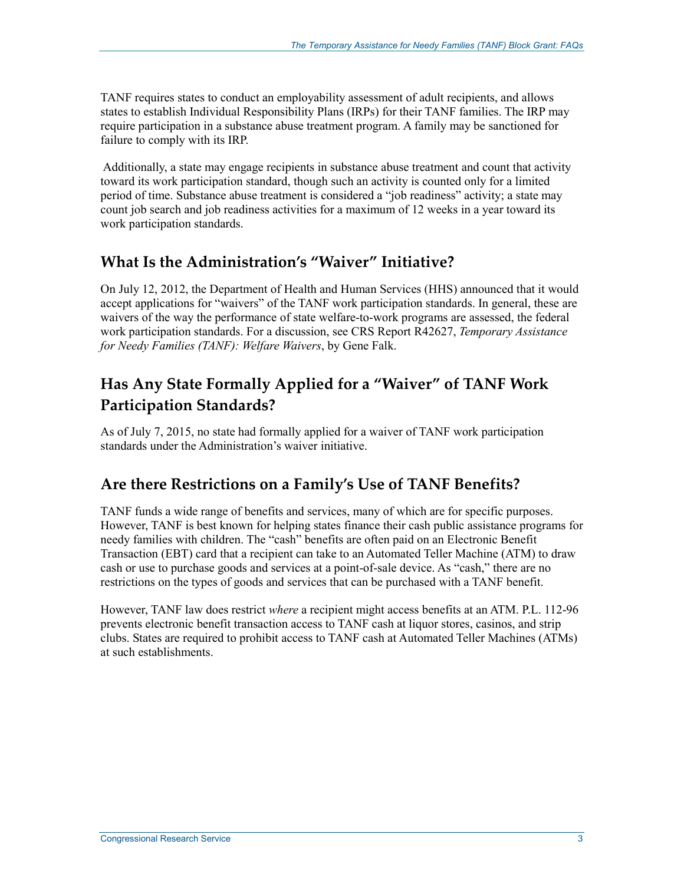TANF requires states to conduct an employability assessment of adult recipients, and allows states to establish Individual Responsibility Plans (IRPs) for their TANF families. The IRP may require participation in a substance abuse treatment program. A family may be sanctioned for failure to comply with its IRP.

Additionally, a state may engage recipients in substance abuse treatment and count that activity toward its work participation standard, though such an activity is counted only for a limited period of time. Substance abuse treatment is considered a "job readiness" activity; a state may count job search and job readiness activities for a maximum of 12 weeks in a year toward its work participation standards.

## What Is the Administration's "Waiver" Initiative?

On July 12, 2012, the Department of Health and Human Services (HHS) announced that it would accept applications for "waivers" of the TANF work participation standards. In general, these are waivers of the way the performance of state welfare-to-work programs are assessed, the federal work participation standards. For a discussion, see CRS Report R42627, *Temporary Assistance for Needy Families (TANF): Welfare Waivers*, by Gene Falk.

## Has Any State Formally Applied for a "Waiver" of TANF Work Participation Standards?

As of July 7, 2015, no state had formally applied for a waiver of TANF work participation standards under the Administration's waiver initiative.

## Are there Restrictions on a Family's Use of TANF Benefits?

TANF funds a wide range of benefits and services, many of which are for specific purposes. However, TANF is best known for helping states finance their cash public assistance programs for needy families with children. The "cash" benefits are often paid on an Electronic Benefit Transaction (EBT) card that a recipient can take to an Automated Teller Machine (ATM) to draw cash or use to purchase goods and services at a point-of-sale device. As "cash," there are no restrictions on the types of goods and services that can be purchased with a TANF benefit.

However, TANF law does restrict *where* a recipient might access benefits at an ATM. P.L. 112-96 prevents electronic benefit transaction access to TANF cash at liquor stores, casinos, and strip clubs. States are required to prohibit access to TANF cash at Automated Teller Machines (ATMs) at such establishments.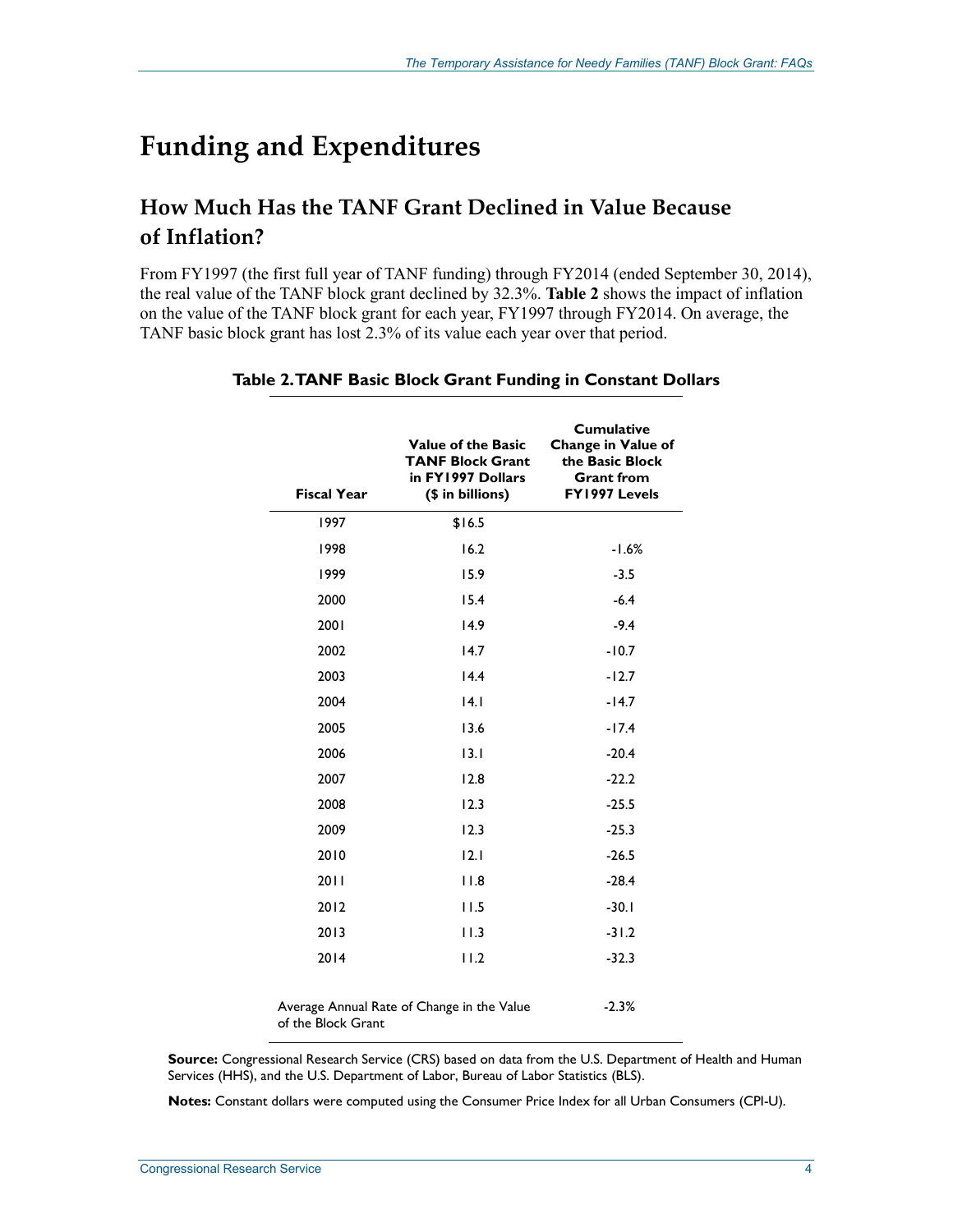# Funding and Expenditures

## How Much Has the TANF Grant Declined in Value Because of Inflation?

From FY1997 (the first full year of TANF funding) through FY2014 (ended September 30, 2014), the real value of the TANF block grant declined by 32.3%. **Table 2** shows the impact of inflation on the value of the TANF block grant for each year, FY1997 through FY2014. On average, the TANF basic block grant has lost 2.3% of its value each year over that period.

**Table 2. TANF Basic Block Grant Funding in Constant Dollars**

| Fiscal Year | Value of the Basic TANF Block Grant in FY1997 Dollars ($ in billions) | Cumulative Change in Value of the Basic Block Grant from FY1997 Levels |
|---|---|---|
| 1997 | $16.5 | |
| 1998 | 16.2 | -1.6% |
| 1999 | 15.9 | -3.5 |
| 2000 | 15.4 | -6.4 |
| 2001 | 14.9 | -9.4 |
| 2002 | 14.7 | -10.7 |
| 2003 | 14.4 | -12.7 |
| 2004 | 14.1 | -14.7 |
| 2005 | 13.6 | -17.4 |
| 2006 | 13.1 | -20.4 |
| 2007 | 12.8 | -22.2 |
| 2008 | 12.3 | -25.5 |
| 2009 | 12.3 | -25.3 |
| 2010 | 12.1 | -26.5 |
| 2011 | 11.8 | -28.4 |
| 2012 | 11.5 | -30.1 |
| 2013 | 11.3 | -31.2 |
| 2014 | 11.2 | -32.3 |
| Average Annual Rate of Change in the Value of the Block Grant | | -2.3% |

**Source:** Congressional Research Service (CRS) based on data from the U.S. Department of Health and Human Services (HHS), and the U.S. Department of Labor, Bureau of Labor Statistics (BLS).

**Notes:** Constant dollars were computed using the Consumer Price Index for all Urban Consumers (CPI-U).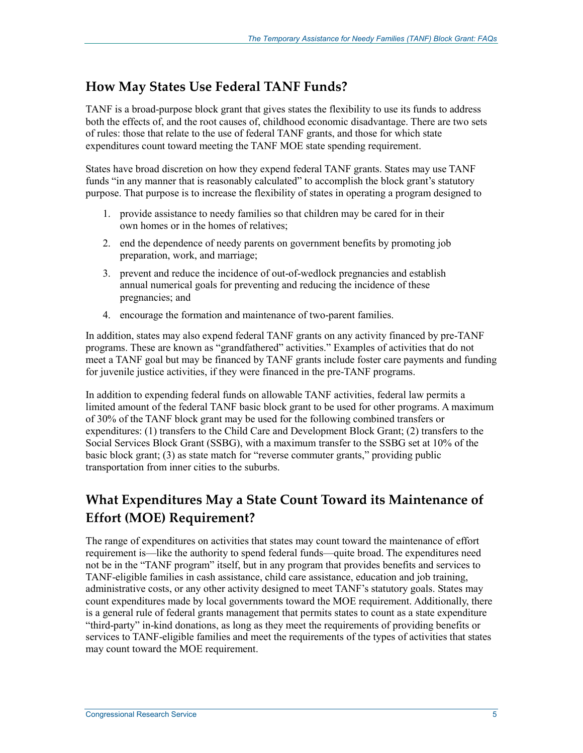## How May States Use Federal TANF Funds?

TANF is a broad-purpose block grant that gives states the flexibility to use its funds to address both the effects of, and the root causes of, childhood economic disadvantage. There are two sets of rules: those that relate to the use of federal TANF grants, and those for which state expenditures count toward meeting the TANF MOE state spending requirement.

States have broad discretion on how they expend federal TANF grants. States may use TANF funds "in any manner that is reasonably calculated" to accomplish the block grant's statutory purpose. That purpose is to increase the flexibility of states in operating a program designed to

1. provide assistance to needy families so that children may be cared for in their own homes or in the homes of relatives;
2. end the dependence of needy parents on government benefits by promoting job preparation, work, and marriage;
3. prevent and reduce the incidence of out-of-wedlock pregnancies and establish annual numerical goals for preventing and reducing the incidence of these pregnancies; and
4. encourage the formation and maintenance of two-parent families.

In addition, states may also expend federal TANF grants on any activity financed by pre-TANF programs. These are known as "grandfathered" activities." Examples of activities that do not meet a TANF goal but may be financed by TANF grants include foster care payments and funding for juvenile justice activities, if they were financed in the pre-TANF programs.

In addition to expending federal funds on allowable TANF activities, federal law permits a limited amount of the federal TANF basic block grant to be used for other programs. A maximum of 30% of the TANF block grant may be used for the following combined transfers or expenditures: (1) transfers to the Child Care and Development Block Grant; (2) transfers to the Social Services Block Grant (SSBG), with a maximum transfer to the SSBG set at 10% of the basic block grant; (3) as state match for "reverse commuter grants," providing public transportation from inner cities to the suburbs.

## What Expenditures May a State Count Toward its Maintenance of Effort (MOE) Requirement?

The range of expenditures on activities that states may count toward the maintenance of effort requirement is—like the authority to spend federal funds—quite broad. The expenditures need not be in the "TANF program" itself, but in any program that provides benefits and services to TANF-eligible families in cash assistance, child care assistance, education and job training, administrative costs, or any other activity designed to meet TANF's statutory goals. States may count expenditures made by local governments toward the MOE requirement. Additionally, there is a general rule of federal grants management that permits states to count as a state expenditure "third-party" in-kind donations, as long as they meet the requirements of providing benefits or services to TANF-eligible families and meet the requirements of the types of activities that states may count toward the MOE requirement.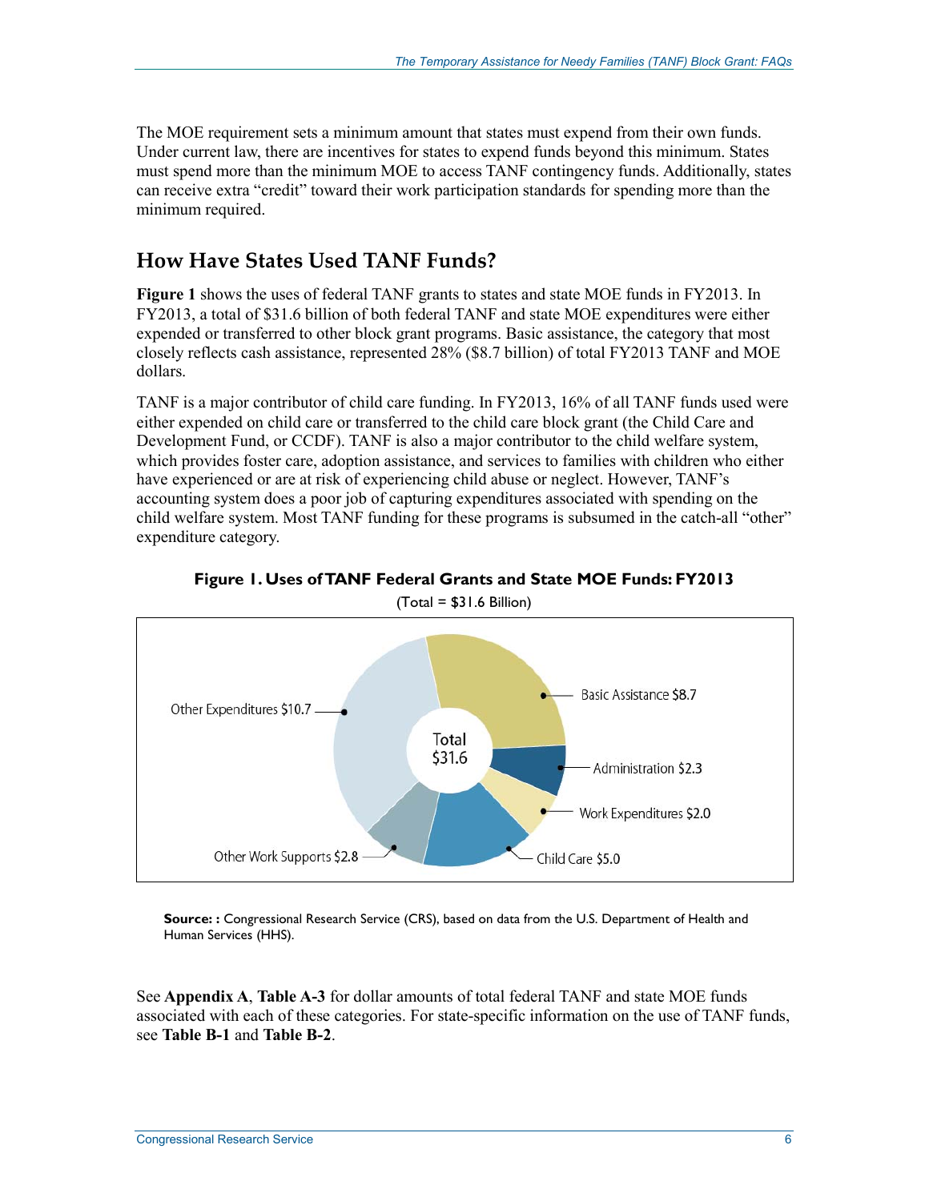The MOE requirement sets a minimum amount that states must expend from their own funds. Under current law, there are incentives for states to expend funds beyond this minimum. States must spend more than the minimum MOE to access TANF contingency funds. Additionally, states can receive extra "credit" toward their work participation standards for spending more than the minimum required.

## How Have States Used TANF Funds?

**Figure 1** shows the uses of federal TANF grants to states and state MOE funds in FY2013. In FY2013, a total of $31.6 billion of both federal TANF and state MOE expenditures were either expended or transferred to other block grant programs. Basic assistance, the category that most closely reflects cash assistance, represented 28% ($8.7 billion) of total FY2013 TANF and MOE dollars.

TANF is a major contributor of child care funding. In FY2013, 16% of all TANF funds used were either expended on child care or transferred to the child care block grant (the Child Care and Development Fund, or CCDF). TANF is also a major contributor to the child welfare system, which provides foster care, adoption assistance, and services to families with children who either have experienced or are at risk of experiencing child abuse or neglect. However, TANF's accounting system does a poor job of capturing expenditures associated with spending on the child welfare system. Most TANF funding for these programs is subsumed in the catch-all "other" expenditure category.

**Figure 1. Uses of TANF Federal Grants and State MOE Funds: FY2013**

(Total = $31.6 Billion)

| Category | Amount |
| --- | --- |
| Basic Assistance | $8.7 |
| Administration | $2.3 |
| Work Expenditures | $2.0 |
| Child Care | $5.0 |
| Other Work Supports | $2.8 |
| Other Expenditures | $10.7 |
| Total | $31.6 |

**Source: :** Congressional Research Service (CRS), based on data from the U.S. Department of Health and Human Services (HHS).

See **Appendix A**, **Table A-3** for dollar amounts of total federal TANF and state MOE funds associated with each of these categories. For state-specific information on the use of TANF funds, see **Table B-1** and **Table B-2**.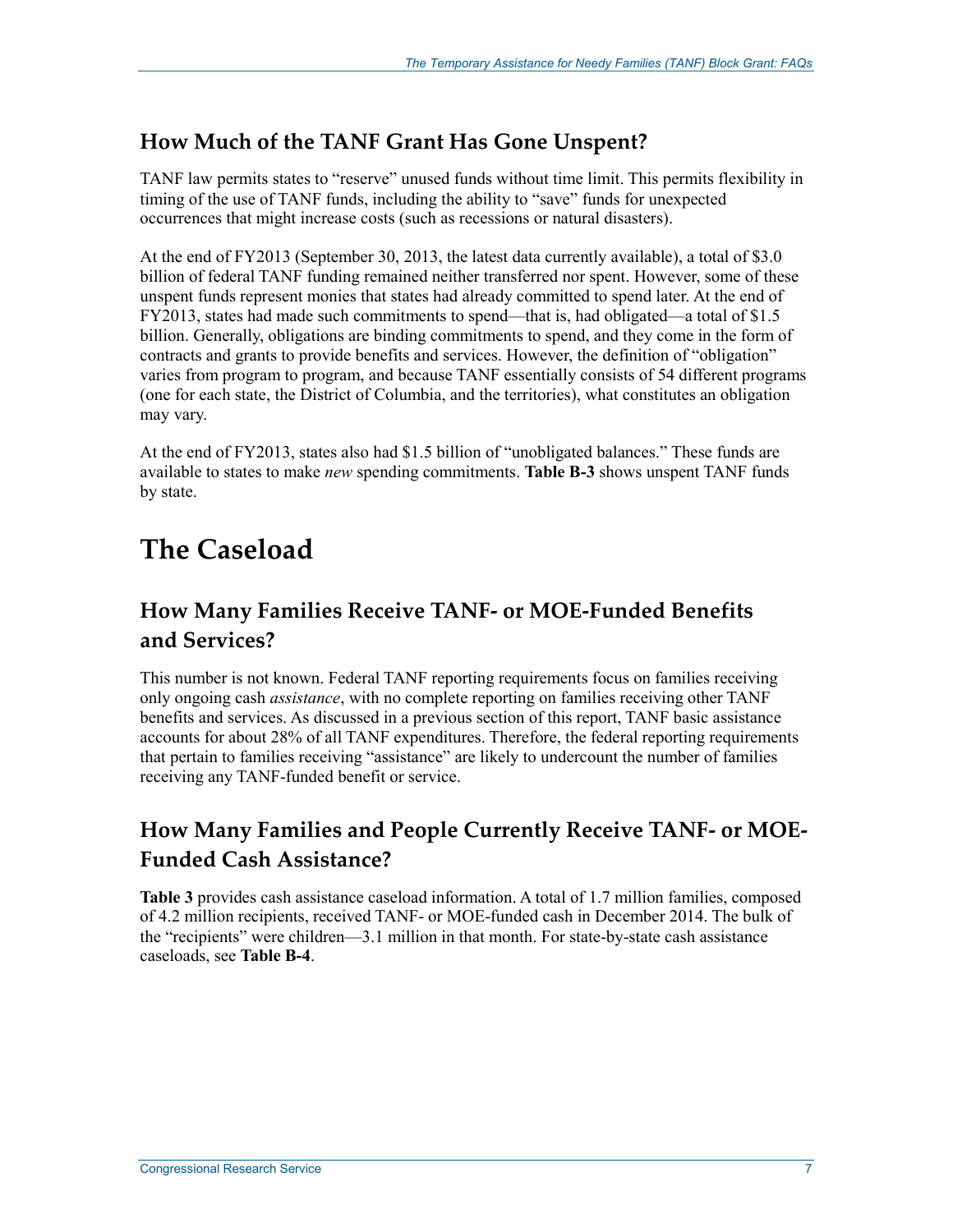## How Much of the TANF Grant Has Gone Unspent?

TANF law permits states to "reserve" unused funds without time limit. This permits flexibility in timing of the use of TANF funds, including the ability to "save" funds for unexpected occurrences that might increase costs (such as recessions or natural disasters).

At the end of FY2013 (September 30, 2013, the latest data currently available), a total of $3.0 billion of federal TANF funding remained neither transferred nor spent. However, some of these unspent funds represent monies that states had already committed to spend later. At the end of FY2013, states had made such commitments to spend—that is, had obligated—a total of $1.5 billion. Generally, obligations are binding commitments to spend, and they come in the form of contracts and grants to provide benefits and services. However, the definition of "obligation" varies from program to program, and because TANF essentially consists of 54 different programs (one for each state, the District of Columbia, and the territories), what constitutes an obligation may vary.

At the end of FY2013, states also had $1.5 billion of "unobligated balances." These funds are available to states to make *new* spending commitments. **Table B-3** shows unspent TANF funds by state.

# The Caseload

## How Many Families Receive TANF- or MOE-Funded Benefits and Services?

This number is not known. Federal TANF reporting requirements focus on families receiving only ongoing cash *assistance*, with no complete reporting on families receiving other TANF benefits and services. As discussed in a previous section of this report, TANF basic assistance accounts for about 28% of all TANF expenditures. Therefore, the federal reporting requirements that pertain to families receiving "assistance" are likely to undercount the number of families receiving any TANF-funded benefit or service.

## How Many Families and People Currently Receive TANF- or MOE-Funded Cash Assistance?

**Table 3** provides cash assistance caseload information. A total of 1.7 million families, composed of 4.2 million recipients, received TANF- or MOE-funded cash in December 2014. The bulk of the "recipients" were children—3.1 million in that month. For state-by-state cash assistance caseloads, see **Table B-4**.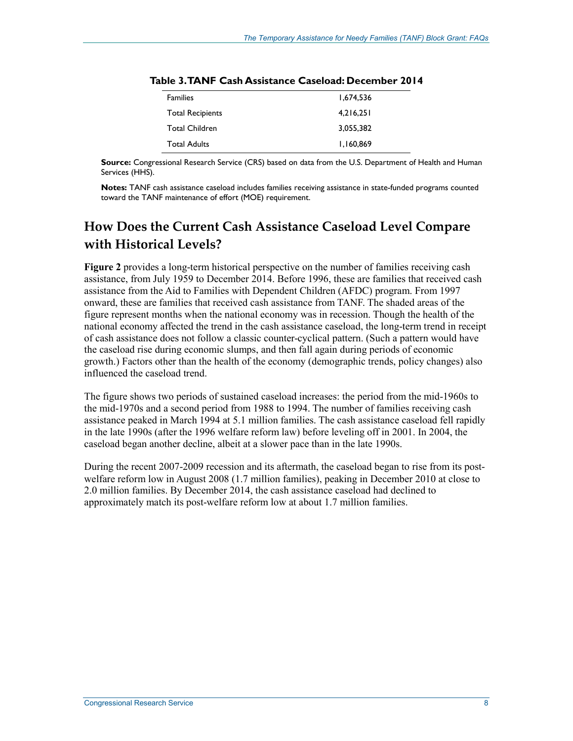**Table 3. TANF Cash Assistance Caseload: December 2014**

| | |
|---|---|
| Families | 1,674,536 |
| Total Recipients | 4,216,251 |
| Total Children | 3,055,382 |
| Total Adults | 1,160,869 |

**Source:** Congressional Research Service (CRS) based on data from the U.S. Department of Health and Human Services (HHS).

**Notes:** TANF cash assistance caseload includes families receiving assistance in state-funded programs counted toward the TANF maintenance of effort (MOE) requirement.

## How Does the Current Cash Assistance Caseload Level Compare with Historical Levels?

**Figure 2** provides a long-term historical perspective on the number of families receiving cash assistance, from July 1959 to December 2014. Before 1996, these are families that received cash assistance from the Aid to Families with Dependent Children (AFDC) program. From 1997 onward, these are families that received cash assistance from TANF. The shaded areas of the figure represent months when the national economy was in recession. Though the health of the national economy affected the trend in the cash assistance caseload, the long-term trend in receipt of cash assistance does not follow a classic counter-cyclical pattern. (Such a pattern would have the caseload rise during economic slumps, and then fall again during periods of economic growth.) Factors other than the health of the economy (demographic trends, policy changes) also influenced the caseload trend.

The figure shows two periods of sustained caseload increases: the period from the mid-1960s to the mid-1970s and a second period from 1988 to 1994. The number of families receiving cash assistance peaked in March 1994 at 5.1 million families. The cash assistance caseload fell rapidly in the late 1990s (after the 1996 welfare reform law) before leveling off in 2001. In 2004, the caseload began another decline, albeit at a slower pace than in the late 1990s.

During the recent 2007-2009 recession and its aftermath, the caseload began to rise from its post-welfare reform low in August 2008 (1.7 million families), peaking in December 2010 at close to 2.0 million families. By December 2014, the cash assistance caseload had declined to approximately match its post-welfare reform low at about 1.7 million families.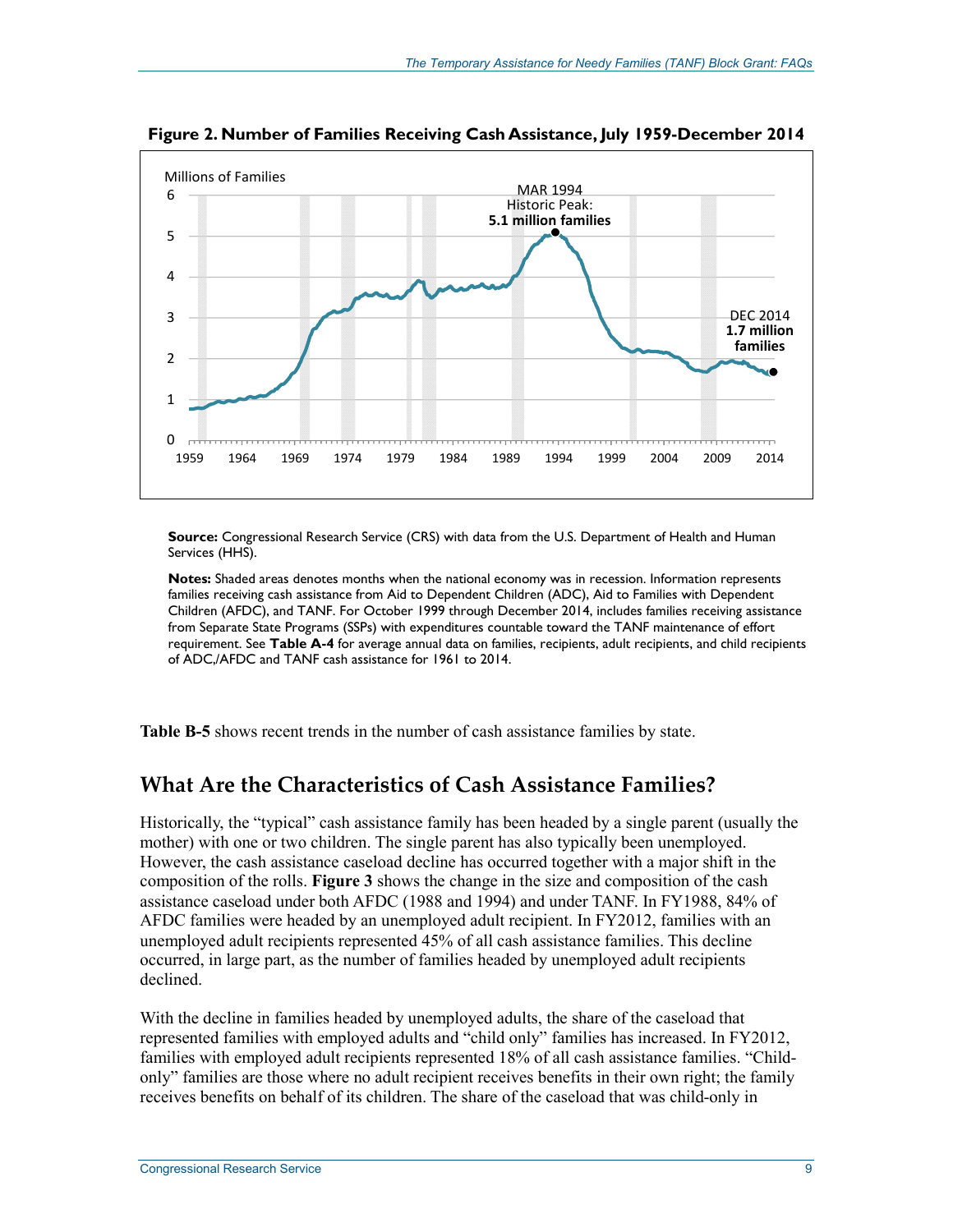**Figure 2. Number of Families Receiving Cash Assistance, July 1959-December 2014**

**Source:** Congressional Research Service (CRS) with data from the U.S. Department of Health and Human Services (HHS).

**Notes:** Shaded areas denotes months when the national economy was in recession. Information represents families receiving cash assistance from Aid to Dependent Children (ADC), Aid to Families with Dependent Children (AFDC), and TANF. For October 1999 through December 2014, includes families receiving assistance from Separate State Programs (SSPs) with expenditures countable toward the TANF maintenance of effort requirement. See **Table A-4** for average annual data on families, recipients, adult recipients, and child recipients of ADC,/AFDC and TANF cash assistance for 1961 to 2014.

**Table B-5** shows recent trends in the number of cash assistance families by state.

## What Are the Characteristics of Cash Assistance Families?

Historically, the "typical" cash assistance family has been headed by a single parent (usually the mother) with one or two children. The single parent has also typically been unemployed. However, the cash assistance caseload decline has occurred together with a major shift in the composition of the rolls. **Figure 3** shows the change in the size and composition of the cash assistance caseload under both AFDC (1988 and 1994) and under TANF. In FY1988, 84% of AFDC families were headed by an unemployed adult recipient. In FY2012, families with an unemployed adult recipients represented 45% of all cash assistance families. This decline occurred, in large part, as the number of families headed by unemployed adult recipients declined.

With the decline in families headed by unemployed adults, the share of the caseload that represented families with employed adults and "child only" families has increased. In FY2012, families with employed adult recipients represented 18% of all cash assistance families. "Child-only" families are those where no adult recipient receives benefits in their own right; the family receives benefits on behalf of its children. The share of the caseload that was child-only in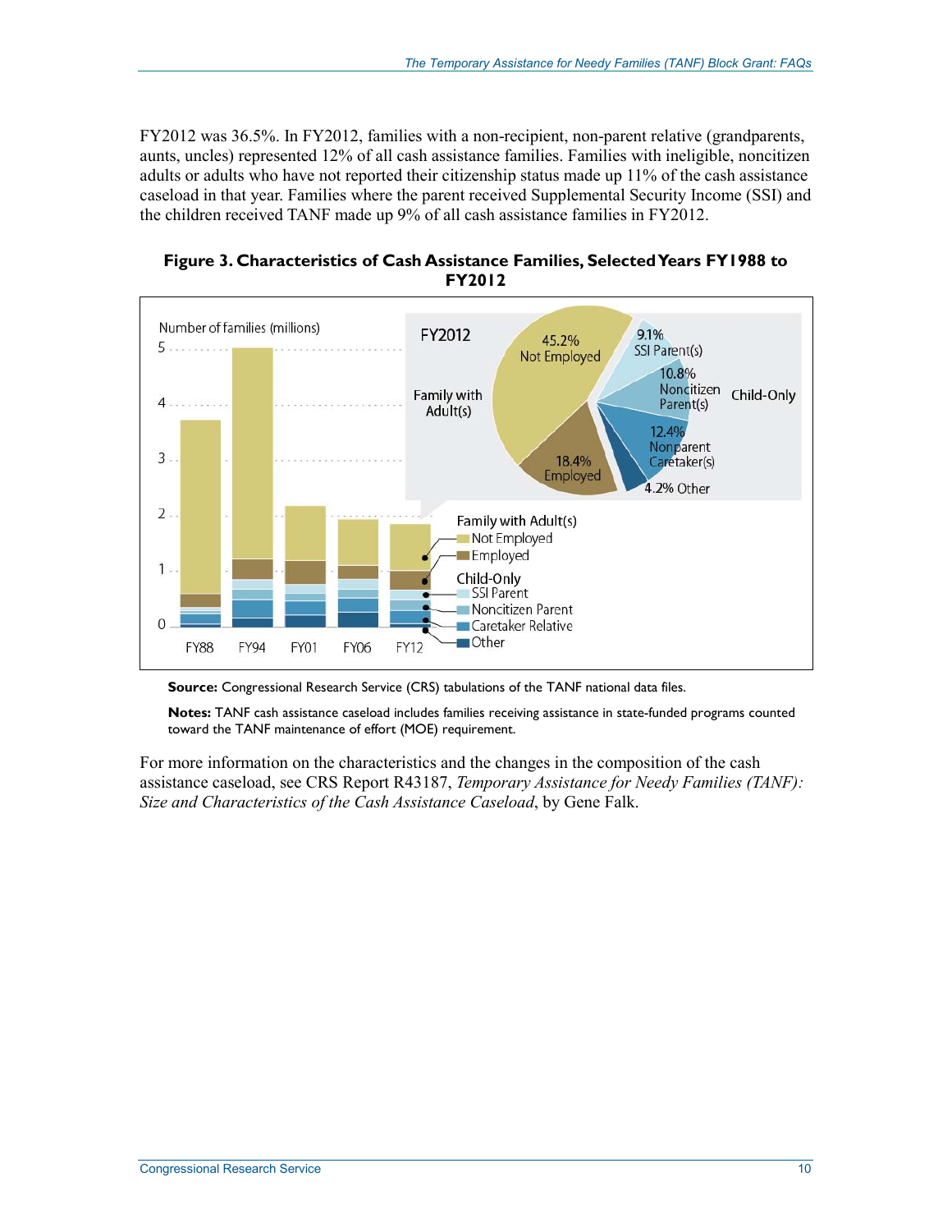FY2012 was 36.5%. In FY2012, families with a non-recipient, non-parent relative (grandparents, aunts, uncles) represented 12% of all cash assistance families. Families with ineligible, noncitizen adults or adults who have not reported their citizenship status made up 11% of the cash assistance caseload in that year. Families where the parent received Supplemental Security Income (SSI) and the children received TANF made up 9% of all cash assistance families in FY2012.

**Figure 3. Characteristics of Cash Assistance Families, Selected Years FY1988 to FY2012**

**Source:** Congressional Research Service (CRS) tabulations of the TANF national data files.

**Notes:** TANF cash assistance caseload includes families receiving assistance in state-funded programs counted toward the TANF maintenance of effort (MOE) requirement.

For more information on the characteristics and the changes in the composition of the cash assistance caseload, see CRS Report R43187, *Temporary Assistance for Needy Families (TANF): Size and Characteristics of the Cash Assistance Caseload*, by Gene Falk.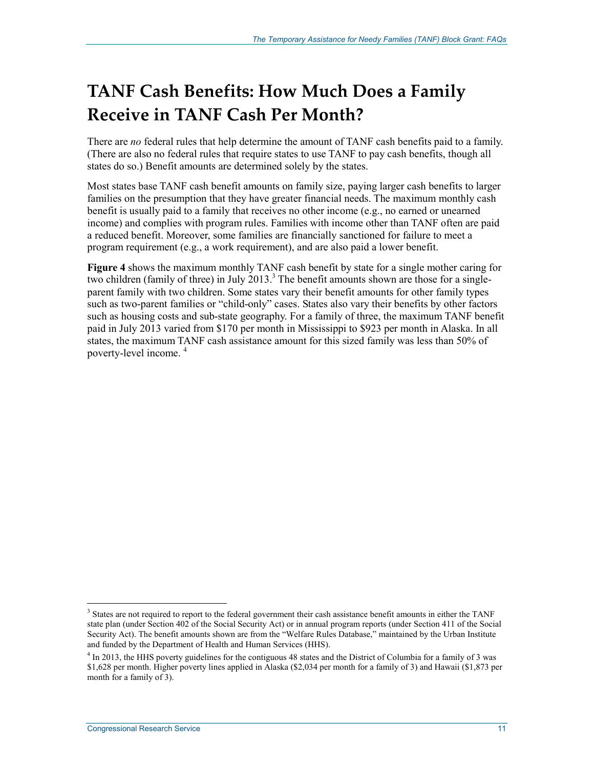# TANF Cash Benefits: How Much Does a Family Receive in TANF Cash Per Month?

There are *no* federal rules that help determine the amount of TANF cash benefits paid to a family. (There are also no federal rules that require states to use TANF to pay cash benefits, though all states do so.) Benefit amounts are determined solely by the states.

Most states base TANF cash benefit amounts on family size, paying larger cash benefits to larger families on the presumption that they have greater financial needs. The maximum monthly cash benefit is usually paid to a family that receives no other income (e.g., no earned or unearned income) and complies with program rules. Families with income other than TANF often are paid a reduced benefit. Moreover, some families are financially sanctioned for failure to meet a program requirement (e.g., a work requirement), and are also paid a lower benefit.

**Figure 4** shows the maximum monthly TANF cash benefit by state for a single mother caring for two children (family of three) in July 2013.[3] The benefit amounts shown are those for a single-parent family with two children. Some states vary their benefit amounts for other family types such as two-parent families or "child-only" cases. States also vary their benefits by other factors such as housing costs and sub-state geography. For a family of three, the maximum TANF benefit paid in July 2013 varied from $170 per month in Mississippi to $923 per month in Alaska. In all states, the maximum TANF cash assistance amount for this sized family was less than 50% of poverty-level income. [4]

---

[3] States are not required to report to the federal government their cash assistance benefit amounts in either the TANF state plan (under Section 402 of the Social Security Act) or in annual program reports (under Section 411 of the Social Security Act). The benefit amounts shown are from the "Welfare Rules Database," maintained by the Urban Institute and funded by the Department of Health and Human Services (HHS).

[4] In 2013, the HHS poverty guidelines for the contiguous 48 states and the District of Columbia for a family of 3 was $1,628 per month. Higher poverty lines applied in Alaska ($2,034 per month for a family of 3) and Hawaii ($1,873 per month for a family of 3).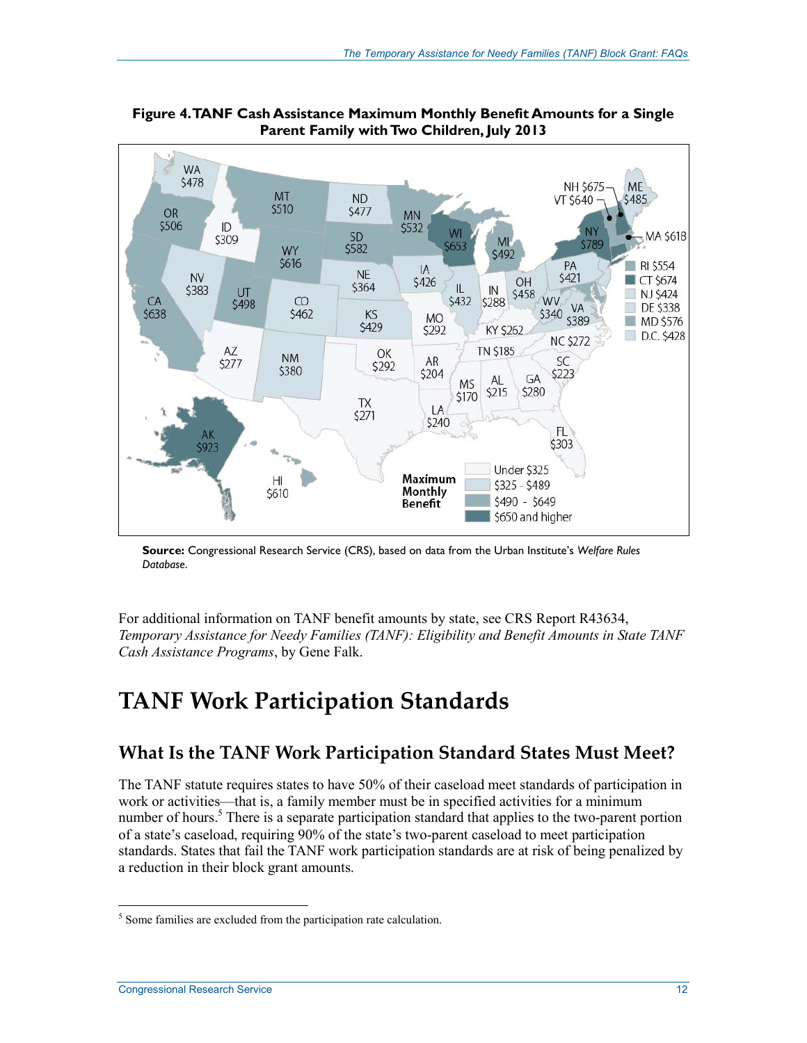**Figure 4. TANF Cash Assistance Maximum Monthly Benefit Amounts for a Single Parent Family with Two Children, July 2013**

| State | Maximum Monthly Benefit |
| --- | --- |
| WA | $478 |
| OR | $506 |
| CA | $638 |
| ID | $309 |
| NV | $383 |
| MT | $510 |
| WY | $616 |
| UT | $498 |
| AZ | $277 |
| CO | $462 |
| NM | $380 |
| ND | $477 |
| SD | $582 |
| NE | $364 |
| KS | $429 |
| OK | $292 |
| TX | $271 |
| MN | $532 |
| IA | $426 |
| MO | $292 |
| AR | $204 |
| LA | $240 |
| WI | $653 |
| IL | $432 |
| MI | $492 |
| IN | $288 |
| OH | $458 |
| KY | $262 |
| TN | $185 |
| MS | $170 |
| AL | $215 |
| GA | $280 |
| FL | $303 |
| SC | $223 |
| NC | $272 |
| VA | $389 |
| WV | $340 |
| PA | $421 |
| NY | $789 |
| VT | $640 |
| NH | $675 |
| ME | $485 |
| MA | $618 |
| RI | $554 |
| CT | $674 |
| NJ | $424 |
| DE | $338 |
| MD | $576 |
| D.C. | $428 |
| AK | $923 |
| HI | $610 |

Maximum Monthly Benefit: Under $325; $325 - $489; $490 - $649; $650 and higher

**Source:** Congressional Research Service (CRS), based on data from the Urban Institute's *Welfare Rules Database*.

For additional information on TANF benefit amounts by state, see CRS Report R43634, *Temporary Assistance for Needy Families (TANF): Eligibility and Benefit Amounts in State TANF Cash Assistance Programs*, by Gene Falk.

# TANF Work Participation Standards

## What Is the TANF Work Participation Standard States Must Meet?

The TANF statute requires states to have 50% of their caseload meet standards of participation in work or activities—that is, a family member must be in specified activities for a minimum number of hours.[5] There is a separate participation standard that applies to the two-parent portion of a state's caseload, requiring 90% of the state's two-parent caseload to meet participation standards. States that fail the TANF work participation standards are at risk of being penalized by a reduction in their block grant amounts.

[5] Some families are excluded from the participation rate calculation.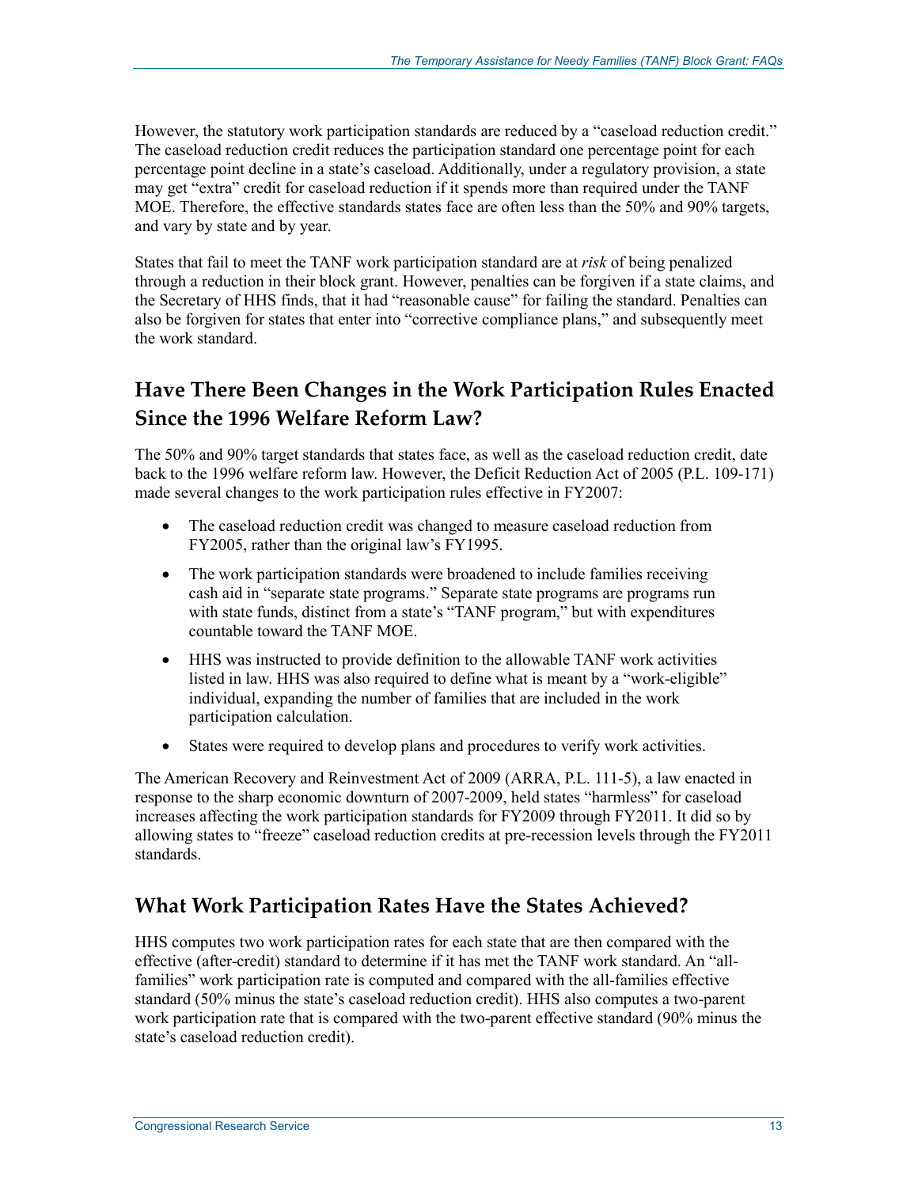However, the statutory work participation standards are reduced by a "caseload reduction credit." The caseload reduction credit reduces the participation standard one percentage point for each percentage point decline in a state's caseload. Additionally, under a regulatory provision, a state may get "extra" credit for caseload reduction if it spends more than required under the TANF MOE. Therefore, the effective standards states face are often less than the 50% and 90% targets, and vary by state and by year.

States that fail to meet the TANF work participation standard are at *risk* of being penalized through a reduction in their block grant. However, penalties can be forgiven if a state claims, and the Secretary of HHS finds, that it had "reasonable cause" for failing the standard. Penalties can also be forgiven for states that enter into "corrective compliance plans," and subsequently meet the work standard.

## Have There Been Changes in the Work Participation Rules Enacted Since the 1996 Welfare Reform Law?

The 50% and 90% target standards that states face, as well as the caseload reduction credit, date back to the 1996 welfare reform law. However, the Deficit Reduction Act of 2005 (P.L. 109-171) made several changes to the work participation rules effective in FY2007:

- The caseload reduction credit was changed to measure caseload reduction from FY2005, rather than the original law's FY1995.
- The work participation standards were broadened to include families receiving cash aid in "separate state programs." Separate state programs are programs run with state funds, distinct from a state's "TANF program," but with expenditures countable toward the TANF MOE.
- HHS was instructed to provide definition to the allowable TANF work activities listed in law. HHS was also required to define what is meant by a "work-eligible" individual, expanding the number of families that are included in the work participation calculation.
- States were required to develop plans and procedures to verify work activities.

The American Recovery and Reinvestment Act of 2009 (ARRA, P.L. 111-5), a law enacted in response to the sharp economic downturn of 2007-2009, held states "harmless" for caseload increases affecting the work participation standards for FY2009 through FY2011. It did so by allowing states to "freeze" caseload reduction credits at pre-recession levels through the FY2011 standards.

## What Work Participation Rates Have the States Achieved?

HHS computes two work participation rates for each state that are then compared with the effective (after-credit) standard to determine if it has met the TANF work standard. An "all-families" work participation rate is computed and compared with the all-families effective standard (50% minus the state's caseload reduction credit). HHS also computes a two-parent work participation rate that is compared with the two-parent effective standard (90% minus the state's caseload reduction credit).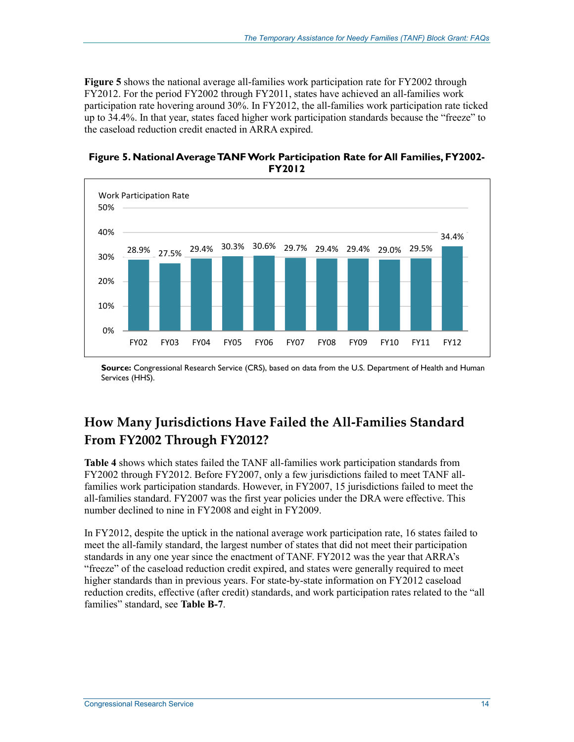**Figure 5** shows the national average all-families work participation rate for FY2002 through FY2012. For the period FY2002 through FY2011, states have achieved an all-families work participation rate hovering around 30%. In FY2012, the all-families work participation rate ticked up to 34.4%. In that year, states faced higher work participation standards because the "freeze" to the caseload reduction credit enacted in ARRA expired.

**Figure 5. National Average TANF Work Participation Rate for All Families, FY2002-FY2012**

| Fiscal Year | Work Participation Rate |
|---|---|
| FY02 | 28.9% |
| FY03 | 27.5% |
| FY04 | 29.4% |
| FY05 | 30.3% |
| FY06 | 30.6% |
| FY07 | 29.7% |
| FY08 | 29.4% |
| FY09 | 29.4% |
| FY10 | 29.0% |
| FY11 | 29.5% |
| FY12 | 34.4% |

**Source:** Congressional Research Service (CRS), based on data from the U.S. Department of Health and Human Services (HHS).

## How Many Jurisdictions Have Failed the All-Families Standard From FY2002 Through FY2012?

**Table 4** shows which states failed the TANF all-families work participation standards from FY2002 through FY2012. Before FY2007, only a few jurisdictions failed to meet TANF all-families work participation standards. However, in FY2007, 15 jurisdictions failed to meet the all-families standard. FY2007 was the first year policies under the DRA were effective. This number declined to nine in FY2008 and eight in FY2009.

In FY2012, despite the uptick in the national average work participation rate, 16 states failed to meet the all-family standard, the largest number of states that did not meet their participation standards in any one year since the enactment of TANF. FY2012 was the year that ARRA's "freeze" of the caseload reduction credit expired, and states were generally required to meet higher standards than in previous years. For state-by-state information on FY2012 caseload reduction credits, effective (after credit) standards, and work participation rates related to the "all families" standard, see **Table B-7**.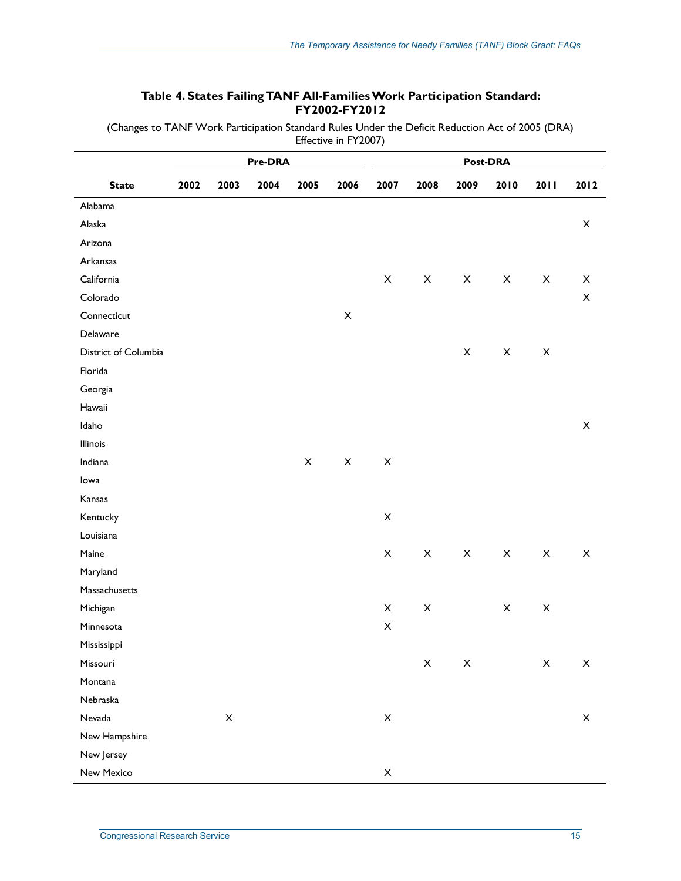**Table 4. States Failing TANF All-Families Work Participation Standard: FY2002-FY2012**

(Changes to TANF Work Participation Standard Rules Under the Deficit Reduction Act of 2005 (DRA) Effective in FY2007)

| | Pre-DRA | | | | | Post-DRA | | | | | |
|---|---|---|---|---|---|---|---|---|---|---|---|
| **State** | **2002** | **2003** | **2004** | **2005** | **2006** | **2007** | **2008** | **2009** | **2010** | **2011** | **2012** |
| Alabama | | | | | | | | | | | |
| Alaska | | | | | | | | | | | X |
| Arizona | | | | | | | | | | | |
| Arkansas | | | | | | | | | | | |
| California | | | | | | X | X | X | X | X | X |
| Colorado | | | | | | | | | | | X |
| Connecticut | | | | | X | | | | | | |
| Delaware | | | | | | | | | | | |
| District of Columbia | | | | | | | | X | X | X | |
| Florida | | | | | | | | | | | |
| Georgia | | | | | | | | | | | |
| Hawaii | | | | | | | | | | | |
| Idaho | | | | | | | | | | | X |
| Illinois | | | | | | | | | | | |
| Indiana | | | | X | X | X | | | | | |
| Iowa | | | | | | | | | | | |
| Kansas | | | | | | | | | | | |
| Kentucky | | | | | | X | | | | | |
| Louisiana | | | | | | | | | | | |
| Maine | | | | | | X | X | X | X | X | X |
| Maryland | | | | | | | | | | | |
| Massachusetts | | | | | | | | | | | |
| Michigan | | | | | | X | X | | X | X | |
| Minnesota | | | | | | X | | | | | |
| Mississippi | | | | | | | | | | | |
| Missouri | | | | | | | X | X | | X | X |
| Montana | | | | | | | | | | | |
| Nebraska | | | | | | | | | | | |
| Nevada | | X | | | | X | | | | | X |
| New Hampshire | | | | | | | | | | | |
| New Jersey | | | | | | | | | | | |
| New Mexico | | | | | | X | | | | | |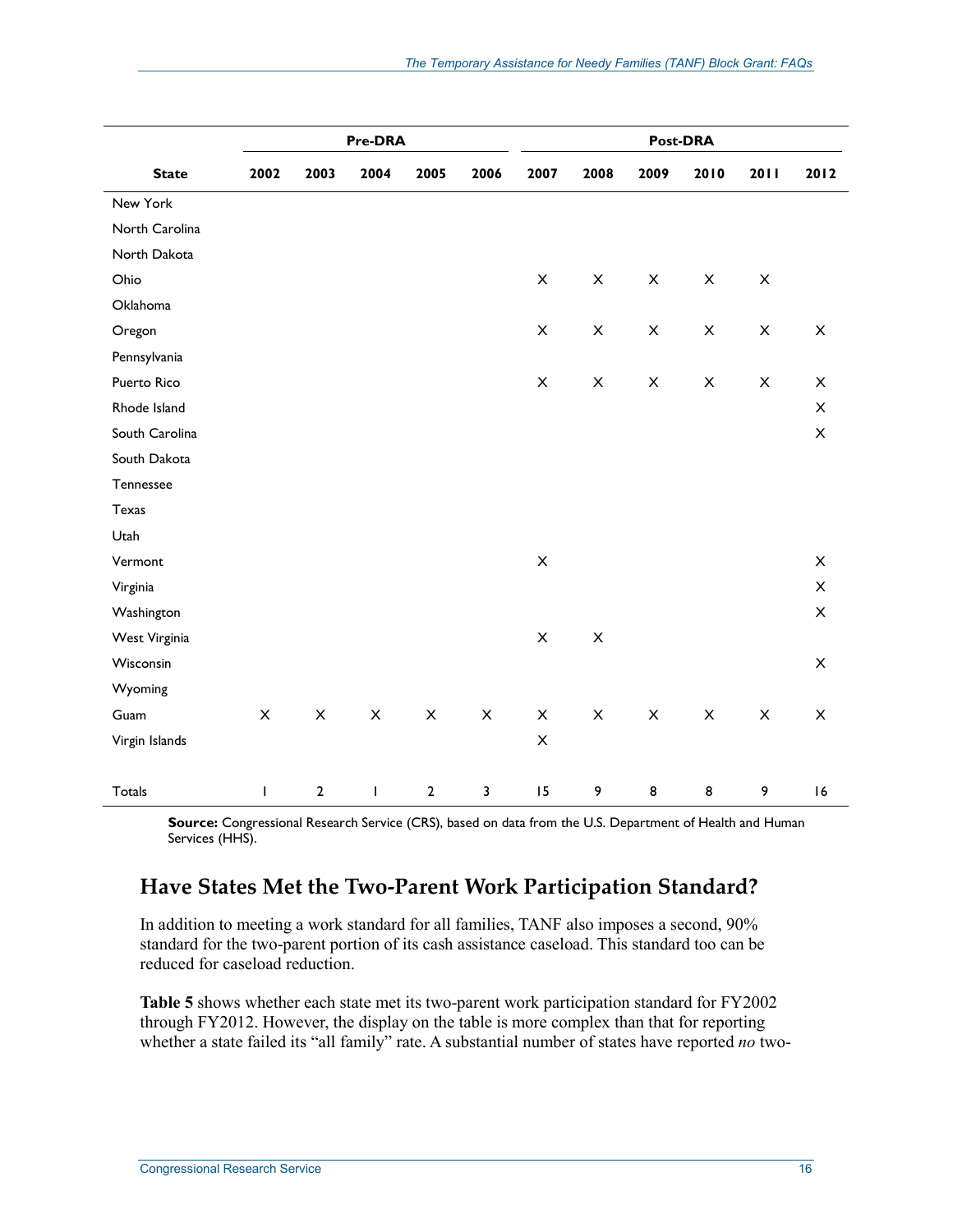| State | Pre-DRA | | | | | Post-DRA | | | | | |
|---|---|---|---|---|---|---|---|---|---|---|---|
| | 2002 | 2003 | 2004 | 2005 | 2006 | 2007 | 2008 | 2009 | 2010 | 2011 | 2012 |
| New York | | | | | | | | | | | |
| North Carolina | | | | | | | | | | | |
| North Dakota | | | | | | | | | | | |
| Ohio | | | | | | X | X | X | X | X | |
| Oklahoma | | | | | | | | | | | |
| Oregon | | | | | | X | X | X | X | X | X |
| Pennsylvania | | | | | | | | | | | |
| Puerto Rico | | | | | | X | X | X | X | X | X |
| Rhode Island | | | | | | | | | | | X |
| South Carolina | | | | | | | | | | | X |
| South Dakota | | | | | | | | | | | |
| Tennessee | | | | | | | | | | | |
| Texas | | | | | | | | | | | |
| Utah | | | | | | | | | | | |
| Vermont | | | | | | X | | | | | X |
| Virginia | | | | | | | | | | | X |
| Washington | | | | | | | | | | | X |
| West Virginia | | | | | | X | X | | | | |
| Wisconsin | | | | | | | | | | | X |
| Wyoming | | | | | | | | | | | |
| Guam | X | X | X | X | X | X | X | X | X | X | X |
| Virgin Islands | | | | | | X | | | | | |
| Totals | 1 | 2 | 1 | 2 | 3 | 15 | 9 | 8 | 8 | 9 | 16 |

**Source:** Congressional Research Service (CRS), based on data from the U.S. Department of Health and Human Services (HHS).

## Have States Met the Two-Parent Work Participation Standard?

In addition to meeting a work standard for all families, TANF also imposes a second, 90% standard for the two-parent portion of its cash assistance caseload. This standard too can be reduced for caseload reduction.

**Table 5** shows whether each state met its two-parent work participation standard for FY2002 through FY2012. However, the display on the table is more complex than that for reporting whether a state failed its "all family" rate. A substantial number of states have reported *no* two-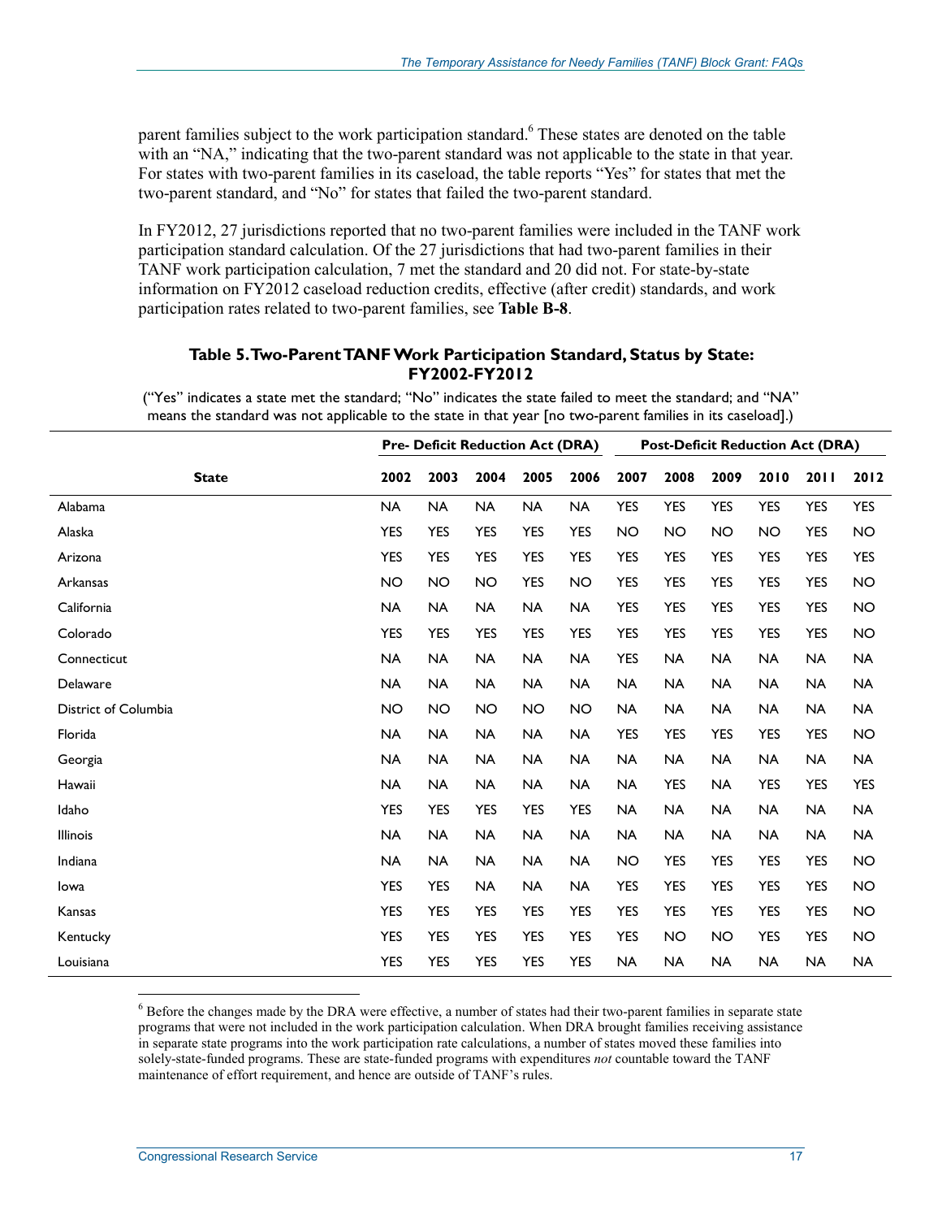parent families subject to the work participation standard.[6] These states are denoted on the table with an "NA," indicating that the two-parent standard was not applicable to the state in that year. For states with two-parent families in its caseload, the table reports "Yes" for states that met the two-parent standard, and "No" for states that failed the two-parent standard.

In FY2012, 27 jurisdictions reported that no two-parent families were included in the TANF work participation standard calculation. Of the 27 jurisdictions that had two-parent families in their TANF work participation calculation, 7 met the standard and 20 did not. For state-by-state information on FY2012 caseload reduction credits, effective (after credit) standards, and work participation rates related to two-parent families, see **Table B-8**.

**Table 5. Two-Parent TANF Work Participation Standard, Status by State: FY2002-FY2012**

("Yes" indicates a state met the standard; "No" indicates the state failed to meet the standard; and "NA" means the standard was not applicable to the state in that year [no two-parent families in its caseload].)

| | Pre- Deficit Reduction Act (DRA) | | | | | Post-Deficit Reduction Act (DRA) | | | | | |
|---|---|---|---|---|---|---|---|---|---|---|---|
| **State** | **2002** | **2003** | **2004** | **2005** | **2006** | **2007** | **2008** | **2009** | **2010** | **2011** | **2012** |
| Alabama | NA | NA | NA | NA | NA | YES | YES | YES | YES | YES | YES |
| Alaska | YES | YES | YES | YES | YES | NO | NO | NO | NO | YES | NO |
| Arizona | YES | YES | YES | YES | YES | YES | YES | YES | YES | YES | YES |
| Arkansas | NO | NO | NO | YES | NO | YES | YES | YES | YES | YES | NO |
| California | NA | NA | NA | NA | NA | YES | YES | YES | YES | YES | NO |
| Colorado | YES | YES | YES | YES | YES | YES | YES | YES | YES | YES | NO |
| Connecticut | NA | NA | NA | NA | NA | YES | NA | NA | NA | NA | NA |
| Delaware | NA | NA | NA | NA | NA | NA | NA | NA | NA | NA | NA |
| District of Columbia | NO | NO | NO | NO | NO | NA | NA | NA | NA | NA | NA |
| Florida | NA | NA | NA | NA | NA | YES | YES | YES | YES | YES | NO |
| Georgia | NA | NA | NA | NA | NA | NA | NA | NA | NA | NA | NA |
| Hawaii | NA | NA | NA | NA | NA | NA | YES | NA | YES | YES | YES |
| Idaho | YES | YES | YES | YES | YES | NA | NA | NA | NA | NA | NA |
| Illinois | NA | NA | NA | NA | NA | NA | NA | NA | NA | NA | NA |
| Indiana | NA | NA | NA | NA | NA | NO | YES | YES | YES | YES | NO |
| Iowa | YES | YES | NA | NA | NA | YES | YES | YES | YES | YES | NO |
| Kansas | YES | YES | YES | YES | YES | YES | YES | YES | YES | YES | NO |
| Kentucky | YES | YES | YES | YES | YES | YES | NO | NO | YES | YES | NO |
| Louisiana | YES | YES | YES | YES | YES | NA | NA | NA | NA | NA | NA |

[6] Before the changes made by the DRA were effective, a number of states had their two-parent families in separate state programs that were not included in the work participation calculation. When DRA brought families receiving assistance in separate state programs into the work participation rate calculations, a number of states moved these families into solely-state-funded programs. These are state-funded programs with expenditures *not* countable toward the TANF maintenance of effort requirement, and hence are outside of TANF's rules.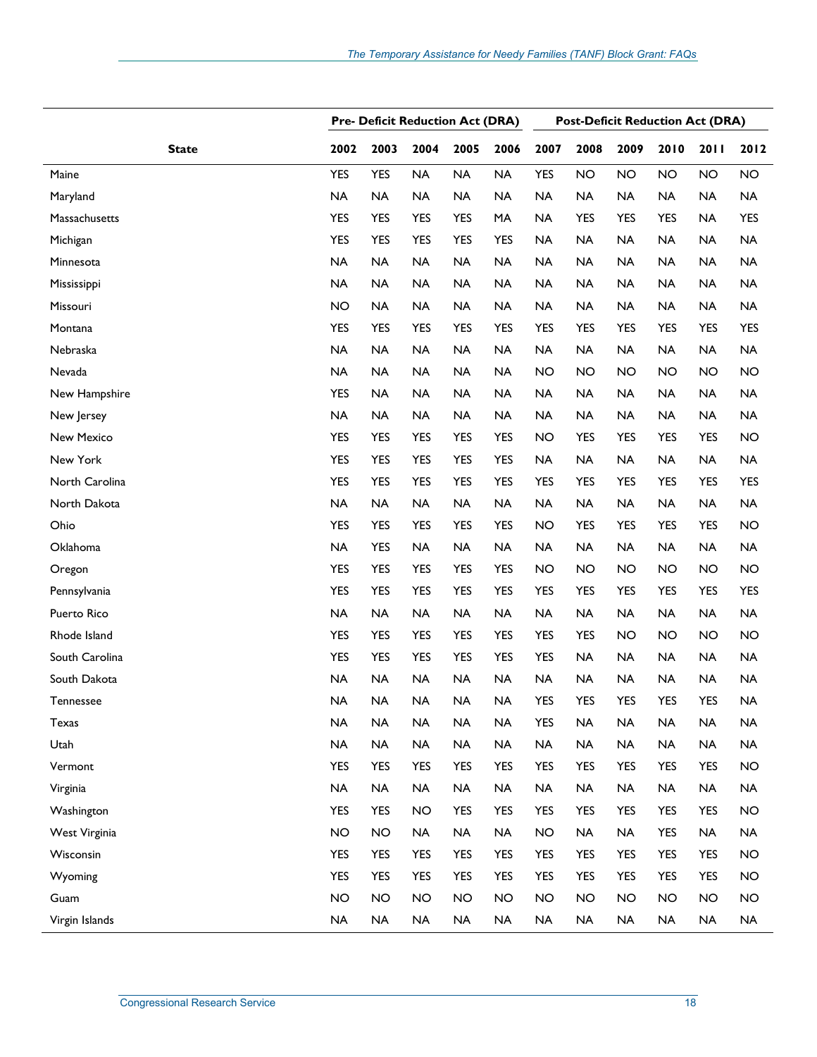| State | Pre- Deficit Reduction Act (DRA) | | | | | Post-Deficit Reduction Act (DRA) | | | | | |
|---|---|---|---|---|---|---|---|---|---|---|---|
| | 2002 | 2003 | 2004 | 2005 | 2006 | 2007 | 2008 | 2009 | 2010 | 2011 | 2012 |
| Maine | YES | YES | NA | NA | NA | YES | NO | NO | NO | NO | NO |
| Maryland | NA | NA | NA | NA | NA | NA | NA | NA | NA | NA | NA |
| Massachusetts | YES | YES | YES | YES | MA | NA | YES | YES | YES | NA | YES |
| Michigan | YES | YES | YES | YES | YES | NA | NA | NA | NA | NA | NA |
| Minnesota | NA | NA | NA | NA | NA | NA | NA | NA | NA | NA | NA |
| Mississippi | NA | NA | NA | NA | NA | NA | NA | NA | NA | NA | NA |
| Missouri | NO | NA | NA | NA | NA | NA | NA | NA | NA | NA | NA |
| Montana | YES | YES | YES | YES | YES | YES | YES | YES | YES | YES | YES |
| Nebraska | NA | NA | NA | NA | NA | NA | NA | NA | NA | NA | NA |
| Nevada | NA | NA | NA | NA | NA | NO | NO | NO | NO | NO | NO |
| New Hampshire | YES | NA | NA | NA | NA | NA | NA | NA | NA | NA | NA |
| New Jersey | NA | NA | NA | NA | NA | NA | NA | NA | NA | NA | NA |
| New Mexico | YES | YES | YES | YES | YES | NO | YES | YES | YES | YES | NO |
| New York | YES | YES | YES | YES | YES | NA | NA | NA | NA | NA | NA |
| North Carolina | YES | YES | YES | YES | YES | YES | YES | YES | YES | YES | YES |
| North Dakota | NA | NA | NA | NA | NA | NA | NA | NA | NA | NA | NA |
| Ohio | YES | YES | YES | YES | YES | NO | YES | YES | YES | YES | NO |
| Oklahoma | NA | YES | NA | NA | NA | NA | NA | NA | NA | NA | NA |
| Oregon | YES | YES | YES | YES | YES | NO | NO | NO | NO | NO | NO |
| Pennsylvania | YES | YES | YES | YES | YES | YES | YES | YES | YES | YES | YES |
| Puerto Rico | NA | NA | NA | NA | NA | NA | NA | NA | NA | NA | NA |
| Rhode Island | YES | YES | YES | YES | YES | YES | YES | NO | NO | NO | NO |
| South Carolina | YES | YES | YES | YES | YES | YES | NA | NA | NA | NA | NA |
| South Dakota | NA | NA | NA | NA | NA | NA | NA | NA | NA | NA | NA |
| Tennessee | NA | NA | NA | NA | NA | YES | YES | YES | YES | YES | NA |
| Texas | NA | NA | NA | NA | NA | YES | NA | NA | NA | NA | NA |
| Utah | NA | NA | NA | NA | NA | NA | NA | NA | NA | NA | NA |
| Vermont | YES | YES | YES | YES | YES | YES | YES | YES | YES | YES | NO |
| Virginia | NA | NA | NA | NA | NA | NA | NA | NA | NA | NA | NA |
| Washington | YES | YES | NO | YES | YES | YES | YES | YES | YES | YES | NO |
| West Virginia | NO | NO | NA | NA | NA | NO | NA | NA | YES | NA | NA |
| Wisconsin | YES | YES | YES | YES | YES | YES | YES | YES | YES | YES | NO |
| Wyoming | YES | YES | YES | YES | YES | YES | YES | YES | YES | YES | NO |
| Guam | NO | NO | NO | NO | NO | NO | NO | NO | NO | NO | NO |
| Virgin Islands | NA | NA | NA | NA | NA | NA | NA | NA | NA | NA | NA |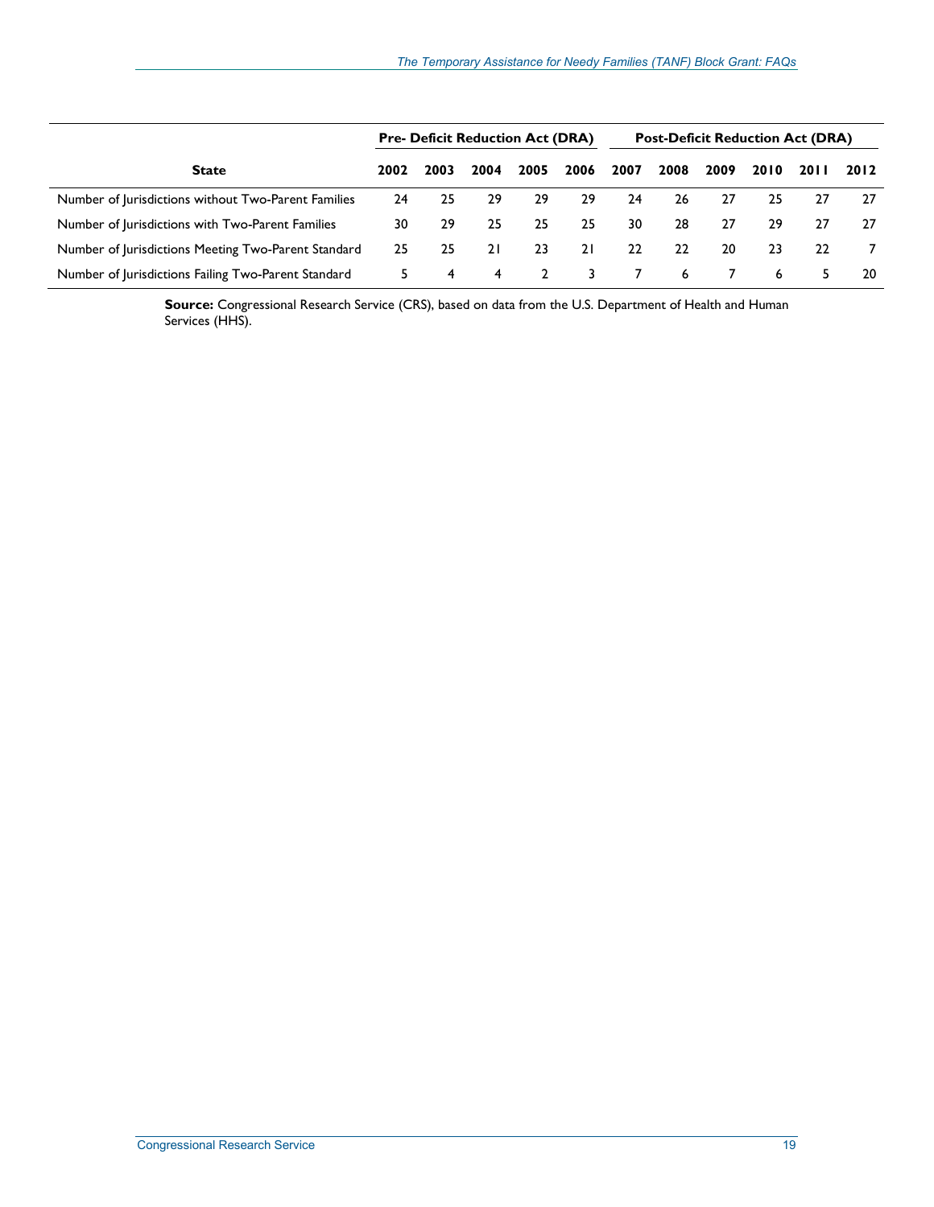| State | Pre- Deficit Reduction Act (DRA) | | | | | Post-Deficit Reduction Act (DRA) | | | | | |
|---|---|---|---|---|---|---|---|---|---|---|---|
| | 2002 | 2003 | 2004 | 2005 | 2006 | 2007 | 2008 | 2009 | 2010 | 2011 | 2012 |
| Number of Jurisdictions without Two-Parent Families | 24 | 25 | 29 | 29 | 29 | 24 | 26 | 27 | 25 | 27 | 27 |
| Number of Jurisdictions with Two-Parent Families | 30 | 29 | 25 | 25 | 25 | 30 | 28 | 27 | 29 | 27 | 27 |
| Number of Jurisdictions Meeting Two-Parent Standard | 25 | 25 | 21 | 23 | 21 | 22 | 22 | 20 | 23 | 22 | 7 |
| Number of Jurisdictions Failing Two-Parent Standard | 5 | 4 | 4 | 2 | 3 | 7 | 6 | 7 | 6 | 5 | 20 |

**Source:** Congressional Research Service (CRS), based on data from the U.S. Department of Health and Human Services (HHS).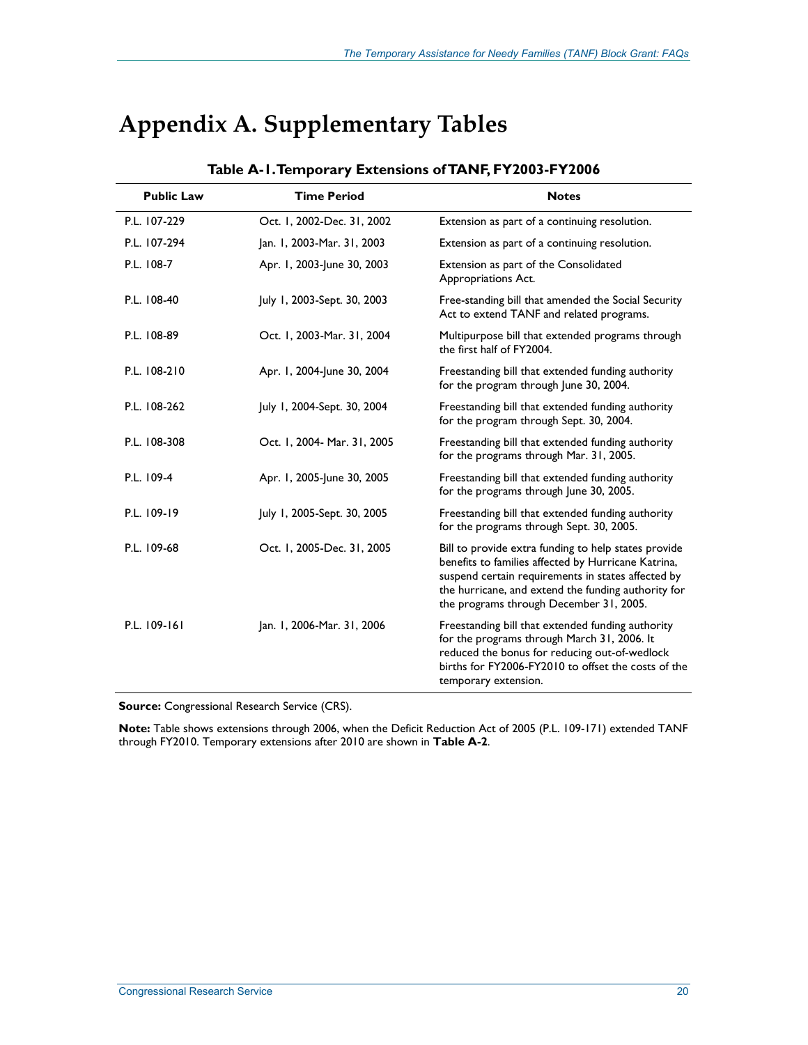# Appendix A. Supplementary Tables

**Table A-1. Temporary Extensions of TANF, FY2003-FY2006**

| Public Law | Time Period | Notes |
|---|---|---|
| P.L. 107-229 | Oct. 1, 2002-Dec. 31, 2002 | Extension as part of a continuing resolution. |
| P.L. 107-294 | Jan. 1, 2003-Mar. 31, 2003 | Extension as part of a continuing resolution. |
| P.L. 108-7 | Apr. 1, 2003-June 30, 2003 | Extension as part of the Consolidated Appropriations Act. |
| P.L. 108-40 | July 1, 2003-Sept. 30, 2003 | Free-standing bill that amended the Social Security Act to extend TANF and related programs. |
| P.L. 108-89 | Oct. 1, 2003-Mar. 31, 2004 | Multipurpose bill that extended programs through the first half of FY2004. |
| P.L. 108-210 | Apr. 1, 2004-June 30, 2004 | Freestanding bill that extended funding authority for the program through June 30, 2004. |
| P.L. 108-262 | July 1, 2004-Sept. 30, 2004 | Freestanding bill that extended funding authority for the program through Sept. 30, 2004. |
| P.L. 108-308 | Oct. 1, 2004- Mar. 31, 2005 | Freestanding bill that extended funding authority for the programs through Mar. 31, 2005. |
| P.L. 109-4 | Apr. 1, 2005-June 30, 2005 | Freestanding bill that extended funding authority for the programs through June 30, 2005. |
| P.L. 109-19 | July 1, 2005-Sept. 30, 2005 | Freestanding bill that extended funding authority for the programs through Sept. 30, 2005. |
| P.L. 109-68 | Oct. 1, 2005-Dec. 31, 2005 | Bill to provide extra funding to help states provide benefits to families affected by Hurricane Katrina, suspend certain requirements in states affected by the hurricane, and extend the funding authority for the programs through December 31, 2005. |
| P.L. 109-161 | Jan. 1, 2006-Mar. 31, 2006 | Freestanding bill that extended funding authority for the programs through March 31, 2006. It reduced the bonus for reducing out-of-wedlock births for FY2006-FY2010 to offset the costs of the temporary extension. |

**Source:** Congressional Research Service (CRS).

**Note:** Table shows extensions through 2006, when the Deficit Reduction Act of 2005 (P.L. 109-171) extended TANF through FY2010. Temporary extensions after 2010 are shown in **Table A-2**.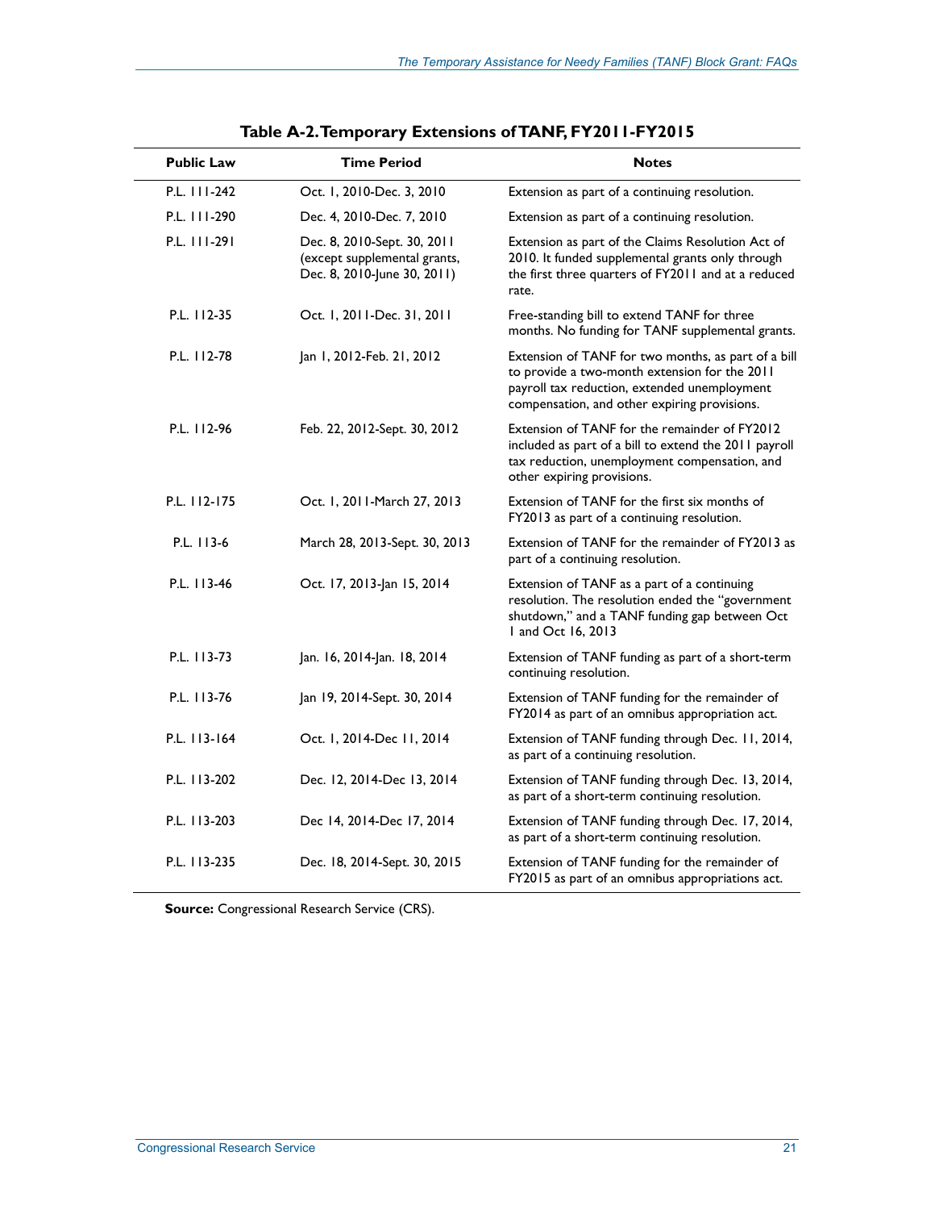**Table A-2. Temporary Extensions of TANF, FY2011-FY2015**

| Public Law | Time Period | Notes |
| --- | --- | --- |
| P.L. 111-242 | Oct. 1, 2010-Dec. 3, 2010 | Extension as part of a continuing resolution. |
| P.L. 111-290 | Dec. 4, 2010-Dec. 7, 2010 | Extension as part of a continuing resolution. |
| P.L. 111-291 | Dec. 8, 2010-Sept. 30, 2011 (except supplemental grants, Dec. 8, 2010-June 30, 2011) | Extension as part of the Claims Resolution Act of 2010. It funded supplemental grants only through the first three quarters of FY2011 and at a reduced rate. |
| P.L. 112-35 | Oct. 1, 2011-Dec. 31, 2011 | Free-standing bill to extend TANF for three months. No funding for TANF supplemental grants. |
| P.L. 112-78 | Jan 1, 2012-Feb. 21, 2012 | Extension of TANF for two months, as part of a bill to provide a two-month extension for the 2011 payroll tax reduction, extended unemployment compensation, and other expiring provisions. |
| P.L. 112-96 | Feb. 22, 2012-Sept. 30, 2012 | Extension of TANF for the remainder of FY2012 included as part of a bill to extend the 2011 payroll tax reduction, unemployment compensation, and other expiring provisions. |
| P.L. 112-175 | Oct. 1, 2011-March 27, 2013 | Extension of TANF for the first six months of FY2013 as part of a continuing resolution. |
| P.L. 113-6 | March 28, 2013-Sept. 30, 2013 | Extension of TANF for the remainder of FY2013 as part of a continuing resolution. |
| P.L. 113-46 | Oct. 17, 2013-Jan 15, 2014 | Extension of TANF as a part of a continuing resolution. The resolution ended the "government shutdown," and a TANF funding gap between Oct 1 and Oct 16, 2013 |
| P.L. 113-73 | Jan. 16, 2014-Jan. 18, 2014 | Extension of TANF funding as part of a short-term continuing resolution. |
| P.L. 113-76 | Jan 19, 2014-Sept. 30, 2014 | Extension of TANF funding for the remainder of FY2014 as part of an omnibus appropriation act. |
| P.L. 113-164 | Oct. 1, 2014-Dec 11, 2014 | Extension of TANF funding through Dec. 11, 2014, as part of a continuing resolution. |
| P.L. 113-202 | Dec. 12, 2014-Dec 13, 2014 | Extension of TANF funding through Dec. 13, 2014, as part of a short-term continuing resolution. |
| P.L. 113-203 | Dec 14, 2014-Dec 17, 2014 | Extension of TANF funding through Dec. 17, 2014, as part of a short-term continuing resolution. |
| P.L. 113-235 | Dec. 18, 2014-Sept. 30, 2015 | Extension of TANF funding for the remainder of FY2015 as part of an omnibus appropriations act. |

**Source:** Congressional Research Service (CRS).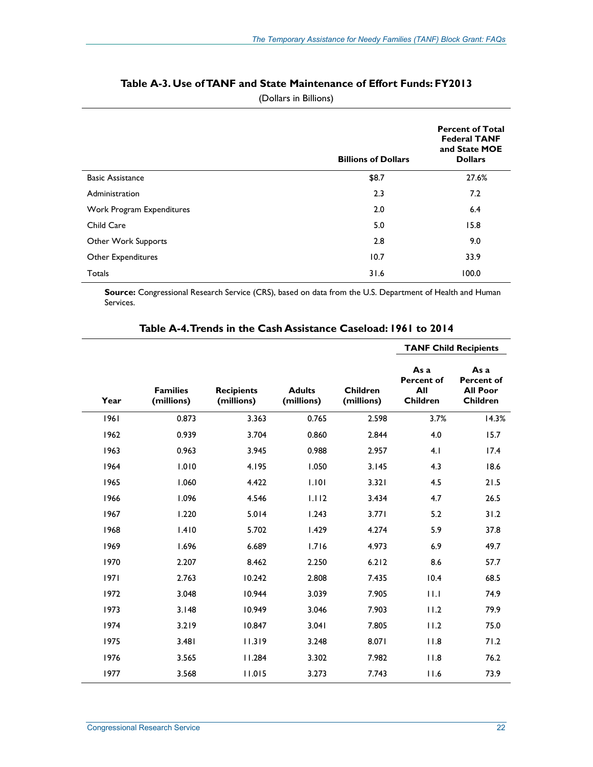**Table A-3. Use of TANF and State Maintenance of Effort Funds: FY2013**

(Dollars in Billions)

| | Billions of Dollars | Percent of Total Federal TANF and State MOE Dollars |
|---|---|---|
| Basic Assistance | $8.7 | 27.6% |
| Administration | 2.3 | 7.2 |
| Work Program Expenditures | 2.0 | 6.4 |
| Child Care | 5.0 | 15.8 |
| Other Work Supports | 2.8 | 9.0 |
| Other Expenditures | 10.7 | 33.9 |
| Totals | 31.6 | 100.0 |

**Source:** Congressional Research Service (CRS), based on data from the U.S. Department of Health and Human Services.

**Table A-4. Trends in the Cash Assistance Caseload: 1961 to 2014**

| | | | | | TANF Child Recipients | |
|---|---|---|---|---|---|---|
| Year | Families (millions) | Recipients (millions) | Adults (millions) | Children (millions) | As a Percent of All Children | As a Percent of All Poor Children |
| 1961 | 0.873 | 3.363 | 0.765 | 2.598 | 3.7% | 14.3% |
| 1962 | 0.939 | 3.704 | 0.860 | 2.844 | 4.0 | 15.7 |
| 1963 | 0.963 | 3.945 | 0.988 | 2.957 | 4.1 | 17.4 |
| 1964 | 1.010 | 4.195 | 1.050 | 3.145 | 4.3 | 18.6 |
| 1965 | 1.060 | 4.422 | 1.101 | 3.321 | 4.5 | 21.5 |
| 1966 | 1.096 | 4.546 | 1.112 | 3.434 | 4.7 | 26.5 |
| 1967 | 1.220 | 5.014 | 1.243 | 3.771 | 5.2 | 31.2 |
| 1968 | 1.410 | 5.702 | 1.429 | 4.274 | 5.9 | 37.8 |
| 1969 | 1.696 | 6.689 | 1.716 | 4.973 | 6.9 | 49.7 |
| 1970 | 2.207 | 8.462 | 2.250 | 6.212 | 8.6 | 57.7 |
| 1971 | 2.763 | 10.242 | 2.808 | 7.435 | 10.4 | 68.5 |
| 1972 | 3.048 | 10.944 | 3.039 | 7.905 | 11.1 | 74.9 |
| 1973 | 3.148 | 10.949 | 3.046 | 7.903 | 11.2 | 79.9 |
| 1974 | 3.219 | 10.847 | 3.041 | 7.805 | 11.2 | 75.0 |
| 1975 | 3.481 | 11.319 | 3.248 | 8.071 | 11.8 | 71.2 |
| 1976 | 3.565 | 11.284 | 3.302 | 7.982 | 11.8 | 76.2 |
| 1977 | 3.568 | 11.015 | 3.273 | 7.743 | 11.6 | 73.9 |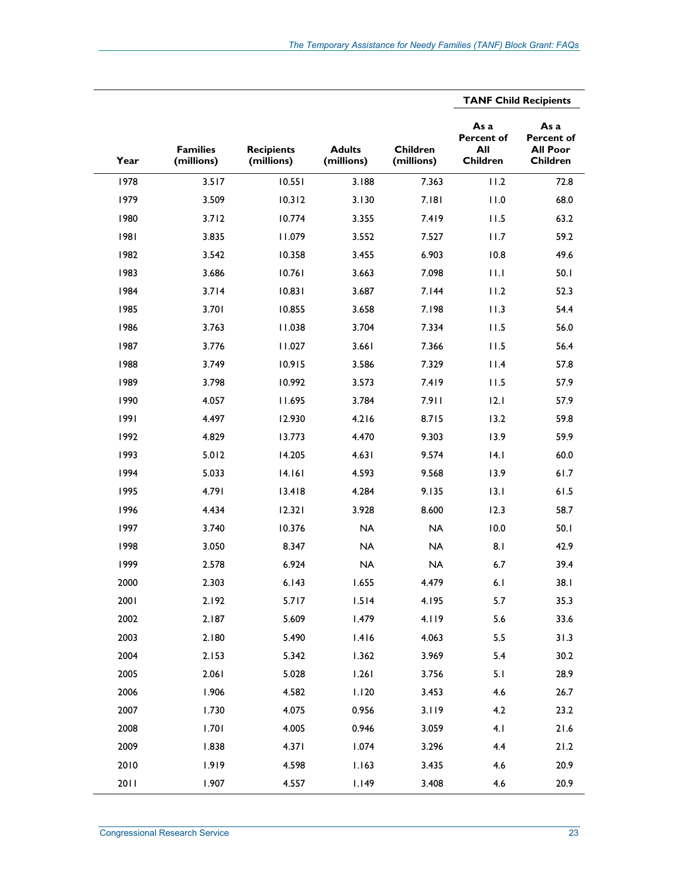| Year | Families (millions) | Recipients (millions) | Adults (millions) | Children (millions) | TANF Child Recipients | |
|---|---|---|---|---|---|---|
| | | | | | As a Percent of All Children | As a Percent of All Poor Children |
| 1978 | 3.517 | 10.551 | 3.188 | 7.363 | 11.2 | 72.8 |
| 1979 | 3.509 | 10.312 | 3.130 | 7.181 | 11.0 | 68.0 |
| 1980 | 3.712 | 10.774 | 3.355 | 7.419 | 11.5 | 63.2 |
| 1981 | 3.835 | 11.079 | 3.552 | 7.527 | 11.7 | 59.2 |
| 1982 | 3.542 | 10.358 | 3.455 | 6.903 | 10.8 | 49.6 |
| 1983 | 3.686 | 10.761 | 3.663 | 7.098 | 11.1 | 50.1 |
| 1984 | 3.714 | 10.831 | 3.687 | 7.144 | 11.2 | 52.3 |
| 1985 | 3.701 | 10.855 | 3.658 | 7.198 | 11.3 | 54.4 |
| 1986 | 3.763 | 11.038 | 3.704 | 7.334 | 11.5 | 56.0 |
| 1987 | 3.776 | 11.027 | 3.661 | 7.366 | 11.5 | 56.4 |
| 1988 | 3.749 | 10.915 | 3.586 | 7.329 | 11.4 | 57.8 |
| 1989 | 3.798 | 10.992 | 3.573 | 7.419 | 11.5 | 57.9 |
| 1990 | 4.057 | 11.695 | 3.784 | 7.911 | 12.1 | 57.9 |
| 1991 | 4.497 | 12.930 | 4.216 | 8.715 | 13.2 | 59.8 |
| 1992 | 4.829 | 13.773 | 4.470 | 9.303 | 13.9 | 59.9 |
| 1993 | 5.012 | 14.205 | 4.631 | 9.574 | 14.1 | 60.0 |
| 1994 | 5.033 | 14.161 | 4.593 | 9.568 | 13.9 | 61.7 |
| 1995 | 4.791 | 13.418 | 4.284 | 9.135 | 13.1 | 61.5 |
| 1996 | 4.434 | 12.321 | 3.928 | 8.600 | 12.3 | 58.7 |
| 1997 | 3.740 | 10.376 | NA | NA | 10.0 | 50.1 |
| 1998 | 3.050 | 8.347 | NA | NA | 8.1 | 42.9 |
| 1999 | 2.578 | 6.924 | NA | NA | 6.7 | 39.4 |
| 2000 | 2.303 | 6.143 | 1.655 | 4.479 | 6.1 | 38.1 |
| 2001 | 2.192 | 5.717 | 1.514 | 4.195 | 5.7 | 35.3 |
| 2002 | 2.187 | 5.609 | 1.479 | 4.119 | 5.6 | 33.6 |
| 2003 | 2.180 | 5.490 | 1.416 | 4.063 | 5.5 | 31.3 |
| 2004 | 2.153 | 5.342 | 1.362 | 3.969 | 5.4 | 30.2 |
| 2005 | 2.061 | 5.028 | 1.261 | 3.756 | 5.1 | 28.9 |
| 2006 | 1.906 | 4.582 | 1.120 | 3.453 | 4.6 | 26.7 |
| 2007 | 1.730 | 4.075 | 0.956 | 3.119 | 4.2 | 23.2 |
| 2008 | 1.701 | 4.005 | 0.946 | 3.059 | 4.1 | 21.6 |
| 2009 | 1.838 | 4.371 | 1.074 | 3.296 | 4.4 | 21.2 |
| 2010 | 1.919 | 4.598 | 1.163 | 3.435 | 4.6 | 20.9 |
| 2011 | 1.907 | 4.557 | 1.149 | 3.408 | 4.6 | 20.9 |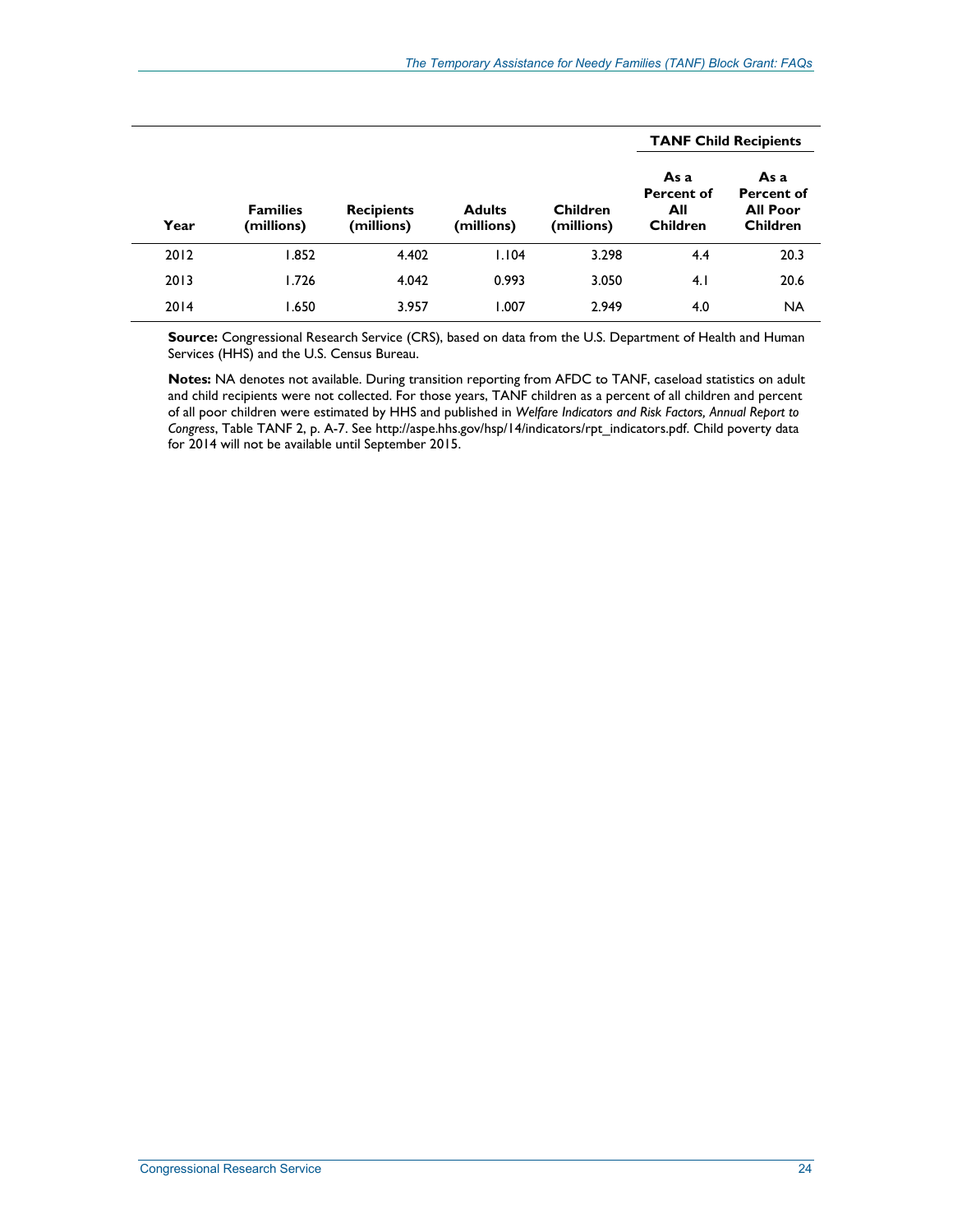| Year | Families (millions) | Recipients (millions) | Adults (millions) | Children (millions) | TANF Child Recipients | |
|---|---|---|---|---|---|---|
| | | | | | As a Percent of All Children | As a Percent of All Poor Children |
| 2012 | 1.852 | 4.402 | 1.104 | 3.298 | 4.4 | 20.3 |
| 2013 | 1.726 | 4.042 | 0.993 | 3.050 | 4.1 | 20.6 |
| 2014 | 1.650 | 3.957 | 1.007 | 2.949 | 4.0 | NA |

**Source:** Congressional Research Service (CRS), based on data from the U.S. Department of Health and Human Services (HHS) and the U.S. Census Bureau.

**Notes:** NA denotes not available. During transition reporting from AFDC to TANF, caseload statistics on adult and child recipients were not collected. For those years, TANF children as a percent of all children and percent of all poor children were estimated by HHS and published in *Welfare Indicators and Risk Factors, Annual Report to Congress*, Table TANF 2, p. A-7. See http://aspe.hhs.gov/hsp/14/indicators/rpt_indicators.pdf. Child poverty data for 2014 will not be available until September 2015.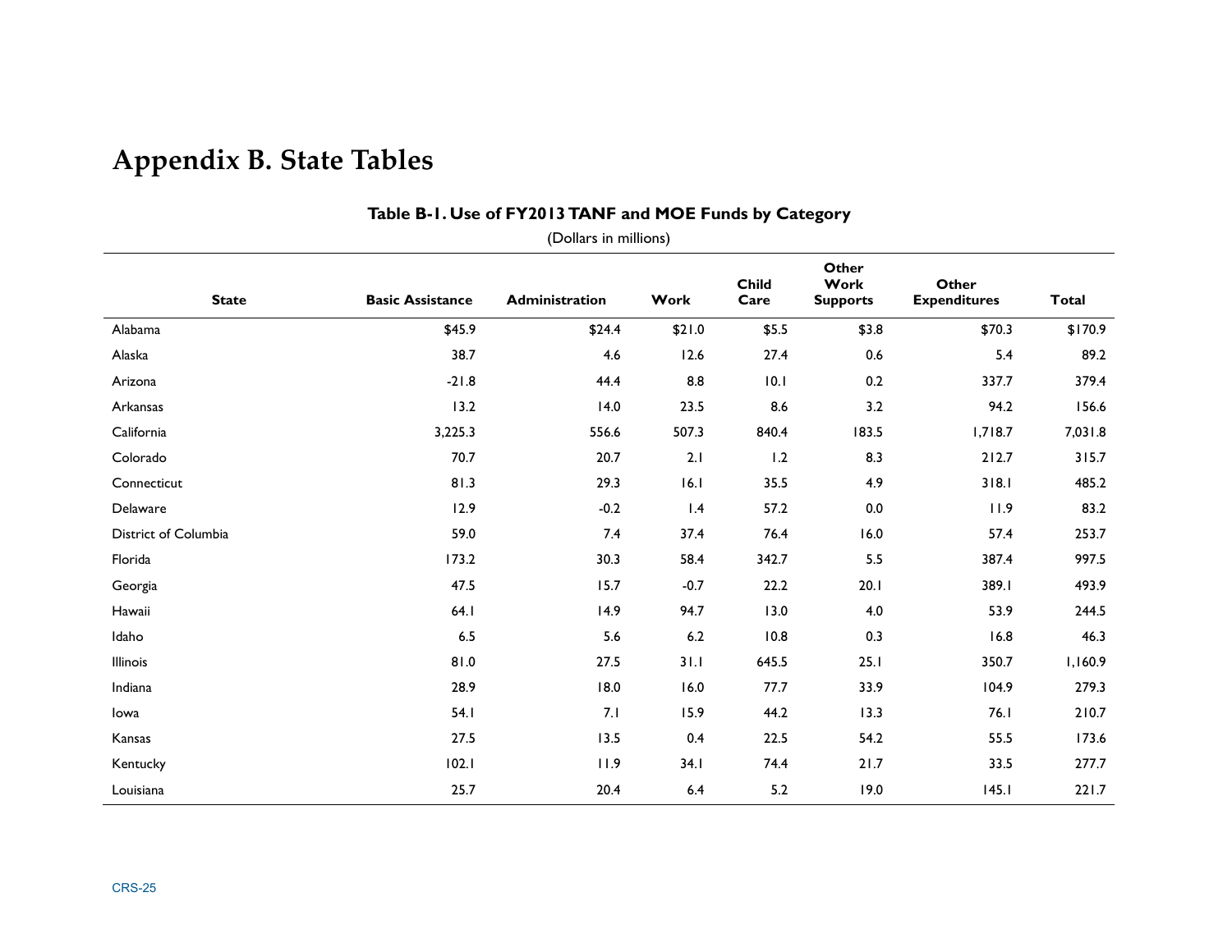# Appendix B. State Tables

**Table B-1. Use of FY2013 TANF and MOE Funds by Category**

(Dollars in millions)

| State | Basic Assistance | Administration | Work | Child Care | Other Work Supports | Other Expenditures | Total |
|---|---|---|---|---|---|---|---|
| Alabama | $45.9 | $24.4 | $21.0 | $5.5 | $3.8 | $70.3 | $170.9 |
| Alaska | 38.7 | 4.6 | 12.6 | 27.4 | 0.6 | 5.4 | 89.2 |
| Arizona | -21.8 | 44.4 | 8.8 | 10.1 | 0.2 | 337.7 | 379.4 |
| Arkansas | 13.2 | 14.0 | 23.5 | 8.6 | 3.2 | 94.2 | 156.6 |
| California | 3,225.3 | 556.6 | 507.3 | 840.4 | 183.5 | 1,718.7 | 7,031.8 |
| Colorado | 70.7 | 20.7 | 2.1 | 1.2 | 8.3 | 212.7 | 315.7 |
| Connecticut | 81.3 | 29.3 | 16.1 | 35.5 | 4.9 | 318.1 | 485.2 |
| Delaware | 12.9 | -0.2 | 1.4 | 57.2 | 0.0 | 11.9 | 83.2 |
| District of Columbia | 59.0 | 7.4 | 37.4 | 76.4 | 16.0 | 57.4 | 253.7 |
| Florida | 173.2 | 30.3 | 58.4 | 342.7 | 5.5 | 387.4 | 997.5 |
| Georgia | 47.5 | 15.7 | -0.7 | 22.2 | 20.1 | 389.1 | 493.9 |
| Hawaii | 64.1 | 14.9 | 94.7 | 13.0 | 4.0 | 53.9 | 244.5 |
| Idaho | 6.5 | 5.6 | 6.2 | 10.8 | 0.3 | 16.8 | 46.3 |
| Illinois | 81.0 | 27.5 | 31.1 | 645.5 | 25.1 | 350.7 | 1,160.9 |
| Indiana | 28.9 | 18.0 | 16.0 | 77.7 | 33.9 | 104.9 | 279.3 |
| Iowa | 54.1 | 7.1 | 15.9 | 44.2 | 13.3 | 76.1 | 210.7 |
| Kansas | 27.5 | 13.5 | 0.4 | 22.5 | 54.2 | 55.5 | 173.6 |
| Kentucky | 102.1 | 11.9 | 34.1 | 74.4 | 21.7 | 33.5 | 277.7 |
| Louisiana | 25.7 | 20.4 | 6.4 | 5.2 | 19.0 | 145.1 | 221.7 |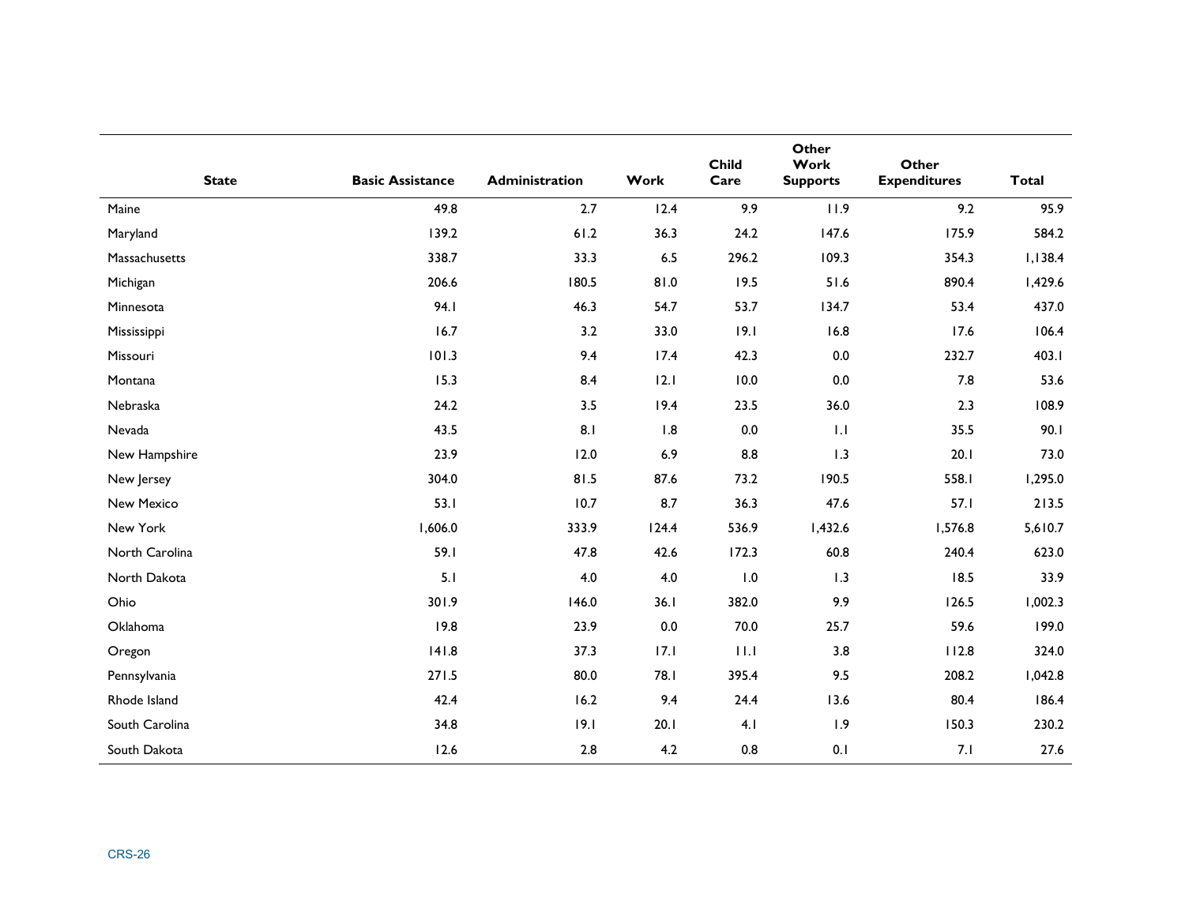| State | Basic Assistance | Administration | Work | Child Care | Other Work Supports | Other Expenditures | Total |
|---|---|---|---|---|---|---|---|
| Maine | 49.8 | 2.7 | 12.4 | 9.9 | 11.9 | 9.2 | 95.9 |
| Maryland | 139.2 | 61.2 | 36.3 | 24.2 | 147.6 | 175.9 | 584.2 |
| Massachusetts | 338.7 | 33.3 | 6.5 | 296.2 | 109.3 | 354.3 | 1,138.4 |
| Michigan | 206.6 | 180.5 | 81.0 | 19.5 | 51.6 | 890.4 | 1,429.6 |
| Minnesota | 94.1 | 46.3 | 54.7 | 53.7 | 134.7 | 53.4 | 437.0 |
| Mississippi | 16.7 | 3.2 | 33.0 | 19.1 | 16.8 | 17.6 | 106.4 |
| Missouri | 101.3 | 9.4 | 17.4 | 42.3 | 0.0 | 232.7 | 403.1 |
| Montana | 15.3 | 8.4 | 12.1 | 10.0 | 0.0 | 7.8 | 53.6 |
| Nebraska | 24.2 | 3.5 | 19.4 | 23.5 | 36.0 | 2.3 | 108.9 |
| Nevada | 43.5 | 8.1 | 1.8 | 0.0 | 1.1 | 35.5 | 90.1 |
| New Hampshire | 23.9 | 12.0 | 6.9 | 8.8 | 1.3 | 20.1 | 73.0 |
| New Jersey | 304.0 | 81.5 | 87.6 | 73.2 | 190.5 | 558.1 | 1,295.0 |
| New Mexico | 53.1 | 10.7 | 8.7 | 36.3 | 47.6 | 57.1 | 213.5 |
| New York | 1,606.0 | 333.9 | 124.4 | 536.9 | 1,432.6 | 1,576.8 | 5,610.7 |
| North Carolina | 59.1 | 47.8 | 42.6 | 172.3 | 60.8 | 240.4 | 623.0 |
| North Dakota | 5.1 | 4.0 | 4.0 | 1.0 | 1.3 | 18.5 | 33.9 |
| Ohio | 301.9 | 146.0 | 36.1 | 382.0 | 9.9 | 126.5 | 1,002.3 |
| Oklahoma | 19.8 | 23.9 | 0.0 | 70.0 | 25.7 | 59.6 | 199.0 |
| Oregon | 141.8 | 37.3 | 17.1 | 11.1 | 3.8 | 112.8 | 324.0 |
| Pennsylvania | 271.5 | 80.0 | 78.1 | 395.4 | 9.5 | 208.2 | 1,042.8 |
| Rhode Island | 42.4 | 16.2 | 9.4 | 24.4 | 13.6 | 80.4 | 186.4 |
| South Carolina | 34.8 | 19.1 | 20.1 | 4.1 | 1.9 | 150.3 | 230.2 |
| South Dakota | 12.6 | 2.8 | 4.2 | 0.8 | 0.1 | 7.1 | 27.6 |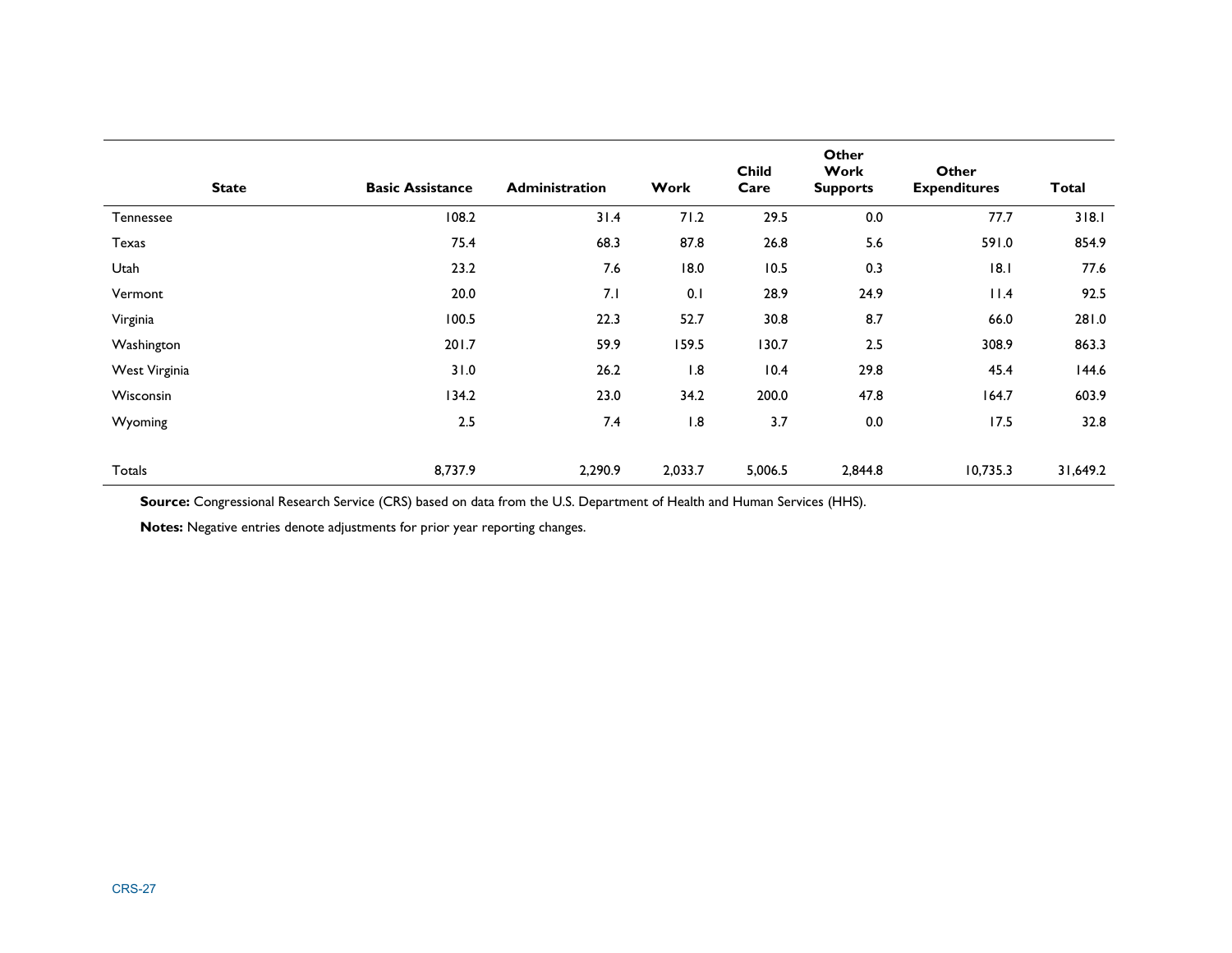| State | Basic Assistance | Administration | Work | Child Care | Other Work Supports | Other Expenditures | Total |
|---|---|---|---|---|---|---|---|
| Tennessee | 108.2 | 31.4 | 71.2 | 29.5 | 0.0 | 77.7 | 318.1 |
| Texas | 75.4 | 68.3 | 87.8 | 26.8 | 5.6 | 591.0 | 854.9 |
| Utah | 23.2 | 7.6 | 18.0 | 10.5 | 0.3 | 18.1 | 77.6 |
| Vermont | 20.0 | 7.1 | 0.1 | 28.9 | 24.9 | 11.4 | 92.5 |
| Virginia | 100.5 | 22.3 | 52.7 | 30.8 | 8.7 | 66.0 | 281.0 |
| Washington | 201.7 | 59.9 | 159.5 | 130.7 | 2.5 | 308.9 | 863.3 |
| West Virginia | 31.0 | 26.2 | 1.8 | 10.4 | 29.8 | 45.4 | 144.6 |
| Wisconsin | 134.2 | 23.0 | 34.2 | 200.0 | 47.8 | 164.7 | 603.9 |
| Wyoming | 2.5 | 7.4 | 1.8 | 3.7 | 0.0 | 17.5 | 32.8 |
| Totals | 8,737.9 | 2,290.9 | 2,033.7 | 5,006.5 | 2,844.8 | 10,735.3 | 31,649.2 |

**Source:** Congressional Research Service (CRS) based on data from the U.S. Department of Health and Human Services (HHS).

**Notes:** Negative entries denote adjustments for prior year reporting changes.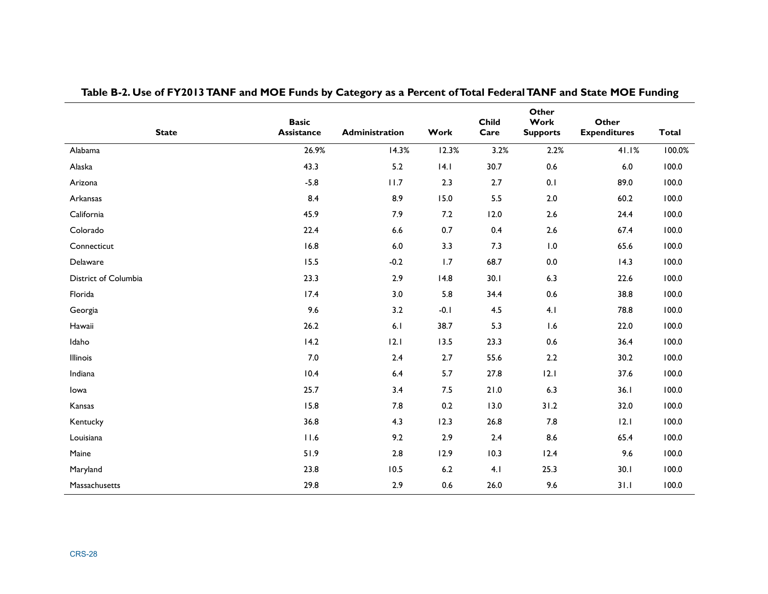**Table B-2. Use of FY2013 TANF and MOE Funds by Category as a Percent of Total Federal TANF and State MOE Funding**

| State | Basic Assistance | Administration | Work | Child Care | Other Work Supports | Other Expenditures | Total |
|---|---|---|---|---|---|---|---|
| Alabama | 26.9% | 14.3% | 12.3% | 3.2% | 2.2% | 41.1% | 100.0% |
| Alaska | 43.3 | 5.2 | 14.1 | 30.7 | 0.6 | 6.0 | 100.0 |
| Arizona | -5.8 | 11.7 | 2.3 | 2.7 | 0.1 | 89.0 | 100.0 |
| Arkansas | 8.4 | 8.9 | 15.0 | 5.5 | 2.0 | 60.2 | 100.0 |
| California | 45.9 | 7.9 | 7.2 | 12.0 | 2.6 | 24.4 | 100.0 |
| Colorado | 22.4 | 6.6 | 0.7 | 0.4 | 2.6 | 67.4 | 100.0 |
| Connecticut | 16.8 | 6.0 | 3.3 | 7.3 | 1.0 | 65.6 | 100.0 |
| Delaware | 15.5 | -0.2 | 1.7 | 68.7 | 0.0 | 14.3 | 100.0 |
| District of Columbia | 23.3 | 2.9 | 14.8 | 30.1 | 6.3 | 22.6 | 100.0 |
| Florida | 17.4 | 3.0 | 5.8 | 34.4 | 0.6 | 38.8 | 100.0 |
| Georgia | 9.6 | 3.2 | -0.1 | 4.5 | 4.1 | 78.8 | 100.0 |
| Hawaii | 26.2 | 6.1 | 38.7 | 5.3 | 1.6 | 22.0 | 100.0 |
| Idaho | 14.2 | 12.1 | 13.5 | 23.3 | 0.6 | 36.4 | 100.0 |
| Illinois | 7.0 | 2.4 | 2.7 | 55.6 | 2.2 | 30.2 | 100.0 |
| Indiana | 10.4 | 6.4 | 5.7 | 27.8 | 12.1 | 37.6 | 100.0 |
| Iowa | 25.7 | 3.4 | 7.5 | 21.0 | 6.3 | 36.1 | 100.0 |
| Kansas | 15.8 | 7.8 | 0.2 | 13.0 | 31.2 | 32.0 | 100.0 |
| Kentucky | 36.8 | 4.3 | 12.3 | 26.8 | 7.8 | 12.1 | 100.0 |
| Louisiana | 11.6 | 9.2 | 2.9 | 2.4 | 8.6 | 65.4 | 100.0 |
| Maine | 51.9 | 2.8 | 12.9 | 10.3 | 12.4 | 9.6 | 100.0 |
| Maryland | 23.8 | 10.5 | 6.2 | 4.1 | 25.3 | 30.1 | 100.0 |
| Massachusetts | 29.8 | 2.9 | 0.6 | 26.0 | 9.6 | 31.1 | 100.0 |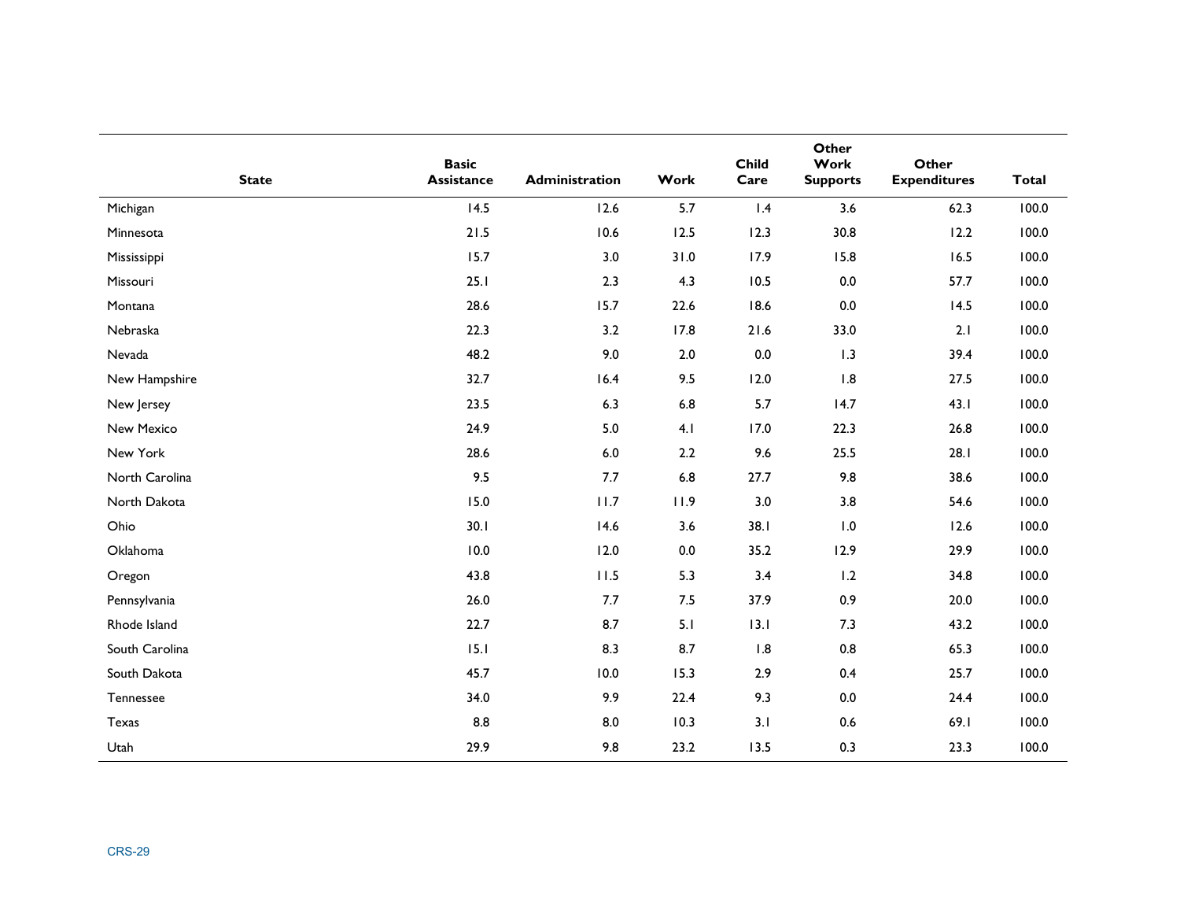| State | Basic Assistance | Administration | Work | Child Care | Other Work Supports | Other Expenditures | Total |
|---|---|---|---|---|---|---|---|
| Michigan | 14.5 | 12.6 | 5.7 | 1.4 | 3.6 | 62.3 | 100.0 |
| Minnesota | 21.5 | 10.6 | 12.5 | 12.3 | 30.8 | 12.2 | 100.0 |
| Mississippi | 15.7 | 3.0 | 31.0 | 17.9 | 15.8 | 16.5 | 100.0 |
| Missouri | 25.1 | 2.3 | 4.3 | 10.5 | 0.0 | 57.7 | 100.0 |
| Montana | 28.6 | 15.7 | 22.6 | 18.6 | 0.0 | 14.5 | 100.0 |
| Nebraska | 22.3 | 3.2 | 17.8 | 21.6 | 33.0 | 2.1 | 100.0 |
| Nevada | 48.2 | 9.0 | 2.0 | 0.0 | 1.3 | 39.4 | 100.0 |
| New Hampshire | 32.7 | 16.4 | 9.5 | 12.0 | 1.8 | 27.5 | 100.0 |
| New Jersey | 23.5 | 6.3 | 6.8 | 5.7 | 14.7 | 43.1 | 100.0 |
| New Mexico | 24.9 | 5.0 | 4.1 | 17.0 | 22.3 | 26.8 | 100.0 |
| New York | 28.6 | 6.0 | 2.2 | 9.6 | 25.5 | 28.1 | 100.0 |
| North Carolina | 9.5 | 7.7 | 6.8 | 27.7 | 9.8 | 38.6 | 100.0 |
| North Dakota | 15.0 | 11.7 | 11.9 | 3.0 | 3.8 | 54.6 | 100.0 |
| Ohio | 30.1 | 14.6 | 3.6 | 38.1 | 1.0 | 12.6 | 100.0 |
| Oklahoma | 10.0 | 12.0 | 0.0 | 35.2 | 12.9 | 29.9 | 100.0 |
| Oregon | 43.8 | 11.5 | 5.3 | 3.4 | 1.2 | 34.8 | 100.0 |
| Pennsylvania | 26.0 | 7.7 | 7.5 | 37.9 | 0.9 | 20.0 | 100.0 |
| Rhode Island | 22.7 | 8.7 | 5.1 | 13.1 | 7.3 | 43.2 | 100.0 |
| South Carolina | 15.1 | 8.3 | 8.7 | 1.8 | 0.8 | 65.3 | 100.0 |
| South Dakota | 45.7 | 10.0 | 15.3 | 2.9 | 0.4 | 25.7 | 100.0 |
| Tennessee | 34.0 | 9.9 | 22.4 | 9.3 | 0.0 | 24.4 | 100.0 |
| Texas | 8.8 | 8.0 | 10.3 | 3.1 | 0.6 | 69.1 | 100.0 |
| Utah | 29.9 | 9.8 | 23.2 | 13.5 | 0.3 | 23.3 | 100.0 |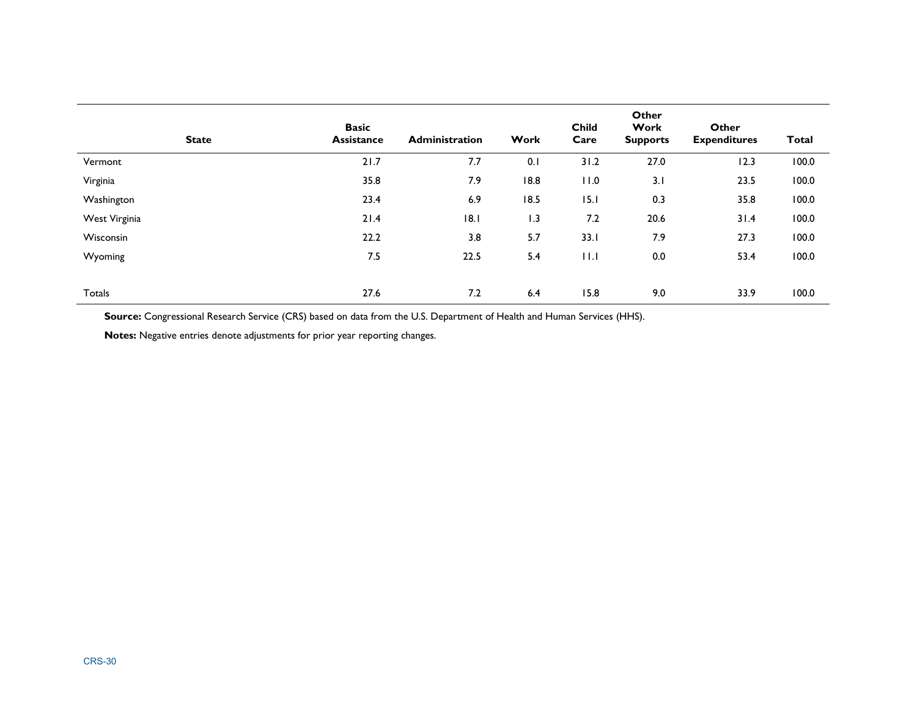| State | Basic Assistance | Administration | Work | Child Care | Other Work Supports | Other Expenditures | Total |
| --- | --- | --- | --- | --- | --- | --- | --- |
| Vermont | 21.7 | 7.7 | 0.1 | 31.2 | 27.0 | 12.3 | 100.0 |
| Virginia | 35.8 | 7.9 | 18.8 | 11.0 | 3.1 | 23.5 | 100.0 |
| Washington | 23.4 | 6.9 | 18.5 | 15.1 | 0.3 | 35.8 | 100.0 |
| West Virginia | 21.4 | 18.1 | 1.3 | 7.2 | 20.6 | 31.4 | 100.0 |
| Wisconsin | 22.2 | 3.8 | 5.7 | 33.1 | 7.9 | 27.3 | 100.0 |
| Wyoming | 7.5 | 22.5 | 5.4 | 11.1 | 0.0 | 53.4 | 100.0 |
| Totals | 27.6 | 7.2 | 6.4 | 15.8 | 9.0 | 33.9 | 100.0 |

**Source:** Congressional Research Service (CRS) based on data from the U.S. Department of Health and Human Services (HHS).

**Notes:** Negative entries denote adjustments for prior year reporting changes.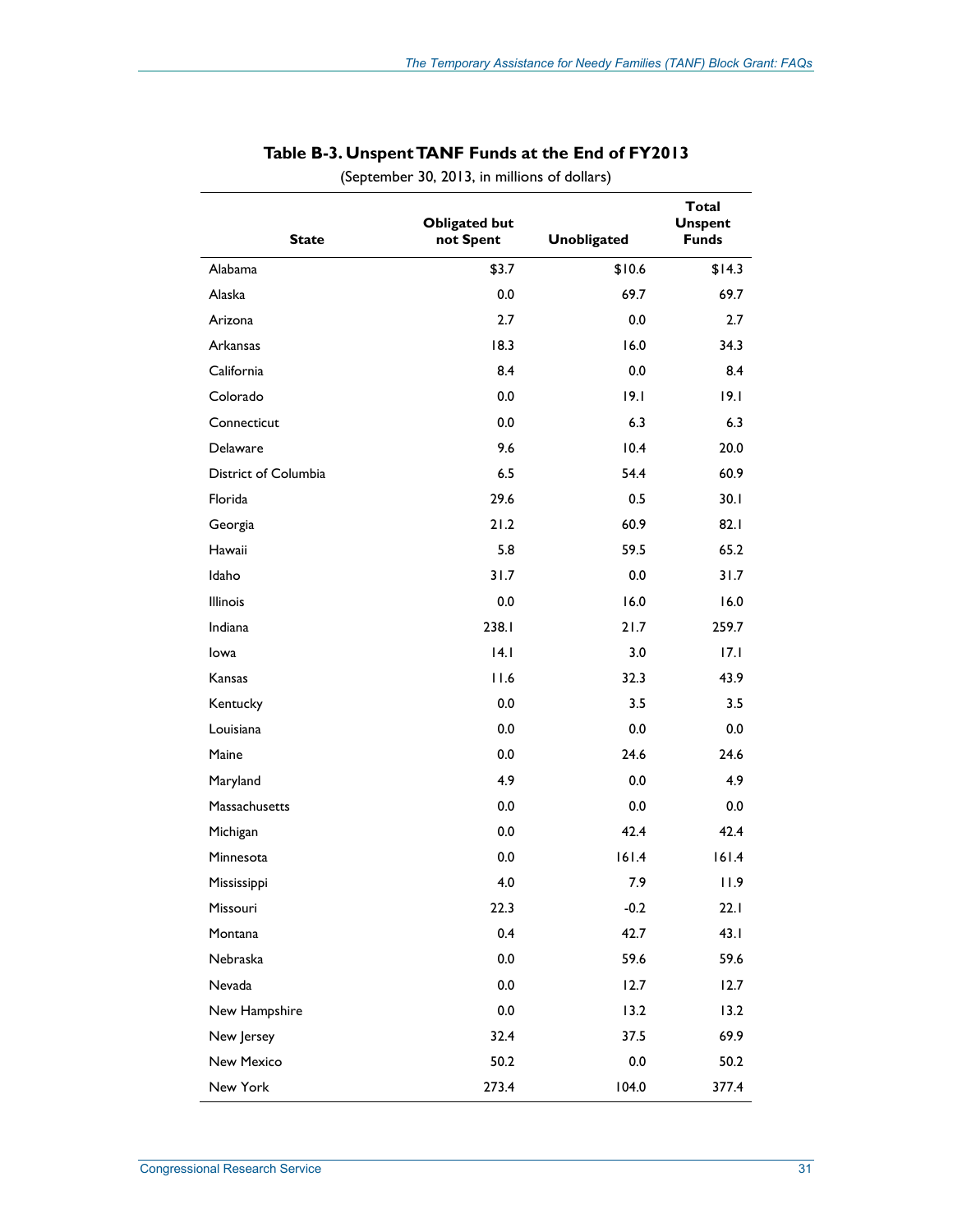**Table B-3. Unspent TANF Funds at the End of FY2013**

(September 30, 2013, in millions of dollars)

| State | Obligated but not Spent | Unobligated | Total Unspent Funds |
|---|---|---|---|
| Alabama | $3.7 | $10.6 | $14.3 |
| Alaska | 0.0 | 69.7 | 69.7 |
| Arizona | 2.7 | 0.0 | 2.7 |
| Arkansas | 18.3 | 16.0 | 34.3 |
| California | 8.4 | 0.0 | 8.4 |
| Colorado | 0.0 | 19.1 | 19.1 |
| Connecticut | 0.0 | 6.3 | 6.3 |
| Delaware | 9.6 | 10.4 | 20.0 |
| District of Columbia | 6.5 | 54.4 | 60.9 |
| Florida | 29.6 | 0.5 | 30.1 |
| Georgia | 21.2 | 60.9 | 82.1 |
| Hawaii | 5.8 | 59.5 | 65.2 |
| Idaho | 31.7 | 0.0 | 31.7 |
| Illinois | 0.0 | 16.0 | 16.0 |
| Indiana | 238.1 | 21.7 | 259.7 |
| Iowa | 14.1 | 3.0 | 17.1 |
| Kansas | 11.6 | 32.3 | 43.9 |
| Kentucky | 0.0 | 3.5 | 3.5 |
| Louisiana | 0.0 | 0.0 | 0.0 |
| Maine | 0.0 | 24.6 | 24.6 |
| Maryland | 4.9 | 0.0 | 4.9 |
| Massachusetts | 0.0 | 0.0 | 0.0 |
| Michigan | 0.0 | 42.4 | 42.4 |
| Minnesota | 0.0 | 161.4 | 161.4 |
| Mississippi | 4.0 | 7.9 | 11.9 |
| Missouri | 22.3 | -0.2 | 22.1 |
| Montana | 0.4 | 42.7 | 43.1 |
| Nebraska | 0.0 | 59.6 | 59.6 |
| Nevada | 0.0 | 12.7 | 12.7 |
| New Hampshire | 0.0 | 13.2 | 13.2 |
| New Jersey | 32.4 | 37.5 | 69.9 |
| New Mexico | 50.2 | 0.0 | 50.2 |
| New York | 273.4 | 104.0 | 377.4 |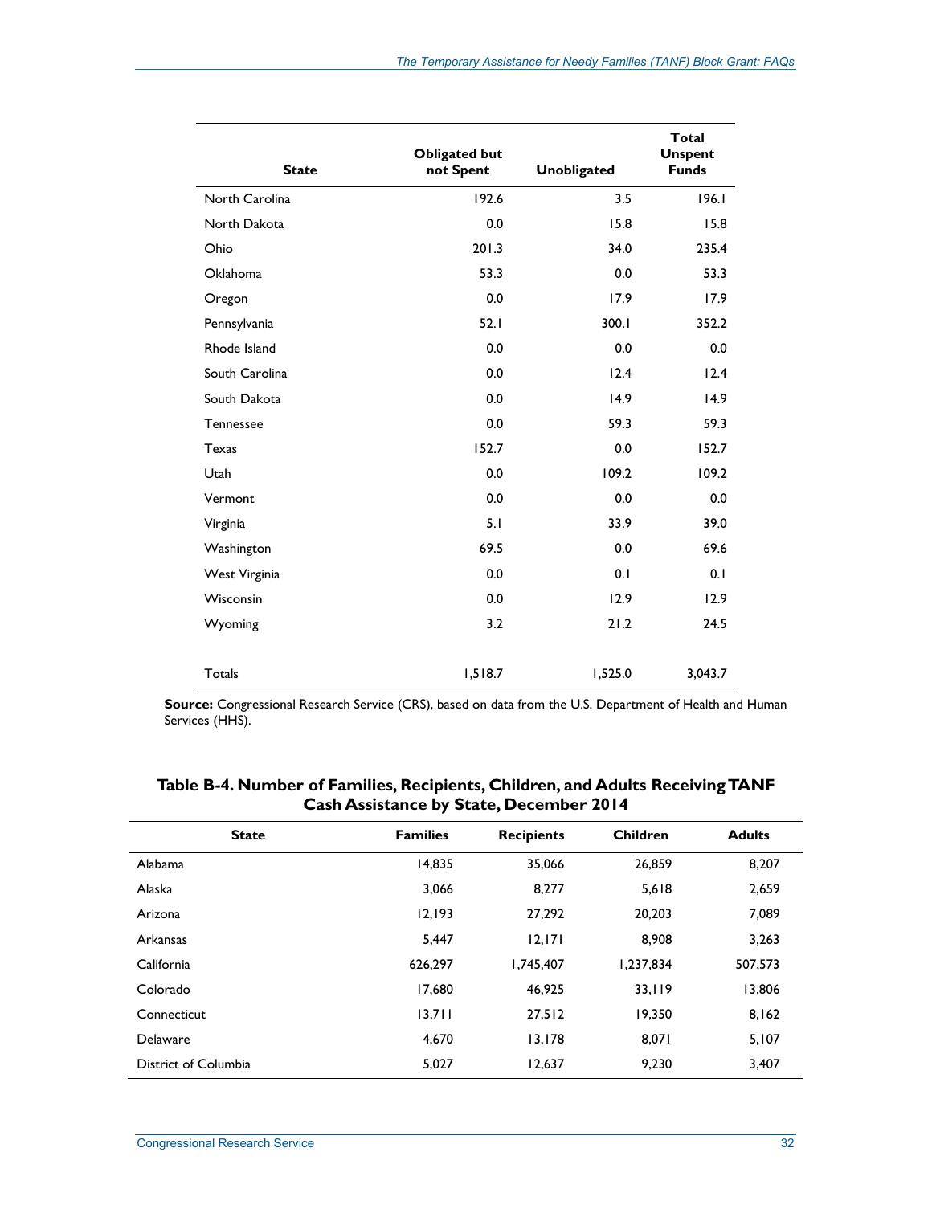| State | Obligated but not Spent | Unobligated | Total Unspent Funds |
|---|---|---|---|
| North Carolina | 192.6 | 3.5 | 196.1 |
| North Dakota | 0.0 | 15.8 | 15.8 |
| Ohio | 201.3 | 34.0 | 235.4 |
| Oklahoma | 53.3 | 0.0 | 53.3 |
| Oregon | 0.0 | 17.9 | 17.9 |
| Pennsylvania | 52.1 | 300.1 | 352.2 |
| Rhode Island | 0.0 | 0.0 | 0.0 |
| South Carolina | 0.0 | 12.4 | 12.4 |
| South Dakota | 0.0 | 14.9 | 14.9 |
| Tennessee | 0.0 | 59.3 | 59.3 |
| Texas | 152.7 | 0.0 | 152.7 |
| Utah | 0.0 | 109.2 | 109.2 |
| Vermont | 0.0 | 0.0 | 0.0 |
| Virginia | 5.1 | 33.9 | 39.0 |
| Washington | 69.5 | 0.0 | 69.6 |
| West Virginia | 0.0 | 0.1 | 0.1 |
| Wisconsin | 0.0 | 12.9 | 12.9 |
| Wyoming | 3.2 | 21.2 | 24.5 |
| Totals | 1,518.7 | 1,525.0 | 3,043.7 |

**Source:** Congressional Research Service (CRS), based on data from the U.S. Department of Health and Human Services (HHS).

**Table B-4. Number of Families, Recipients, Children, and Adults Receiving TANF Cash Assistance by State, December 2014**

| State | Families | Recipients | Children | Adults |
|---|---|---|---|---|
| Alabama | 14,835 | 35,066 | 26,859 | 8,207 |
| Alaska | 3,066 | 8,277 | 5,618 | 2,659 |
| Arizona | 12,193 | 27,292 | 20,203 | 7,089 |
| Arkansas | 5,447 | 12,171 | 8,908 | 3,263 |
| California | 626,297 | 1,745,407 | 1,237,834 | 507,573 |
| Colorado | 17,680 | 46,925 | 33,119 | 13,806 |
| Connecticut | 13,711 | 27,512 | 19,350 | 8,162 |
| Delaware | 4,670 | 13,178 | 8,071 | 5,107 |
| District of Columbia | 5,027 | 12,637 | 9,230 | 3,407 |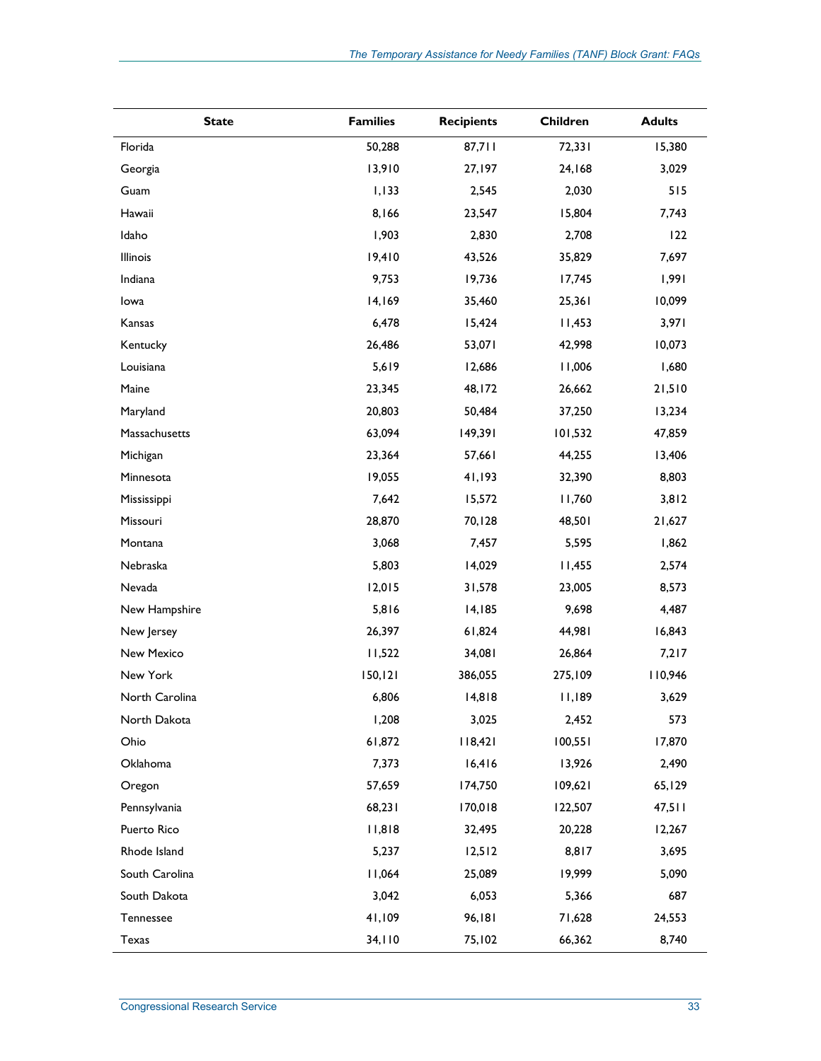| State | Families | Recipients | Children | Adults |
|---|---|---|---|---|
| Florida | 50,288 | 87,711 | 72,331 | 15,380 |
| Georgia | 13,910 | 27,197 | 24,168 | 3,029 |
| Guam | 1,133 | 2,545 | 2,030 | 515 |
| Hawaii | 8,166 | 23,547 | 15,804 | 7,743 |
| Idaho | 1,903 | 2,830 | 2,708 | 122 |
| Illinois | 19,410 | 43,526 | 35,829 | 7,697 |
| Indiana | 9,753 | 19,736 | 17,745 | 1,991 |
| Iowa | 14,169 | 35,460 | 25,361 | 10,099 |
| Kansas | 6,478 | 15,424 | 11,453 | 3,971 |
| Kentucky | 26,486 | 53,071 | 42,998 | 10,073 |
| Louisiana | 5,619 | 12,686 | 11,006 | 1,680 |
| Maine | 23,345 | 48,172 | 26,662 | 21,510 |
| Maryland | 20,803 | 50,484 | 37,250 | 13,234 |
| Massachusetts | 63,094 | 149,391 | 101,532 | 47,859 |
| Michigan | 23,364 | 57,661 | 44,255 | 13,406 |
| Minnesota | 19,055 | 41,193 | 32,390 | 8,803 |
| Mississippi | 7,642 | 15,572 | 11,760 | 3,812 |
| Missouri | 28,870 | 70,128 | 48,501 | 21,627 |
| Montana | 3,068 | 7,457 | 5,595 | 1,862 |
| Nebraska | 5,803 | 14,029 | 11,455 | 2,574 |
| Nevada | 12,015 | 31,578 | 23,005 | 8,573 |
| New Hampshire | 5,816 | 14,185 | 9,698 | 4,487 |
| New Jersey | 26,397 | 61,824 | 44,981 | 16,843 |
| New Mexico | 11,522 | 34,081 | 26,864 | 7,217 |
| New York | 150,121 | 386,055 | 275,109 | 110,946 |
| North Carolina | 6,806 | 14,818 | 11,189 | 3,629 |
| North Dakota | 1,208 | 3,025 | 2,452 | 573 |
| Ohio | 61,872 | 118,421 | 100,551 | 17,870 |
| Oklahoma | 7,373 | 16,416 | 13,926 | 2,490 |
| Oregon | 57,659 | 174,750 | 109,621 | 65,129 |
| Pennsylvania | 68,231 | 170,018 | 122,507 | 47,511 |
| Puerto Rico | 11,818 | 32,495 | 20,228 | 12,267 |
| Rhode Island | 5,237 | 12,512 | 8,817 | 3,695 |
| South Carolina | 11,064 | 25,089 | 19,999 | 5,090 |
| South Dakota | 3,042 | 6,053 | 5,366 | 687 |
| Tennessee | 41,109 | 96,181 | 71,628 | 24,553 |
| Texas | 34,110 | 75,102 | 66,362 | 8,740 |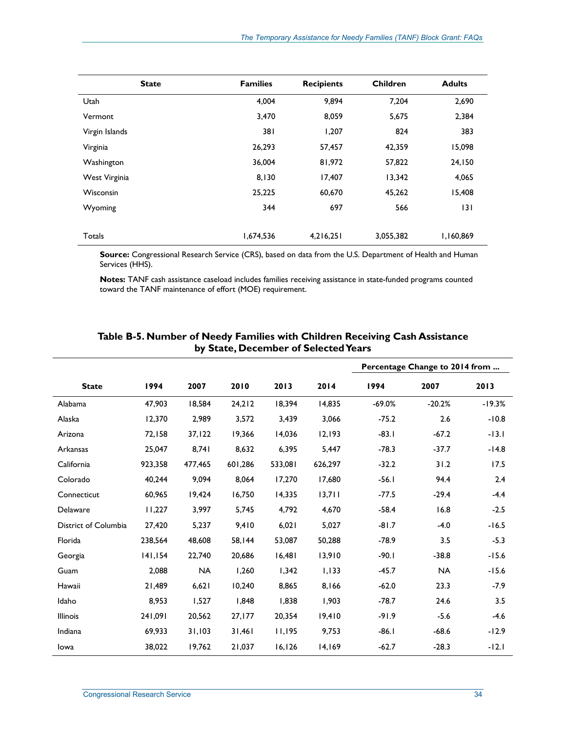| State | Families | Recipients | Children | Adults |
|---|---|---|---|---|
| Utah | 4,004 | 9,894 | 7,204 | 2,690 |
| Vermont | 3,470 | 8,059 | 5,675 | 2,384 |
| Virgin Islands | 381 | 1,207 | 824 | 383 |
| Virginia | 26,293 | 57,457 | 42,359 | 15,098 |
| Washington | 36,004 | 81,972 | 57,822 | 24,150 |
| West Virginia | 8,130 | 17,407 | 13,342 | 4,065 |
| Wisconsin | 25,225 | 60,670 | 45,262 | 15,408 |
| Wyoming | 344 | 697 | 566 | 131 |
| Totals | 1,674,536 | 4,216,251 | 3,055,382 | 1,160,869 |

**Source:** Congressional Research Service (CRS), based on data from the U.S. Department of Health and Human Services (HHS).

**Notes:** TANF cash assistance caseload includes families receiving assistance in state-funded programs counted toward the TANF maintenance of effort (MOE) requirement.

**Table B-5. Number of Needy Families with Children Receiving Cash Assistance by State, December of Selected Years**

| | | | | | | Percentage Change to 2014 from ... | | |
|---|---|---|---|---|---|---|---|---|
| **State** | **1994** | **2007** | **2010** | **2013** | **2014** | **1994** | **2007** | **2013** |
| Alabama | 47,903 | 18,584 | 24,212 | 18,394 | 14,835 | -69.0% | -20.2% | -19.3% |
| Alaska | 12,370 | 2,989 | 3,572 | 3,439 | 3,066 | -75.2 | 2.6 | -10.8 |
| Arizona | 72,158 | 37,122 | 19,366 | 14,036 | 12,193 | -83.1 | -67.2 | -13.1 |
| Arkansas | 25,047 | 8,741 | 8,632 | 6,395 | 5,447 | -78.3 | -37.7 | -14.8 |
| California | 923,358 | 477,465 | 601,286 | 533,081 | 626,297 | -32.2 | 31.2 | 17.5 |
| Colorado | 40,244 | 9,094 | 8,064 | 17,270 | 17,680 | -56.1 | 94.4 | 2.4 |
| Connecticut | 60,965 | 19,424 | 16,750 | 14,335 | 13,711 | -77.5 | -29.4 | -4.4 |
| Delaware | 11,227 | 3,997 | 5,745 | 4,792 | 4,670 | -58.4 | 16.8 | -2.5 |
| District of Columbia | 27,420 | 5,237 | 9,410 | 6,021 | 5,027 | -81.7 | -4.0 | -16.5 |
| Florida | 238,564 | 48,608 | 58,144 | 53,087 | 50,288 | -78.9 | 3.5 | -5.3 |
| Georgia | 141,154 | 22,740 | 20,686 | 16,481 | 13,910 | -90.1 | -38.8 | -15.6 |
| Guam | 2,088 | NA | 1,260 | 1,342 | 1,133 | -45.7 | NA | -15.6 |
| Hawaii | 21,489 | 6,621 | 10,240 | 8,865 | 8,166 | -62.0 | 23.3 | -7.9 |
| Idaho | 8,953 | 1,527 | 1,848 | 1,838 | 1,903 | -78.7 | 24.6 | 3.5 |
| Illinois | 241,091 | 20,562 | 27,177 | 20,354 | 19,410 | -91.9 | -5.6 | -4.6 |
| Indiana | 69,933 | 31,103 | 31,461 | 11,195 | 9,753 | -86.1 | -68.6 | -12.9 |
| Iowa | 38,022 | 19,762 | 21,037 | 16,126 | 14,169 | -62.7 | -28.3 | -12.1 |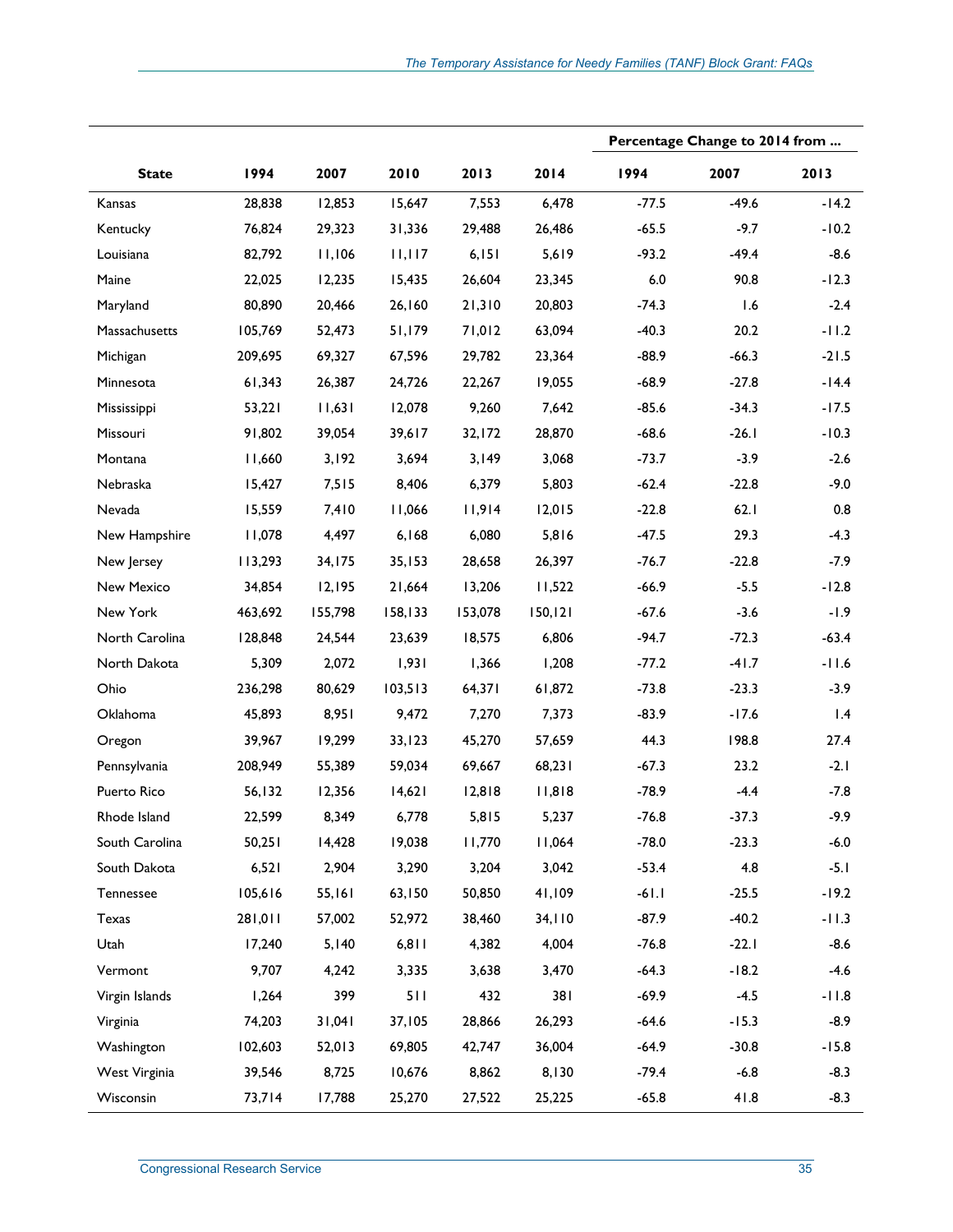| State | 1994 | 2007 | 2010 | 2013 | 2014 | Percentage Change to 2014 from ... | | |
|---|---|---|---|---|---|---|---|---|
| | | | | | | 1994 | 2007 | 2013 |
| Kansas | 28,838 | 12,853 | 15,647 | 7,553 | 6,478 | -77.5 | -49.6 | -14.2 |
| Kentucky | 76,824 | 29,323 | 31,336 | 29,488 | 26,486 | -65.5 | -9.7 | -10.2 |
| Louisiana | 82,792 | 11,106 | 11,117 | 6,151 | 5,619 | -93.2 | -49.4 | -8.6 |
| Maine | 22,025 | 12,235 | 15,435 | 26,604 | 23,345 | 6.0 | 90.8 | -12.3 |
| Maryland | 80,890 | 20,466 | 26,160 | 21,310 | 20,803 | -74.3 | 1.6 | -2.4 |
| Massachusetts | 105,769 | 52,473 | 51,179 | 71,012 | 63,094 | -40.3 | 20.2 | -11.2 |
| Michigan | 209,695 | 69,327 | 67,596 | 29,782 | 23,364 | -88.9 | -66.3 | -21.5 |
| Minnesota | 61,343 | 26,387 | 24,726 | 22,267 | 19,055 | -68.9 | -27.8 | -14.4 |
| Mississippi | 53,221 | 11,631 | 12,078 | 9,260 | 7,642 | -85.6 | -34.3 | -17.5 |
| Missouri | 91,802 | 39,054 | 39,617 | 32,172 | 28,870 | -68.6 | -26.1 | -10.3 |
| Montana | 11,660 | 3,192 | 3,694 | 3,149 | 3,068 | -73.7 | -3.9 | -2.6 |
| Nebraska | 15,427 | 7,515 | 8,406 | 6,379 | 5,803 | -62.4 | -22.8 | -9.0 |
| Nevada | 15,559 | 7,410 | 11,066 | 11,914 | 12,015 | -22.8 | 62.1 | 0.8 |
| New Hampshire | 11,078 | 4,497 | 6,168 | 6,080 | 5,816 | -47.5 | 29.3 | -4.3 |
| New Jersey | 113,293 | 34,175 | 35,153 | 28,658 | 26,397 | -76.7 | -22.8 | -7.9 |
| New Mexico | 34,854 | 12,195 | 21,664 | 13,206 | 11,522 | -66.9 | -5.5 | -12.8 |
| New York | 463,692 | 155,798 | 158,133 | 153,078 | 150,121 | -67.6 | -3.6 | -1.9 |
| North Carolina | 128,848 | 24,544 | 23,639 | 18,575 | 6,806 | -94.7 | -72.3 | -63.4 |
| North Dakota | 5,309 | 2,072 | 1,931 | 1,366 | 1,208 | -77.2 | -41.7 | -11.6 |
| Ohio | 236,298 | 80,629 | 103,513 | 64,371 | 61,872 | -73.8 | -23.3 | -3.9 |
| Oklahoma | 45,893 | 8,951 | 9,472 | 7,270 | 7,373 | -83.9 | -17.6 | 1.4 |
| Oregon | 39,967 | 19,299 | 33,123 | 45,270 | 57,659 | 44.3 | 198.8 | 27.4 |
| Pennsylvania | 208,949 | 55,389 | 59,034 | 69,667 | 68,231 | -67.3 | 23.2 | -2.1 |
| Puerto Rico | 56,132 | 12,356 | 14,621 | 12,818 | 11,818 | -78.9 | -4.4 | -7.8 |
| Rhode Island | 22,599 | 8,349 | 6,778 | 5,815 | 5,237 | -76.8 | -37.3 | -9.9 |
| South Carolina | 50,251 | 14,428 | 19,038 | 11,770 | 11,064 | -78.0 | -23.3 | -6.0 |
| South Dakota | 6,521 | 2,904 | 3,290 | 3,204 | 3,042 | -53.4 | 4.8 | -5.1 |
| Tennessee | 105,616 | 55,161 | 63,150 | 50,850 | 41,109 | -61.1 | -25.5 | -19.2 |
| Texas | 281,011 | 57,002 | 52,972 | 38,460 | 34,110 | -87.9 | -40.2 | -11.3 |
| Utah | 17,240 | 5,140 | 6,811 | 4,382 | 4,004 | -76.8 | -22.1 | -8.6 |
| Vermont | 9,707 | 4,242 | 3,335 | 3,638 | 3,470 | -64.3 | -18.2 | -4.6 |
| Virgin Islands | 1,264 | 399 | 511 | 432 | 381 | -69.9 | -4.5 | -11.8 |
| Virginia | 74,203 | 31,041 | 37,105 | 28,866 | 26,293 | -64.6 | -15.3 | -8.9 |
| Washington | 102,603 | 52,013 | 69,805 | 42,747 | 36,004 | -64.9 | -30.8 | -15.8 |
| West Virginia | 39,546 | 8,725 | 10,676 | 8,862 | 8,130 | -79.4 | -6.8 | -8.3 |
| Wisconsin | 73,714 | 17,788 | 25,270 | 27,522 | 25,225 | -65.8 | 41.8 | -8.3 |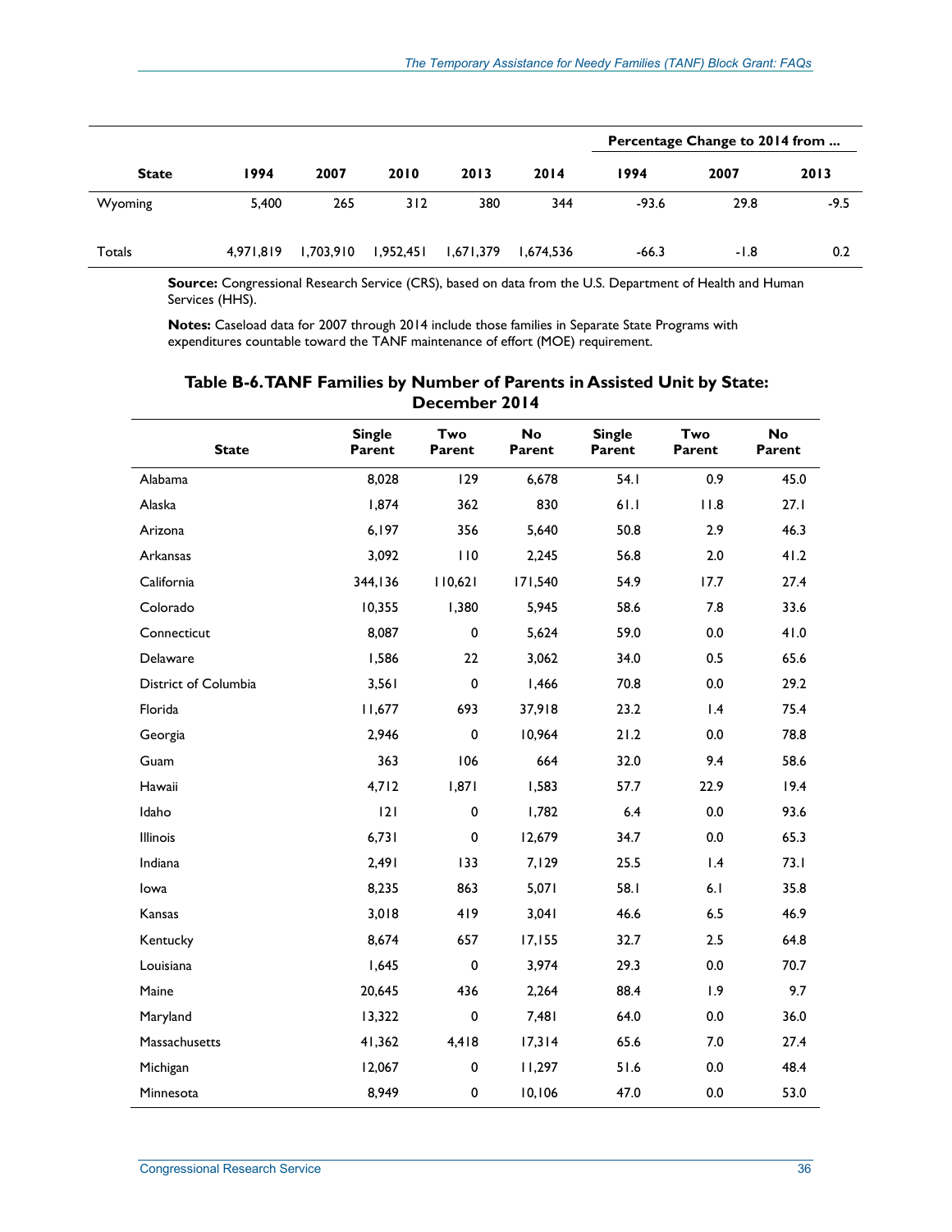| State | 1994 | 2007 | 2010 | 2013 | 2014 | Percentage Change to 2014 from ... | | |
|---|---|---|---|---|---|---|---|---|
| | | | | | | 1994 | 2007 | 2013 |
| Wyoming | 5,400 | 265 | 312 | 380 | 344 | -93.6 | 29.8 | -9.5 |
| Totals | 4,971,819 | 1,703,910 | 1,952,451 | 1,671,379 | 1,674,536 | -66.3 | -1.8 | 0.2 |

**Source:** Congressional Research Service (CRS), based on data from the U.S. Department of Health and Human Services (HHS).

**Notes:** Caseload data for 2007 through 2014 include those families in Separate State Programs with expenditures countable toward the TANF maintenance of effort (MOE) requirement.

**Table B-6. TANF Families by Number of Parents in Assisted Unit by State: December 2014**

| State | Single Parent | Two Parent | No Parent | Single Parent | Two Parent | No Parent |
|---|---|---|---|---|---|---|
| Alabama | 8,028 | 129 | 6,678 | 54.1 | 0.9 | 45.0 |
| Alaska | 1,874 | 362 | 830 | 61.1 | 11.8 | 27.1 |
| Arizona | 6,197 | 356 | 5,640 | 50.8 | 2.9 | 46.3 |
| Arkansas | 3,092 | 110 | 2,245 | 56.8 | 2.0 | 41.2 |
| California | 344,136 | 110,621 | 171,540 | 54.9 | 17.7 | 27.4 |
| Colorado | 10,355 | 1,380 | 5,945 | 58.6 | 7.8 | 33.6 |
| Connecticut | 8,087 | 0 | 5,624 | 59.0 | 0.0 | 41.0 |
| Delaware | 1,586 | 22 | 3,062 | 34.0 | 0.5 | 65.6 |
| District of Columbia | 3,561 | 0 | 1,466 | 70.8 | 0.0 | 29.2 |
| Florida | 11,677 | 693 | 37,918 | 23.2 | 1.4 | 75.4 |
| Georgia | 2,946 | 0 | 10,964 | 21.2 | 0.0 | 78.8 |
| Guam | 363 | 106 | 664 | 32.0 | 9.4 | 58.6 |
| Hawaii | 4,712 | 1,871 | 1,583 | 57.7 | 22.9 | 19.4 |
| Idaho | 121 | 0 | 1,782 | 6.4 | 0.0 | 93.6 |
| Illinois | 6,731 | 0 | 12,679 | 34.7 | 0.0 | 65.3 |
| Indiana | 2,491 | 133 | 7,129 | 25.5 | 1.4 | 73.1 |
| Iowa | 8,235 | 863 | 5,071 | 58.1 | 6.1 | 35.8 |
| Kansas | 3,018 | 419 | 3,041 | 46.6 | 6.5 | 46.9 |
| Kentucky | 8,674 | 657 | 17,155 | 32.7 | 2.5 | 64.8 |
| Louisiana | 1,645 | 0 | 3,974 | 29.3 | 0.0 | 70.7 |
| Maine | 20,645 | 436 | 2,264 | 88.4 | 1.9 | 9.7 |
| Maryland | 13,322 | 0 | 7,481 | 64.0 | 0.0 | 36.0 |
| Massachusetts | 41,362 | 4,418 | 17,314 | 65.6 | 7.0 | 27.4 |
| Michigan | 12,067 | 0 | 11,297 | 51.6 | 0.0 | 48.4 |
| Minnesota | 8,949 | 0 | 10,106 | 47.0 | 0.0 | 53.0 |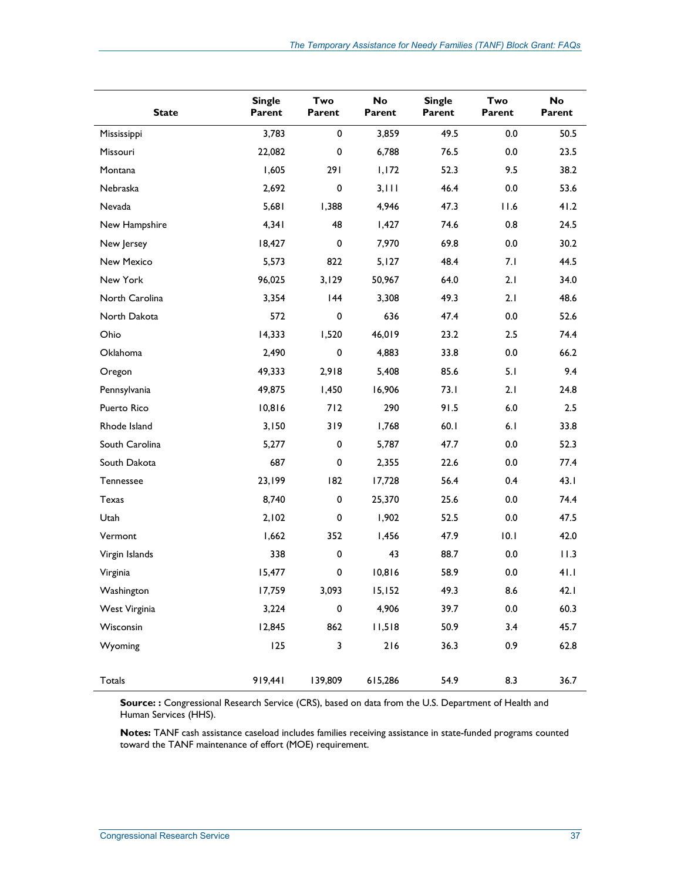| State | Single Parent | Two Parent | No Parent | Single Parent | Two Parent | No Parent |
|---|---|---|---|---|---|---|
| Mississippi | 3,783 | 0 | 3,859 | 49.5 | 0.0 | 50.5 |
| Missouri | 22,082 | 0 | 6,788 | 76.5 | 0.0 | 23.5 |
| Montana | 1,605 | 291 | 1,172 | 52.3 | 9.5 | 38.2 |
| Nebraska | 2,692 | 0 | 3,111 | 46.4 | 0.0 | 53.6 |
| Nevada | 5,681 | 1,388 | 4,946 | 47.3 | 11.6 | 41.2 |
| New Hampshire | 4,341 | 48 | 1,427 | 74.6 | 0.8 | 24.5 |
| New Jersey | 18,427 | 0 | 7,970 | 69.8 | 0.0 | 30.2 |
| New Mexico | 5,573 | 822 | 5,127 | 48.4 | 7.1 | 44.5 |
| New York | 96,025 | 3,129 | 50,967 | 64.0 | 2.1 | 34.0 |
| North Carolina | 3,354 | 144 | 3,308 | 49.3 | 2.1 | 48.6 |
| North Dakota | 572 | 0 | 636 | 47.4 | 0.0 | 52.6 |
| Ohio | 14,333 | 1,520 | 46,019 | 23.2 | 2.5 | 74.4 |
| Oklahoma | 2,490 | 0 | 4,883 | 33.8 | 0.0 | 66.2 |
| Oregon | 49,333 | 2,918 | 5,408 | 85.6 | 5.1 | 9.4 |
| Pennsylvania | 49,875 | 1,450 | 16,906 | 73.1 | 2.1 | 24.8 |
| Puerto Rico | 10,816 | 712 | 290 | 91.5 | 6.0 | 2.5 |
| Rhode Island | 3,150 | 319 | 1,768 | 60.1 | 6.1 | 33.8 |
| South Carolina | 5,277 | 0 | 5,787 | 47.7 | 0.0 | 52.3 |
| South Dakota | 687 | 0 | 2,355 | 22.6 | 0.0 | 77.4 |
| Tennessee | 23,199 | 182 | 17,728 | 56.4 | 0.4 | 43.1 |
| Texas | 8,740 | 0 | 25,370 | 25.6 | 0.0 | 74.4 |
| Utah | 2,102 | 0 | 1,902 | 52.5 | 0.0 | 47.5 |
| Vermont | 1,662 | 352 | 1,456 | 47.9 | 10.1 | 42.0 |
| Virgin Islands | 338 | 0 | 43 | 88.7 | 0.0 | 11.3 |
| Virginia | 15,477 | 0 | 10,816 | 58.9 | 0.0 | 41.1 |
| Washington | 17,759 | 3,093 | 15,152 | 49.3 | 8.6 | 42.1 |
| West Virginia | 3,224 | 0 | 4,906 | 39.7 | 0.0 | 60.3 |
| Wisconsin | 12,845 | 862 | 11,518 | 50.9 | 3.4 | 45.7 |
| Wyoming | 125 | 3 | 216 | 36.3 | 0.9 | 62.8 |
| Totals | 919,441 | 139,809 | 615,286 | 54.9 | 8.3 | 36.7 |

**Source: :** Congressional Research Service (CRS), based on data from the U.S. Department of Health and Human Services (HHS).

**Notes:** TANF cash assistance caseload includes families receiving assistance in state-funded programs counted toward the TANF maintenance of effort (MOE) requirement.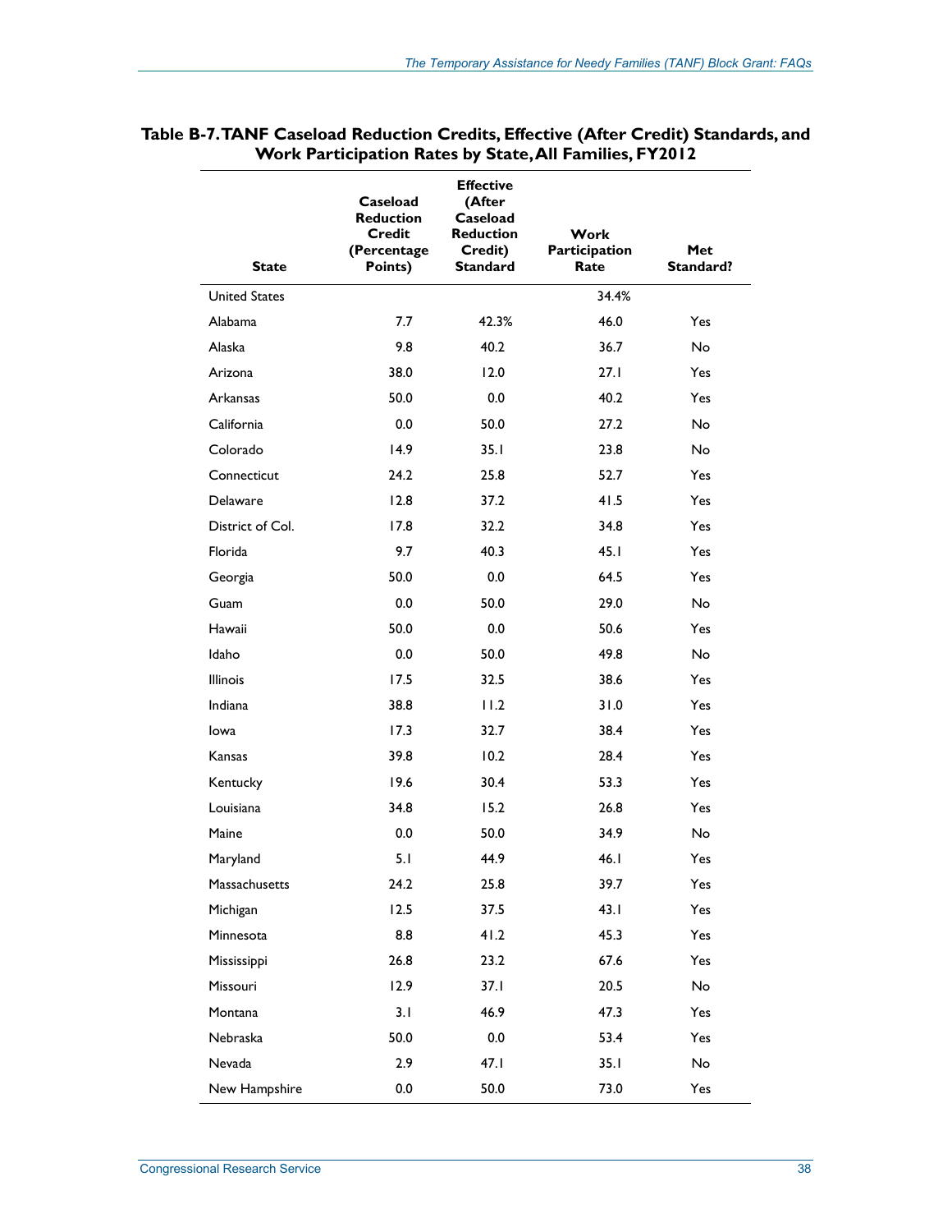**Table B-7. TANF Caseload Reduction Credits, Effective (After Credit) Standards, and Work Participation Rates by State, All Families, FY2012**

| State | Caseload Reduction Credit (Percentage Points) | Effective (After Caseload Reduction Credit) Standard | Work Participation Rate | Met Standard? |
|---|---|---|---|---|
| United States | | | 34.4% | |
| Alabama | 7.7 | 42.3% | 46.0 | Yes |
| Alaska | 9.8 | 40.2 | 36.7 | No |
| Arizona | 38.0 | 12.0 | 27.1 | Yes |
| Arkansas | 50.0 | 0.0 | 40.2 | Yes |
| California | 0.0 | 50.0 | 27.2 | No |
| Colorado | 14.9 | 35.1 | 23.8 | No |
| Connecticut | 24.2 | 25.8 | 52.7 | Yes |
| Delaware | 12.8 | 37.2 | 41.5 | Yes |
| District of Col. | 17.8 | 32.2 | 34.8 | Yes |
| Florida | 9.7 | 40.3 | 45.1 | Yes |
| Georgia | 50.0 | 0.0 | 64.5 | Yes |
| Guam | 0.0 | 50.0 | 29.0 | No |
| Hawaii | 50.0 | 0.0 | 50.6 | Yes |
| Idaho | 0.0 | 50.0 | 49.8 | No |
| Illinois | 17.5 | 32.5 | 38.6 | Yes |
| Indiana | 38.8 | 11.2 | 31.0 | Yes |
| Iowa | 17.3 | 32.7 | 38.4 | Yes |
| Kansas | 39.8 | 10.2 | 28.4 | Yes |
| Kentucky | 19.6 | 30.4 | 53.3 | Yes |
| Louisiana | 34.8 | 15.2 | 26.8 | Yes |
| Maine | 0.0 | 50.0 | 34.9 | No |
| Maryland | 5.1 | 44.9 | 46.1 | Yes |
| Massachusetts | 24.2 | 25.8 | 39.7 | Yes |
| Michigan | 12.5 | 37.5 | 43.1 | Yes |
| Minnesota | 8.8 | 41.2 | 45.3 | Yes |
| Mississippi | 26.8 | 23.2 | 67.6 | Yes |
| Missouri | 12.9 | 37.1 | 20.5 | No |
| Montana | 3.1 | 46.9 | 47.3 | Yes |
| Nebraska | 50.0 | 0.0 | 53.4 | Yes |
| Nevada | 2.9 | 47.1 | 35.1 | No |
| New Hampshire | 0.0 | 50.0 | 73.0 | Yes |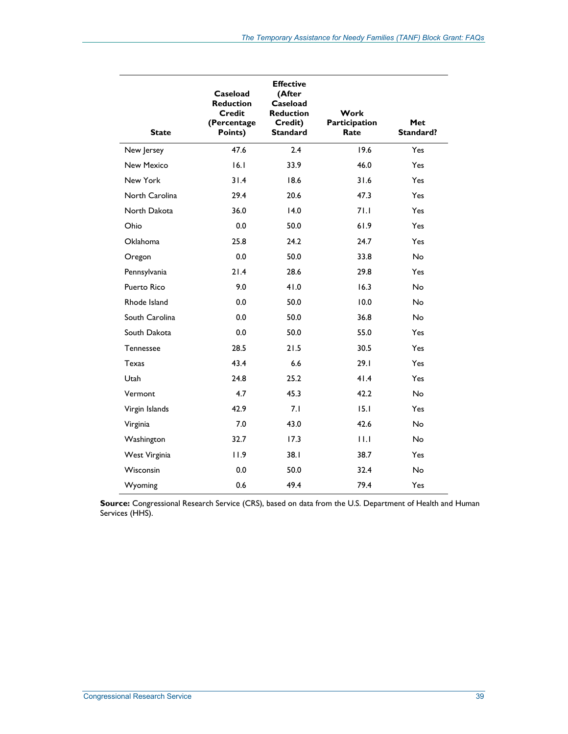| State | Caseload Reduction Credit (Percentage Points) | Effective (After Caseload Reduction Credit) Standard | Work Participation Rate | Met Standard? |
| --- | --- | --- | --- | --- |
| New Jersey | 47.6 | 2.4 | 19.6 | Yes |
| New Mexico | 16.1 | 33.9 | 46.0 | Yes |
| New York | 31.4 | 18.6 | 31.6 | Yes |
| North Carolina | 29.4 | 20.6 | 47.3 | Yes |
| North Dakota | 36.0 | 14.0 | 71.1 | Yes |
| Ohio | 0.0 | 50.0 | 61.9 | Yes |
| Oklahoma | 25.8 | 24.2 | 24.7 | Yes |
| Oregon | 0.0 | 50.0 | 33.8 | No |
| Pennsylvania | 21.4 | 28.6 | 29.8 | Yes |
| Puerto Rico | 9.0 | 41.0 | 16.3 | No |
| Rhode Island | 0.0 | 50.0 | 10.0 | No |
| South Carolina | 0.0 | 50.0 | 36.8 | No |
| South Dakota | 0.0 | 50.0 | 55.0 | Yes |
| Tennessee | 28.5 | 21.5 | 30.5 | Yes |
| Texas | 43.4 | 6.6 | 29.1 | Yes |
| Utah | 24.8 | 25.2 | 41.4 | Yes |
| Vermont | 4.7 | 45.3 | 42.2 | No |
| Virgin Islands | 42.9 | 7.1 | 15.1 | Yes |
| Virginia | 7.0 | 43.0 | 42.6 | No |
| Washington | 32.7 | 17.3 | 11.1 | No |
| West Virginia | 11.9 | 38.1 | 38.7 | Yes |
| Wisconsin | 0.0 | 50.0 | 32.4 | No |
| Wyoming | 0.6 | 49.4 | 79.4 | Yes |

**Source:** Congressional Research Service (CRS), based on data from the U.S. Department of Health and Human Services (HHS).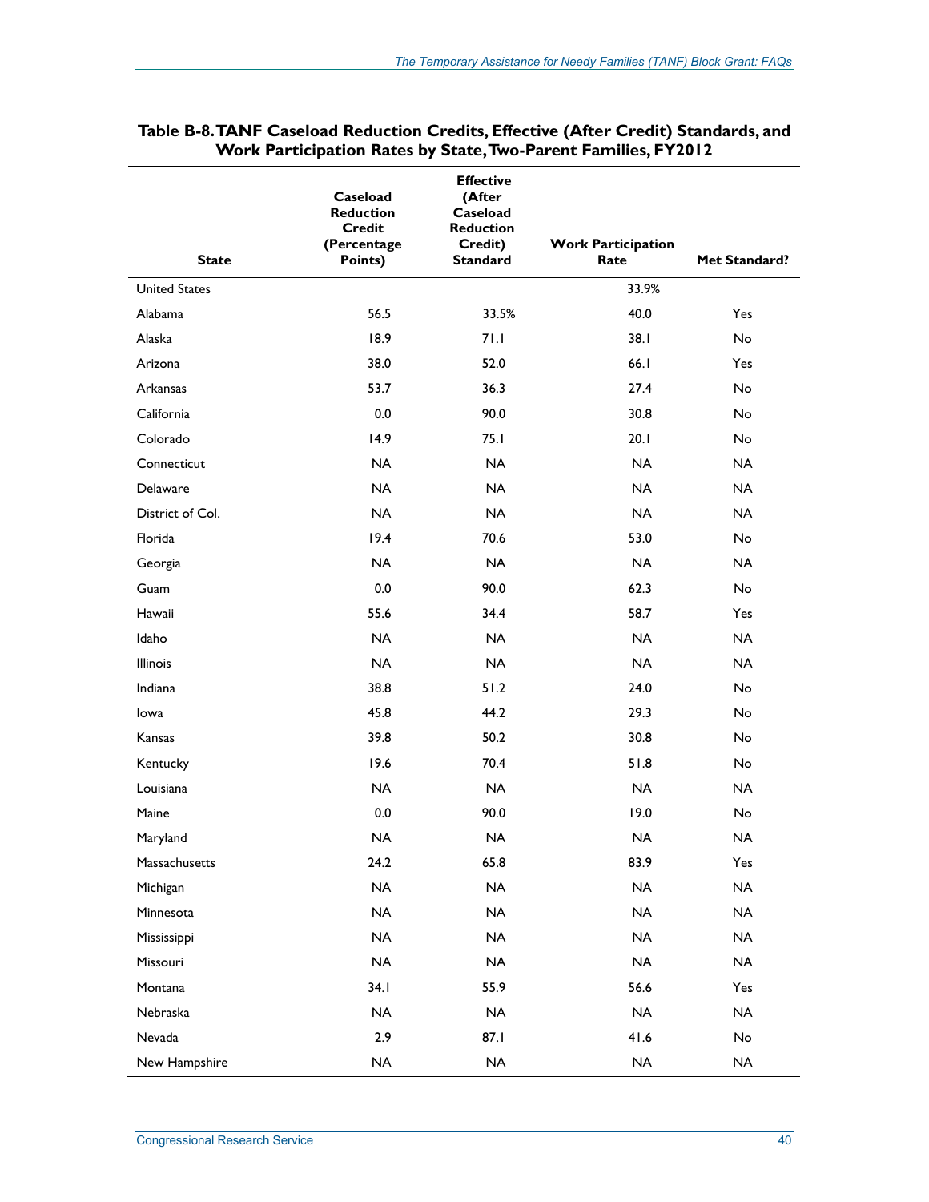**Table B-8. TANF Caseload Reduction Credits, Effective (After Credit) Standards, and Work Participation Rates by State, Two-Parent Families, FY2012**

| State | Caseload Reduction Credit (Percentage Points) | Effective (After Caseload Reduction Credit) Standard | Work Participation Rate | Met Standard? |
|---|---|---|---|---|
| United States | | | 33.9% | |
| Alabama | 56.5 | 33.5% | 40.0 | Yes |
| Alaska | 18.9 | 71.1 | 38.1 | No |
| Arizona | 38.0 | 52.0 | 66.1 | Yes |
| Arkansas | 53.7 | 36.3 | 27.4 | No |
| California | 0.0 | 90.0 | 30.8 | No |
| Colorado | 14.9 | 75.1 | 20.1 | No |
| Connecticut | NA | NA | NA | NA |
| Delaware | NA | NA | NA | NA |
| District of Col. | NA | NA | NA | NA |
| Florida | 19.4 | 70.6 | 53.0 | No |
| Georgia | NA | NA | NA | NA |
| Guam | 0.0 | 90.0 | 62.3 | No |
| Hawaii | 55.6 | 34.4 | 58.7 | Yes |
| Idaho | NA | NA | NA | NA |
| Illinois | NA | NA | NA | NA |
| Indiana | 38.8 | 51.2 | 24.0 | No |
| Iowa | 45.8 | 44.2 | 29.3 | No |
| Kansas | 39.8 | 50.2 | 30.8 | No |
| Kentucky | 19.6 | 70.4 | 51.8 | No |
| Louisiana | NA | NA | NA | NA |
| Maine | 0.0 | 90.0 | 19.0 | No |
| Maryland | NA | NA | NA | NA |
| Massachusetts | 24.2 | 65.8 | 83.9 | Yes |
| Michigan | NA | NA | NA | NA |
| Minnesota | NA | NA | NA | NA |
| Mississippi | NA | NA | NA | NA |
| Missouri | NA | NA | NA | NA |
| Montana | 34.1 | 55.9 | 56.6 | Yes |
| Nebraska | NA | NA | NA | NA |
| Nevada | 2.9 | 87.1 | 41.6 | No |
| New Hampshire | NA | NA | NA | NA |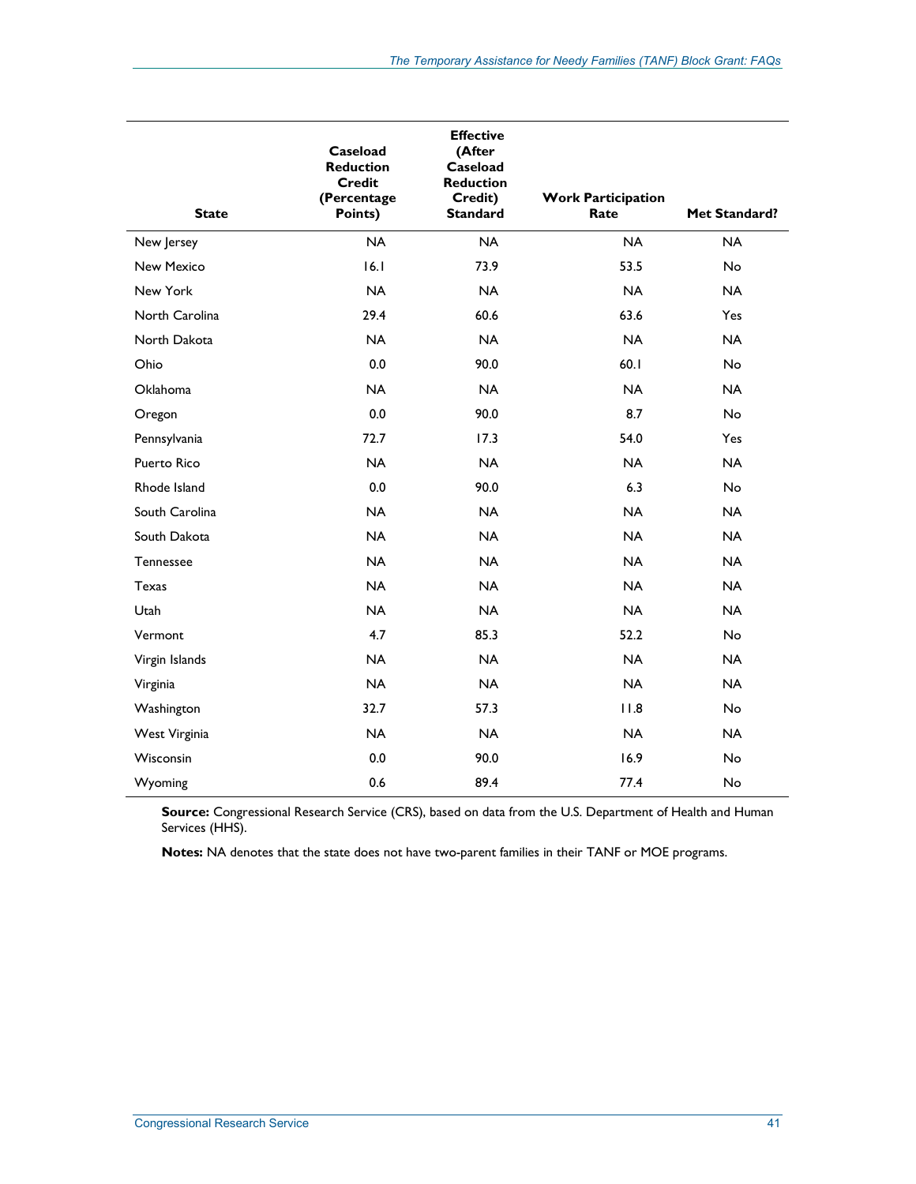| State | Caseload Reduction Credit (Percentage Points) | Effective (After Caseload Reduction Credit) Standard | Work Participation Rate | Met Standard? |
| --- | --- | --- | --- | --- |
| New Jersey | NA | NA | NA | NA |
| New Mexico | 16.1 | 73.9 | 53.5 | No |
| New York | NA | NA | NA | NA |
| North Carolina | 29.4 | 60.6 | 63.6 | Yes |
| North Dakota | NA | NA | NA | NA |
| Ohio | 0.0 | 90.0 | 60.1 | No |
| Oklahoma | NA | NA | NA | NA |
| Oregon | 0.0 | 90.0 | 8.7 | No |
| Pennsylvania | 72.7 | 17.3 | 54.0 | Yes |
| Puerto Rico | NA | NA | NA | NA |
| Rhode Island | 0.0 | 90.0 | 6.3 | No |
| South Carolina | NA | NA | NA | NA |
| South Dakota | NA | NA | NA | NA |
| Tennessee | NA | NA | NA | NA |
| Texas | NA | NA | NA | NA |
| Utah | NA | NA | NA | NA |
| Vermont | 4.7 | 85.3 | 52.2 | No |
| Virgin Islands | NA | NA | NA | NA |
| Virginia | NA | NA | NA | NA |
| Washington | 32.7 | 57.3 | 11.8 | No |
| West Virginia | NA | NA | NA | NA |
| Wisconsin | 0.0 | 90.0 | 16.9 | No |
| Wyoming | 0.6 | 89.4 | 77.4 | No |

**Source:** Congressional Research Service (CRS), based on data from the U.S. Department of Health and Human Services (HHS).

**Notes:** NA denotes that the state does not have two-parent families in their TANF or MOE programs.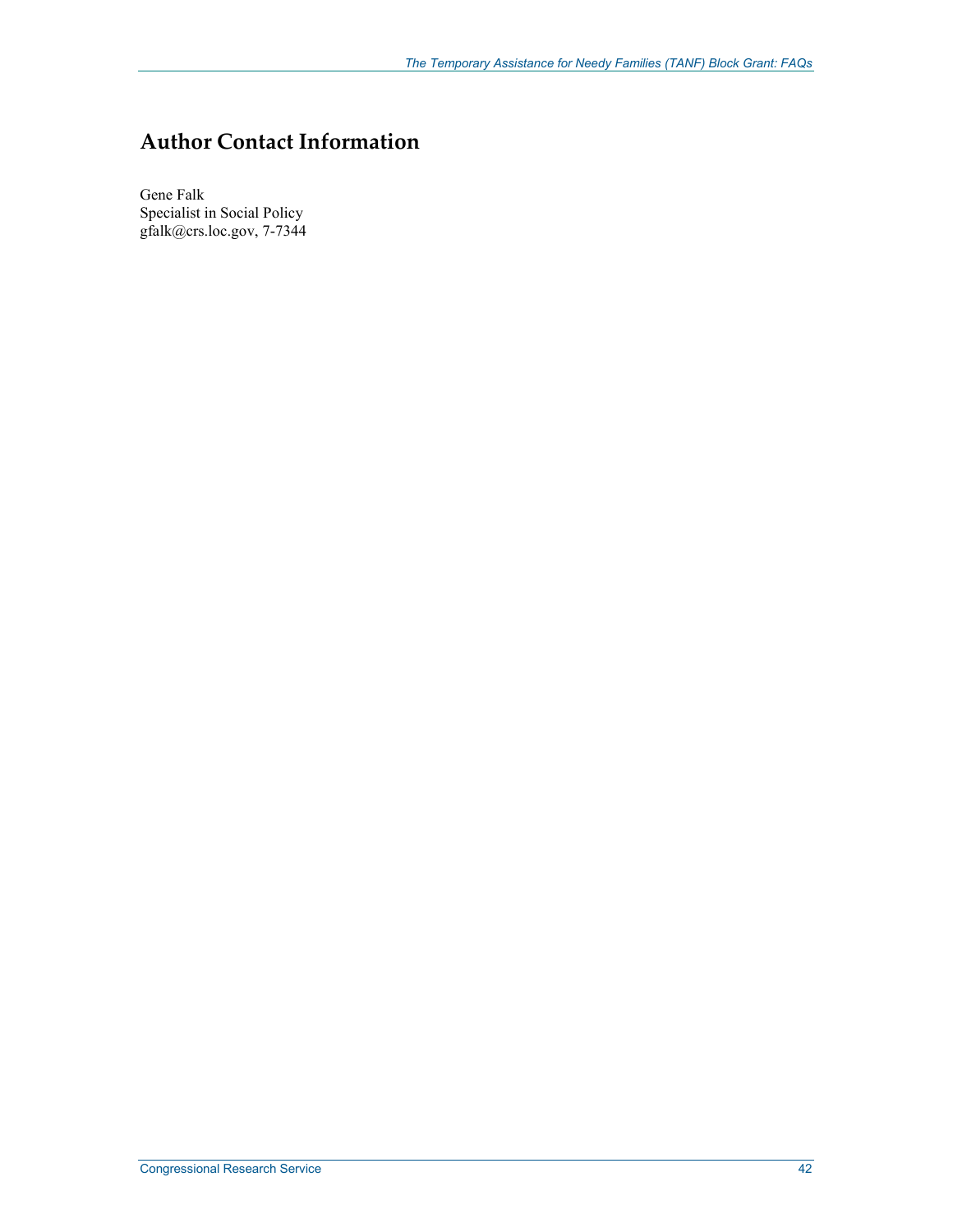## Author Contact Information

Gene Falk
Specialist in Social Policy
gfalk@crs.loc.gov, 7-7344